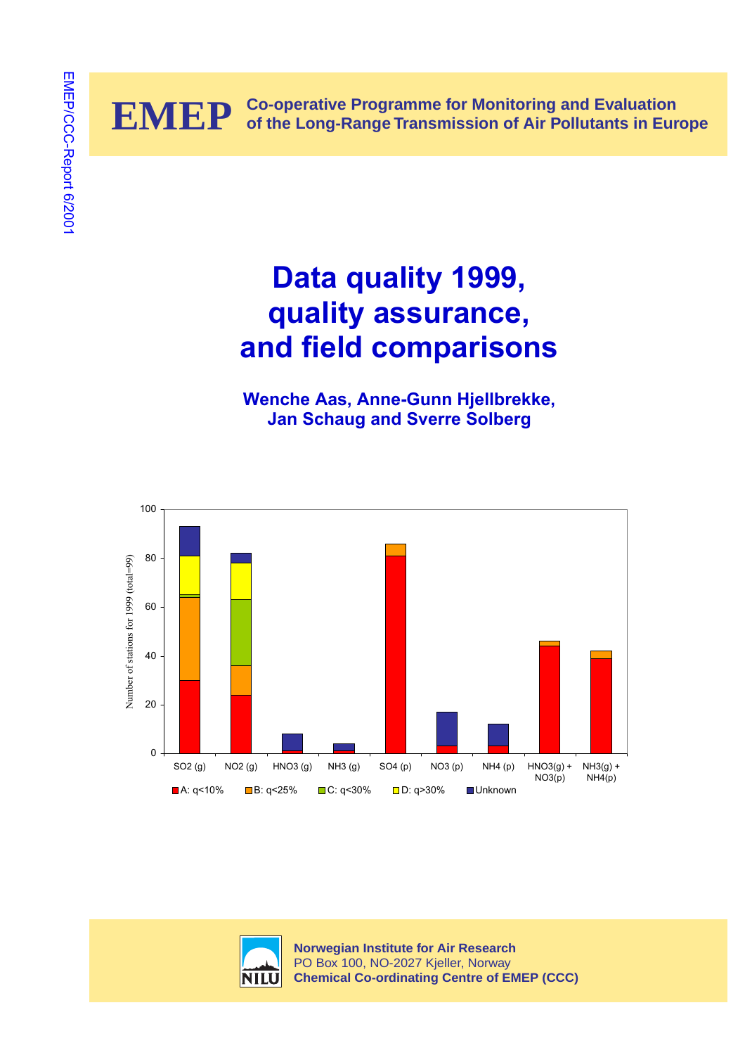EMEP/CCC-Report 6/2001

**EMEP** Co-operative Programme for Monitoring and Evaluation of the Long-Range Transmission of Air Pollutants in Europe

# Data quality 1999, quality assurance, and field comparisons

**Wenche Aas, Anne-Gunn Hjellbrekke, Jan Schaug and Sverre Solberg**

**Norwegian Institute for Air Research**
PO Box 100, NO-2027 Kjeller, Norway
**Chemical Co-ordinating Centre of EMEP (CCC)**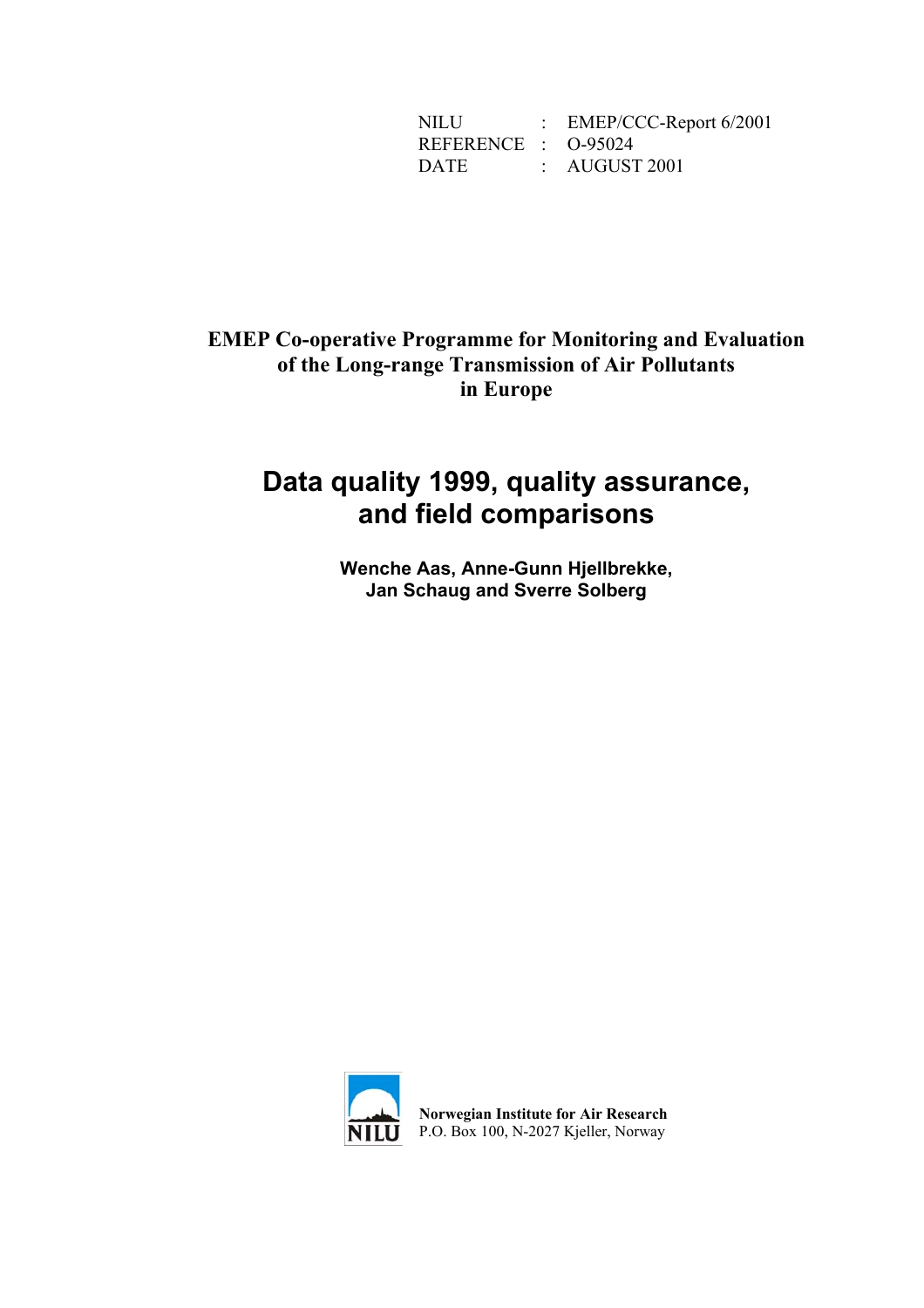| | | |
|---|---|---|
| NILU | : | EMEP/CCC-Report 6/2001 |
| REFERENCE | : | O-95024 |
| DATE | : | AUGUST 2001 |

**EMEP Co-operative Programme for Monitoring and Evaluation of the Long-range Transmission of Air Pollutants in Europe**

# Data quality 1999, quality assurance, and field comparisons

**Wenche Aas, Anne-Gunn Hjellbrekke, Jan Schaug and Sverre Solberg**

**Norwegian Institute for Air Research**
P.O. Box 100, N-2027 Kjeller, Norway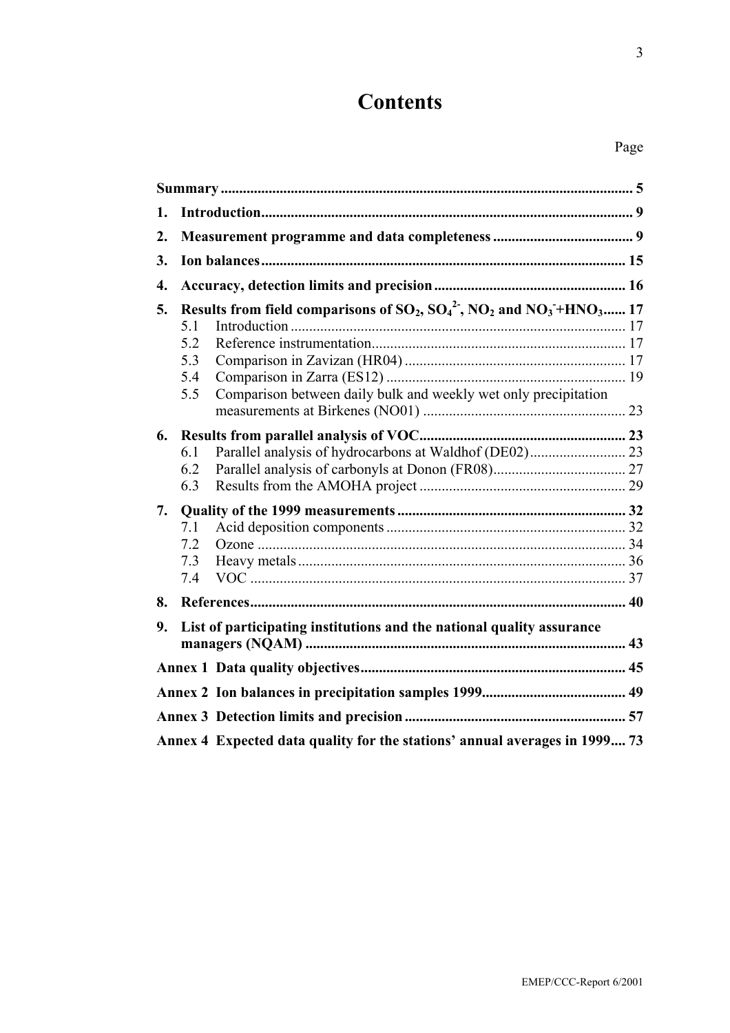# Contents

Page

**Summary** ........................................................................................................ **5**

**1. Introduction** ........................................................................................... **9**

**2. Measurement programme and data completeness** ...................................... **9**

**3. Ion balances** .......................................................................................... **15**

**4. Accuracy, detection limits and precision** .................................................... **16**

**5. Results from field comparisons of $SO_2$, $SO_4^{2-}$, $NO_2$ and $NO_3^-$+$HNO_3$**...... **17**

- 5.1 Introduction ......................................................................................... 17
- 5.2 Reference instrumentation.................................................................... 17
- 5.3 Comparison in Zavizan (HR04) ........................................................... 17
- 5.4 Comparison in Zarra (ES12) ................................................................ 19
- 5.5 Comparison between daily bulk and weekly wet only precipitation measurements at Birkenes (NO01) ....................................................... 23

**6. Results from parallel analysis of VOC** ....................................................... **23**

- 6.1 Parallel analysis of hydrocarbons at Waldhof (DE02).......................... 23
- 6.2 Parallel analysis of carbonyls at Donon (FR08).................................... 27
- 6.3 Results from the AMOHA project ........................................................ 29

**7. Quality of the 1999 measurements** ............................................................. **32**

- 7.1 Acid deposition components ................................................................ 32
- 7.2 Ozone ................................................................................................... 34
- 7.3 Heavy metals........................................................................................ 36
- 7.4 VOC ..................................................................................................... 37

**8. References** ................................................................................................. **40**

**9. List of participating institutions and the national quality assurance managers (NQAM)** ...................................................................................... **43**

**Annex 1 Data quality objectives** ...................................................................... **45**

**Annex 2 Ion balances in precipitation samples 1999**...................................... **49**

**Annex 3 Detection limits and precision** ........................................................... **57**

**Annex 4 Expected data quality for the stations' annual averages in 1999**.... **73**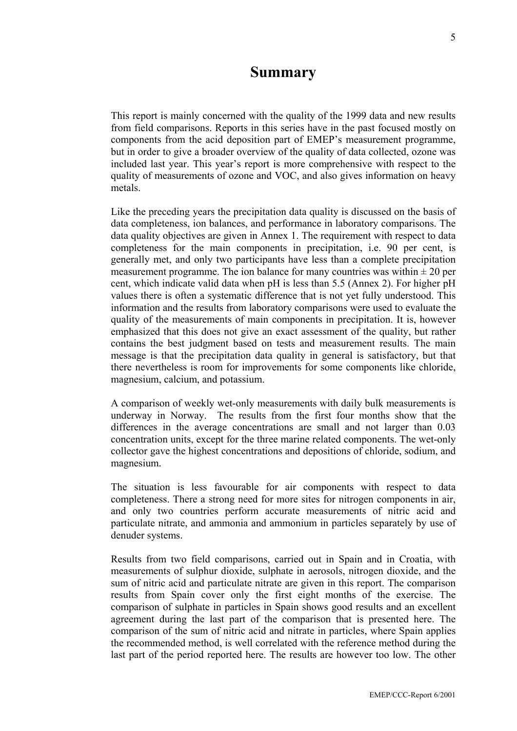# Summary

This report is mainly concerned with the quality of the 1999 data and new results from field comparisons. Reports in this series have in the past focused mostly on components from the acid deposition part of EMEP's measurement programme, but in order to give a broader overview of the quality of data collected, ozone was included last year. This year's report is more comprehensive with respect to the quality of measurements of ozone and VOC, and also gives information on heavy metals.

Like the preceding years the precipitation data quality is discussed on the basis of data completeness, ion balances, and performance in laboratory comparisons. The data quality objectives are given in Annex 1. The requirement with respect to data completeness for the main components in precipitation, i.e. 90 per cent, is generally met, and only two participants have less than a complete precipitation measurement programme. The ion balance for many countries was within ± 20 per cent, which indicate valid data when pH is less than 5.5 (Annex 2). For higher pH values there is often a systematic difference that is not yet fully understood. This information and the results from laboratory comparisons were used to evaluate the quality of the measurements of main components in precipitation. It is, however emphasized that this does not give an exact assessment of the quality, but rather contains the best judgment based on tests and measurement results. The main message is that the precipitation data quality in general is satisfactory, but that there nevertheless is room for improvements for some components like chloride, magnesium, calcium, and potassium.

A comparison of weekly wet-only measurements with daily bulk measurements is underway in Norway. The results from the first four months show that the differences in the average concentrations are small and not larger than 0.03 concentration units, except for the three marine related components. The wet-only collector gave the highest concentrations and depositions of chloride, sodium, and magnesium.

The situation is less favourable for air components with respect to data completeness. There a strong need for more sites for nitrogen components in air, and only two countries perform accurate measurements of nitric acid and particulate nitrate, and ammonia and ammonium in particles separately by use of denuder systems.

Results from two field comparisons, carried out in Spain and in Croatia, with measurements of sulphur dioxide, sulphate in aerosols, nitrogen dioxide, and the sum of nitric acid and particulate nitrate are given in this report. The comparison results from Spain cover only the first eight months of the exercise. The comparison of sulphate in particles in Spain shows good results and an excellent agreement during the last part of the comparison that is presented here. The comparison of the sum of nitric acid and nitrate in particles, where Spain applies the recommended method, is well correlated with the reference method during the last part of the period reported here. The results are however too low. The other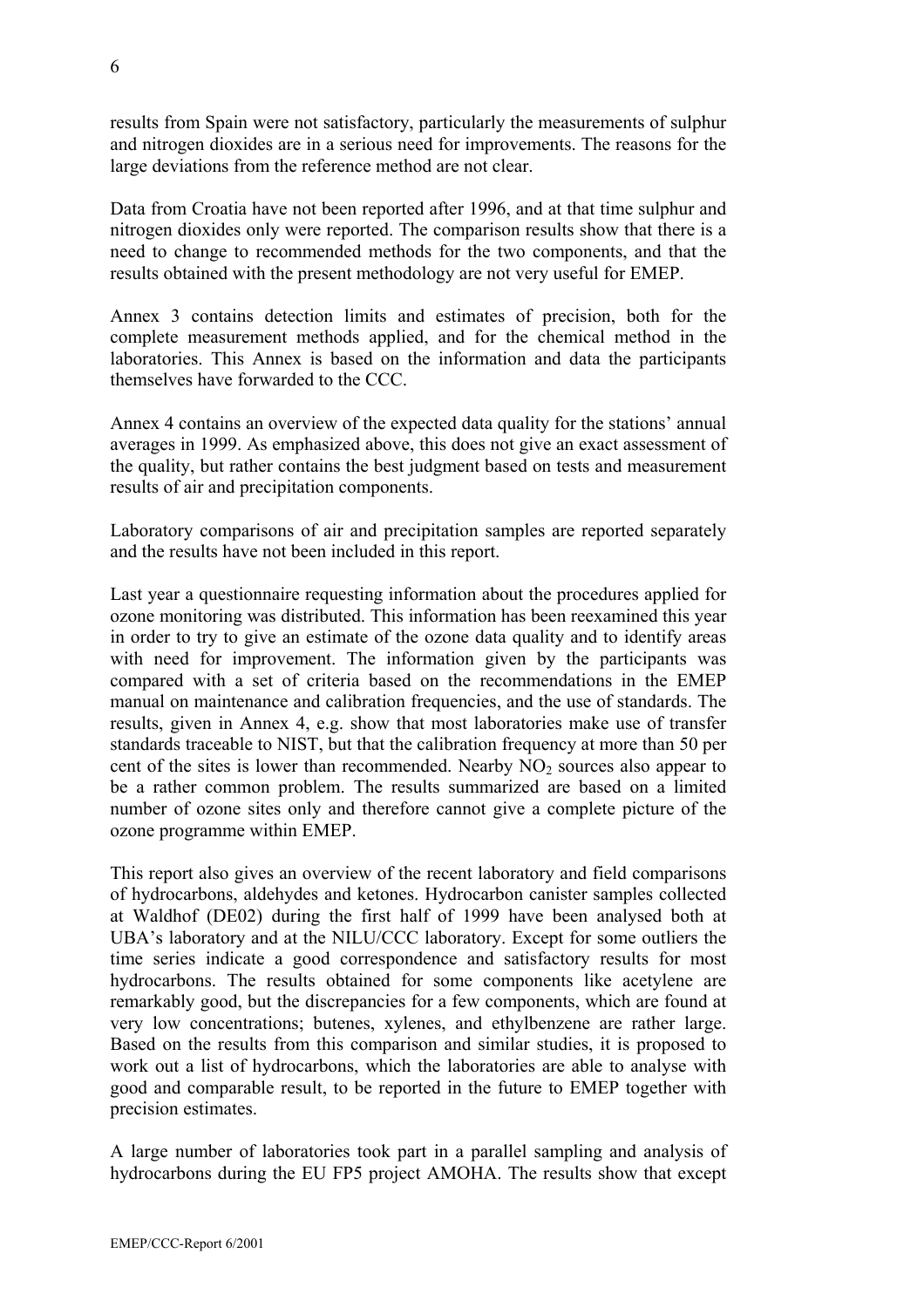results from Spain were not satisfactory, particularly the measurements of sulphur and nitrogen dioxides are in a serious need for improvements. The reasons for the large deviations from the reference method are not clear.

Data from Croatia have not been reported after 1996, and at that time sulphur and nitrogen dioxides only were reported. The comparison results show that there is a need to change to recommended methods for the two components, and that the results obtained with the present methodology are not very useful for EMEP.

Annex 3 contains detection limits and estimates of precision, both for the complete measurement methods applied, and for the chemical method in the laboratories. This Annex is based on the information and data the participants themselves have forwarded to the CCC.

Annex 4 contains an overview of the expected data quality for the stations' annual averages in 1999. As emphasized above, this does not give an exact assessment of the quality, but rather contains the best judgment based on tests and measurement results of air and precipitation components.

Laboratory comparisons of air and precipitation samples are reported separately and the results have not been included in this report.

Last year a questionnaire requesting information about the procedures applied for ozone monitoring was distributed. This information has been reexamined this year in order to try to give an estimate of the ozone data quality and to identify areas with need for improvement. The information given by the participants was compared with a set of criteria based on the recommendations in the EMEP manual on maintenance and calibration frequencies, and the use of standards. The results, given in Annex 4, e.g. show that most laboratories make use of transfer standards traceable to NIST, but that the calibration frequency at more than 50 per cent of the sites is lower than recommended. Nearby $NO_2$ sources also appear to be a rather common problem. The results summarized are based on a limited number of ozone sites only and therefore cannot give a complete picture of the ozone programme within EMEP.

This report also gives an overview of the recent laboratory and field comparisons of hydrocarbons, aldehydes and ketones. Hydrocarbon canister samples collected at Waldhof (DE02) during the first half of 1999 have been analysed both at UBA's laboratory and at the NILU/CCC laboratory. Except for some outliers the time series indicate a good correspondence and satisfactory results for most hydrocarbons. The results obtained for some components like acetylene are remarkably good, but the discrepancies for a few components, which are found at very low concentrations; butenes, xylenes, and ethylbenzene are rather large. Based on the results from this comparison and similar studies, it is proposed to work out a list of hydrocarbons, which the laboratories are able to analyse with good and comparable result, to be reported in the future to EMEP together with precision estimates.

A large number of laboratories took part in a parallel sampling and analysis of hydrocarbons during the EU FP5 project AMOHA. The results show that except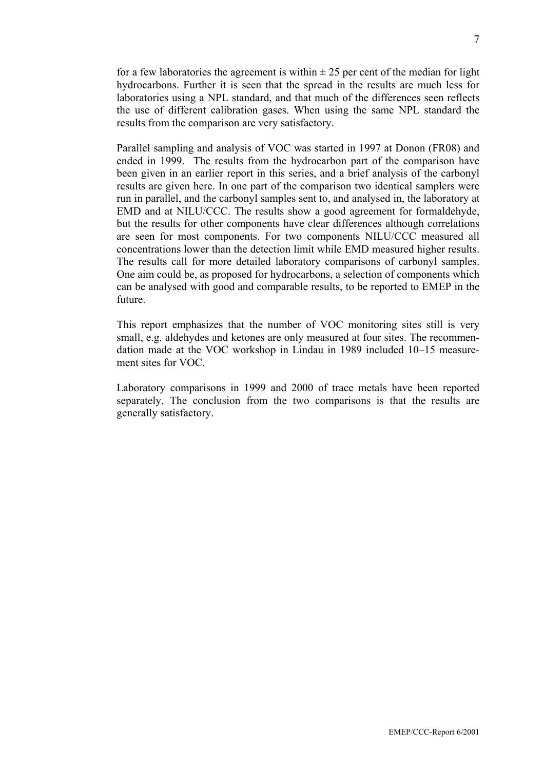for a few laboratories the agreement is within ± 25 per cent of the median for light hydrocarbons. Further it is seen that the spread in the results are much less for laboratories using a NPL standard, and that much of the differences seen reflects the use of different calibration gases. When using the same NPL standard the results from the comparison are very satisfactory.

Parallel sampling and analysis of VOC was started in 1997 at Donon (FR08) and ended in 1999. The results from the hydrocarbon part of the comparison have been given in an earlier report in this series, and a brief analysis of the carbonyl results are given here. In one part of the comparison two identical samplers were run in parallel, and the carbonyl samples sent to, and analysed in, the laboratory at EMD and at NILU/CCC. The results show a good agreement for formaldehyde, but the results for other components have clear differences although correlations are seen for most components. For two components NILU/CCC measured all concentrations lower than the detection limit while EMD measured higher results. The results call for more detailed laboratory comparisons of carbonyl samples. One aim could be, as proposed for hydrocarbons, a selection of components which can be analysed with good and comparable results, to be reported to EMEP in the future.

This report emphasizes that the number of VOC monitoring sites still is very small, e.g. aldehydes and ketones are only measured at four sites. The recommendation made at the VOC workshop in Lindau in 1989 included 10–15 measurement sites for VOC.

Laboratory comparisons in 1999 and 2000 of trace metals have been reported separately. The conclusion from the two comparisons is that the results are generally satisfactory.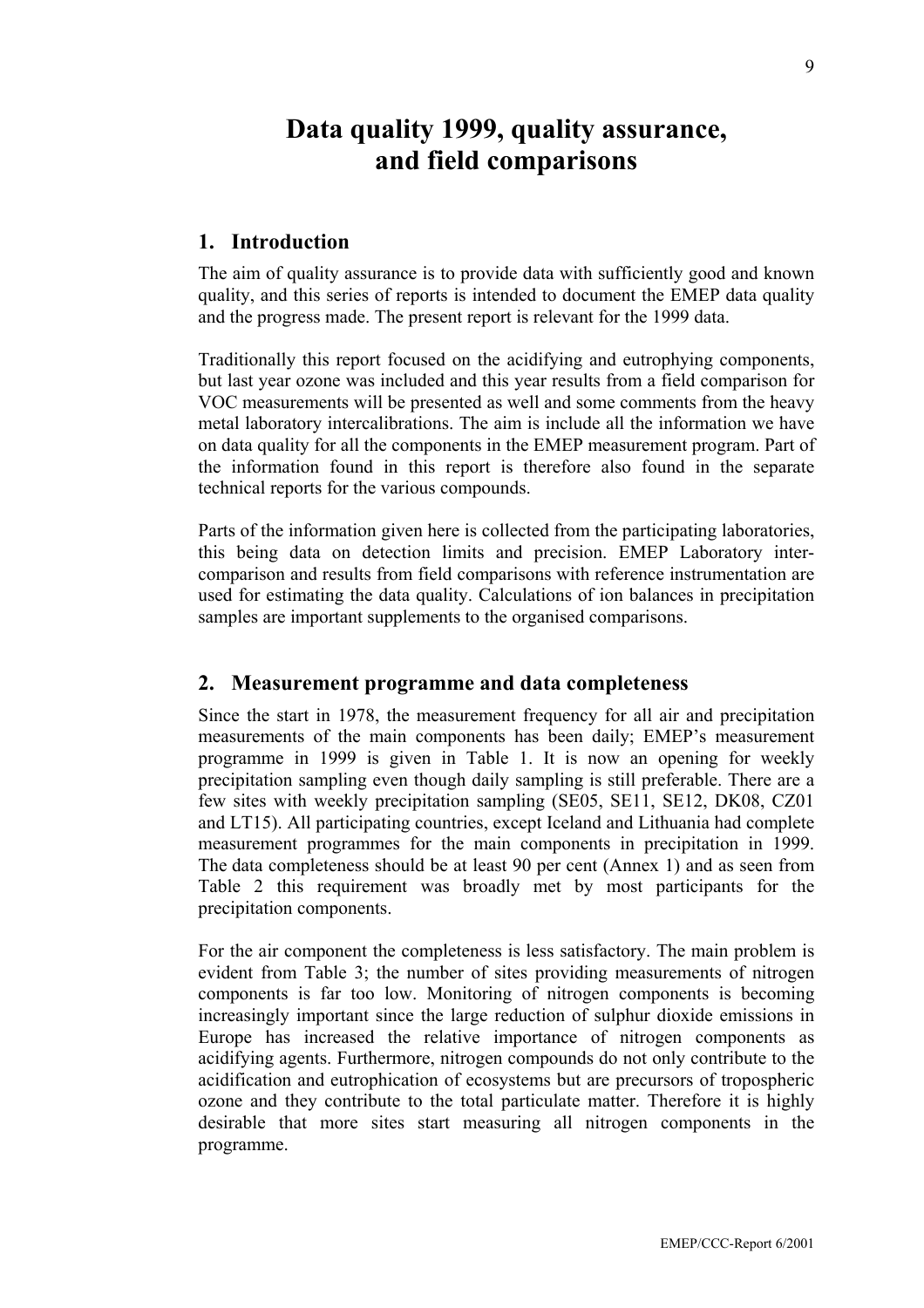# Data quality 1999, quality assurance, and field comparisons

## 1. Introduction

The aim of quality assurance is to provide data with sufficiently good and known quality, and this series of reports is intended to document the EMEP data quality and the progress made. The present report is relevant for the 1999 data.

Traditionally this report focused on the acidifying and eutrophying components, but last year ozone was included and this year results from a field comparison for VOC measurements will be presented as well and some comments from the heavy metal laboratory intercalibrations. The aim is include all the information we have on data quality for all the components in the EMEP measurement program. Part of the information found in this report is therefore also found in the separate technical reports for the various compounds.

Parts of the information given here is collected from the participating laboratories, this being data on detection limits and precision. EMEP Laboratory inter-comparison and results from field comparisons with reference instrumentation are used for estimating the data quality. Calculations of ion balances in precipitation samples are important supplements to the organised comparisons.

## 2. Measurement programme and data completeness

Since the start in 1978, the measurement frequency for all air and precipitation measurements of the main components has been daily; EMEP's measurement programme in 1999 is given in Table 1. It is now an opening for weekly precipitation sampling even though daily sampling is still preferable. There are a few sites with weekly precipitation sampling (SE05, SE11, SE12, DK08, CZ01 and LT15). All participating countries, except Iceland and Lithuania had complete measurement programmes for the main components in precipitation in 1999. The data completeness should be at least 90 per cent (Annex 1) and as seen from Table 2 this requirement was broadly met by most participants for the precipitation components.

For the air component the completeness is less satisfactory. The main problem is evident from Table 3; the number of sites providing measurements of nitrogen components is far too low. Monitoring of nitrogen components is becoming increasingly important since the large reduction of sulphur dioxide emissions in Europe has increased the relative importance of nitrogen components as acidifying agents. Furthermore, nitrogen compounds do not only contribute to the acidification and eutrophication of ecosystems but are precursors of tropospheric ozone and they contribute to the total particulate matter. Therefore it is highly desirable that more sites start measuring all nitrogen components in the programme.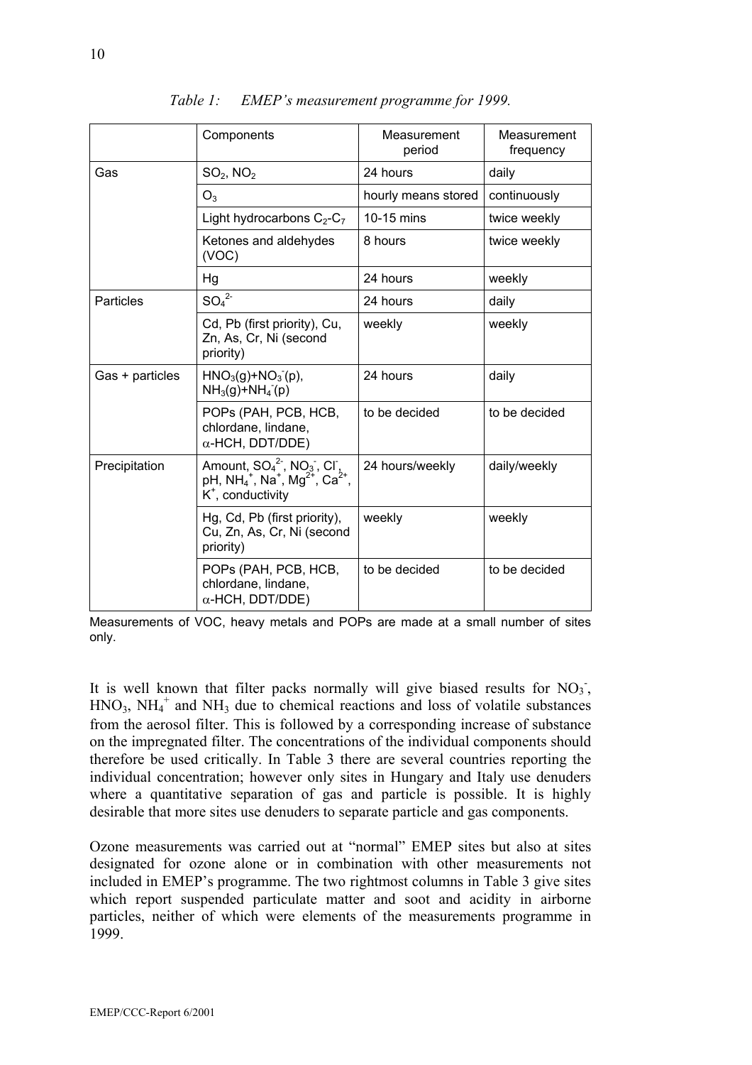*Table 1: EMEP's measurement programme for 1999.*

| | Components | Measurement period | Measurement frequency |
|---|---|---|---|
| Gas | $SO_2$, $NO_2$ | 24 hours | daily |
| | $O_3$ | hourly means stored | continuously |
| | Light hydrocarbons $C_2$-$C_7$ | 10-15 mins | twice weekly |
| | Ketones and aldehydes (VOC) | 8 hours | twice weekly |
| | Hg | 24 hours | weekly |
| Particles | $SO_4^{2-}$ | 24 hours | daily |
| | Cd, Pb (first priority), Cu, Zn, As, Cr, Ni (second priority) | weekly | weekly |
| Gas + particles | $HNO_3(g)+NO_3^-(p)$, $NH_3(g)+NH_4^+(p)$ | 24 hours | daily |
| | POPs (PAH, PCB, HCB, chlordane, lindane, α-HCH, DDT/DDE) | to be decided | to be decided |
| Precipitation | Amount, $SO_4^{2-}$, $NO_3^-$, $Cl^-$, pH, $NH_4^+$, $Na^+$, $Mg^{2+}$, $Ca^{2+}$, $K^+$, conductivity | 24 hours/weekly | daily/weekly |
| | Hg, Cd, Pb (first priority), Cu, Zn, As, Cr, Ni (second priority) | weekly | weekly |
| | POPs (PAH, PCB, HCB, chlordane, lindane, α-HCH, DDT/DDE) | to be decided | to be decided |

Measurements of VOC, heavy metals and POPs are made at a small number of sites only.

It is well known that filter packs normally will give biased results for $NO_3^-$, $HNO_3$, $NH_4^+$ and $NH_3$ due to chemical reactions and loss of volatile substances from the aerosol filter. This is followed by a corresponding increase of substance on the impregnated filter. The concentrations of the individual components should therefore be used critically. In Table 3 there are several countries reporting the individual concentration; however only sites in Hungary and Italy use denuders where a quantitative separation of gas and particle is possible. It is highly desirable that more sites use denuders to separate particle and gas components.

Ozone measurements was carried out at "normal" EMEP sites but also at sites designated for ozone alone or in combination with other measurements not included in EMEP's programme. The two rightmost columns in Table 3 give sites which report suspended particulate matter and soot and acidity in airborne particles, neither of which were elements of the measurements programme in 1999.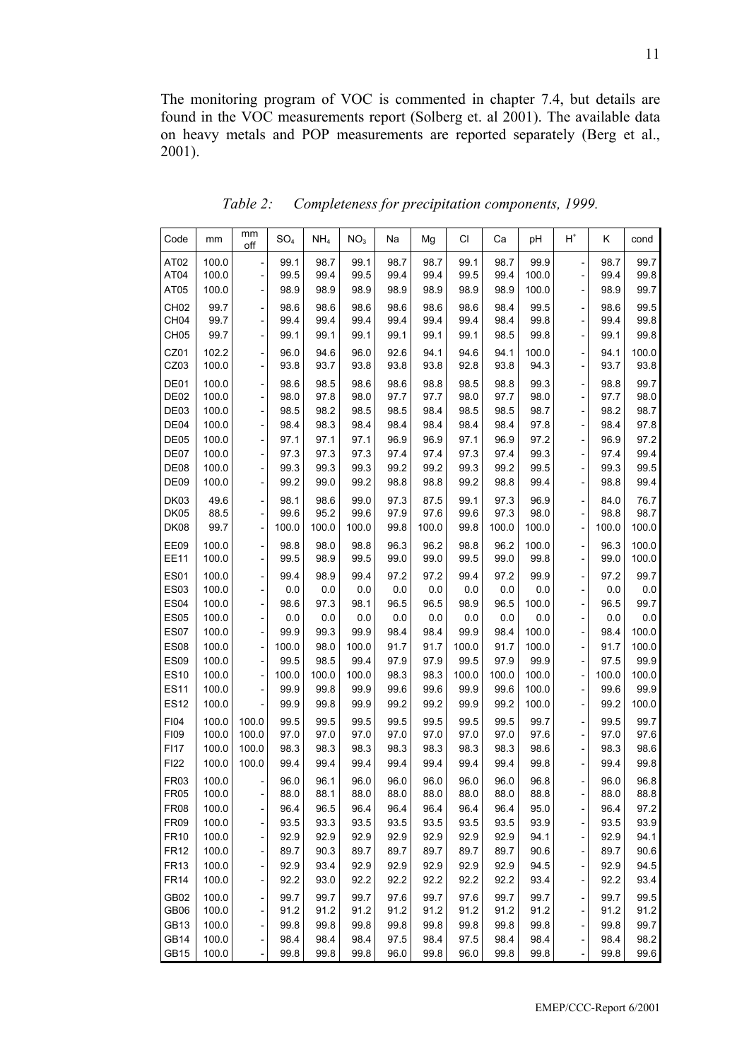The monitoring program of VOC is commented in chapter 7.4, but details are found in the VOC measurements report (Solberg et. al 2001). The available data on heavy metals and POP measurements are reported separately (Berg et al., 2001).

*Table 2: Completeness for precipitation components, 1999.*

| Code | mm | mm off | $SO_4$ | $NH_4$ | $NO_3$ | Na | Mg | Cl | Ca | pH | $H^+$ | K | cond |
|---|---|---|---|---|---|---|---|---|---|---|---|---|---|
| AT02 | 100.0 | - | 99.1 | 98.7 | 99.1 | 98.7 | 98.7 | 99.1 | 98.7 | 99.9 | - | 98.7 | 99.7 |
| AT04 | 100.0 | - | 99.5 | 99.4 | 99.5 | 99.4 | 99.4 | 99.5 | 99.4 | 100.0 | - | 99.4 | 99.8 |
| AT05 | 100.0 | - | 98.9 | 98.9 | 98.9 | 98.9 | 98.9 | 98.9 | 98.9 | 100.0 | - | 98.9 | 99.7 |
| CH02 | 99.7 | - | 98.6 | 98.6 | 98.6 | 98.6 | 98.6 | 98.6 | 98.4 | 99.5 | - | 98.6 | 99.5 |
| CH04 | 99.7 | - | 99.4 | 99.4 | 99.4 | 99.4 | 99.4 | 99.4 | 98.4 | 99.8 | - | 99.4 | 99.8 |
| CH05 | 99.7 | - | 99.1 | 99.1 | 99.1 | 99.1 | 99.1 | 99.1 | 98.5 | 99.8 | - | 99.1 | 99.8 |
| CZ01 | 102.2 | - | 96.0 | 94.6 | 96.0 | 92.6 | 94.1 | 94.6 | 94.1 | 100.0 | - | 94.1 | 100.0 |
| CZ03 | 100.0 | - | 93.8 | 93.7 | 93.8 | 93.8 | 93.8 | 92.8 | 93.8 | 94.3 | - | 93.7 | 93.8 |
| DE01 | 100.0 | - | 98.6 | 98.5 | 98.6 | 98.6 | 98.8 | 98.5 | 98.8 | 99.3 | - | 98.8 | 99.7 |
| DE02 | 100.0 | - | 98.0 | 97.8 | 98.0 | 97.7 | 97.7 | 98.0 | 97.7 | 98.0 | - | 97.7 | 98.0 |
| DE03 | 100.0 | - | 98.5 | 98.2 | 98.5 | 98.5 | 98.4 | 98.5 | 98.5 | 98.7 | - | 98.2 | 98.7 |
| DE04 | 100.0 | - | 98.4 | 98.3 | 98.4 | 98.4 | 98.4 | 98.4 | 98.4 | 97.8 | - | 98.4 | 97.8 |
| DE05 | 100.0 | - | 97.1 | 97.1 | 97.1 | 96.9 | 96.9 | 97.1 | 96.9 | 97.2 | - | 96.9 | 97.2 |
| DE07 | 100.0 | - | 97.3 | 97.3 | 97.3 | 97.4 | 97.4 | 97.3 | 97.4 | 99.3 | - | 97.4 | 99.4 |
| DE08 | 100.0 | - | 99.3 | 99.3 | 99.3 | 99.2 | 99.2 | 99.3 | 99.2 | 99.5 | - | 99.3 | 99.5 |
| DE09 | 100.0 | - | 99.2 | 99.0 | 99.2 | 98.8 | 98.8 | 99.2 | 98.8 | 99.4 | - | 98.8 | 99.4 |
| DK03 | 49.6 | - | 98.1 | 98.6 | 99.0 | 97.3 | 87.5 | 99.1 | 97.3 | 96.9 | - | 84.0 | 76.7 |
| DK05 | 88.5 | - | 99.6 | 95.2 | 99.6 | 97.9 | 97.6 | 99.6 | 97.3 | 98.0 | - | 98.8 | 98.7 |
| DK08 | 99.7 | - | 100.0 | 100.0 | 100.0 | 99.8 | 100.0 | 99.8 | 100.0 | 100.0 | - | 100.0 | 100.0 |
| EE09 | 100.0 | - | 98.8 | 98.0 | 98.8 | 96.3 | 96.2 | 98.8 | 96.2 | 100.0 | - | 96.3 | 100.0 |
| EE11 | 100.0 | - | 99.5 | 98.9 | 99.5 | 99.0 | 99.0 | 99.5 | 99.0 | 99.8 | - | 99.0 | 100.0 |
| ES01 | 100.0 | - | 99.4 | 98.9 | 99.4 | 97.2 | 97.2 | 99.4 | 97.2 | 99.9 | - | 97.2 | 99.7 |
| ES03 | 100.0 | - | 0.0 | 0.0 | 0.0 | 0.0 | 0.0 | 0.0 | 0.0 | 0.0 | - | 0.0 | 0.0 |
| ES04 | 100.0 | - | 98.6 | 97.3 | 98.1 | 96.5 | 96.5 | 98.9 | 96.5 | 100.0 | - | 96.5 | 99.7 |
| ES05 | 100.0 | - | 0.0 | 0.0 | 0.0 | 0.0 | 0.0 | 0.0 | 0.0 | 0.0 | - | 0.0 | 0.0 |
| ES07 | 100.0 | - | 99.9 | 99.3 | 99.9 | 98.4 | 98.4 | 99.9 | 98.4 | 100.0 | - | 98.4 | 100.0 |
| ES08 | 100.0 | - | 100.0 | 98.0 | 100.0 | 91.7 | 91.7 | 100.0 | 91.7 | 100.0 | - | 91.7 | 100.0 |
| ES09 | 100.0 | - | 99.5 | 98.5 | 99.4 | 97.9 | 97.9 | 99.5 | 97.9 | 99.9 | - | 97.5 | 99.9 |
| ES10 | 100.0 | - | 100.0 | 100.0 | 100.0 | 98.3 | 98.3 | 100.0 | 100.0 | 100.0 | - | 100.0 | 100.0 |
| ES11 | 100.0 | - | 99.9 | 99.8 | 99.9 | 99.6 | 99.6 | 99.9 | 99.6 | 100.0 | - | 99.6 | 99.9 |
| ES12 | 100.0 | - | 99.9 | 99.8 | 99.9 | 99.2 | 99.2 | 99.9 | 99.2 | 100.0 | - | 99.2 | 100.0 |
| FI04 | 100.0 | 100.0 | 99.5 | 99.5 | 99.5 | 99.5 | 99.5 | 99.5 | 99.5 | 99.7 | - | 99.5 | 99.7 |
| FI09 | 100.0 | 100.0 | 97.0 | 97.0 | 97.0 | 97.0 | 97.0 | 97.0 | 97.0 | 97.6 | - | 97.0 | 97.6 |
| FI17 | 100.0 | 100.0 | 98.3 | 98.3 | 98.3 | 98.3 | 98.3 | 98.3 | 98.3 | 98.6 | - | 98.3 | 98.6 |
| FI22 | 100.0 | 100.0 | 99.4 | 99.4 | 99.4 | 99.4 | 99.4 | 99.4 | 99.4 | 99.8 | - | 99.4 | 99.8 |
| FR03 | 100.0 | - | 96.0 | 96.1 | 96.0 | 96.0 | 96.0 | 96.0 | 96.0 | 96.8 | - | 96.0 | 96.8 |
| FR05 | 100.0 | - | 88.0 | 88.1 | 88.0 | 88.0 | 88.0 | 88.0 | 88.0 | 88.8 | - | 88.0 | 88.8 |
| FR08 | 100.0 | - | 96.4 | 96.5 | 96.4 | 96.4 | 96.4 | 96.4 | 96.4 | 95.0 | - | 96.4 | 97.2 |
| FR09 | 100.0 | - | 93.5 | 93.3 | 93.5 | 93.5 | 93.5 | 93.5 | 93.5 | 93.9 | - | 93.5 | 93.9 |
| FR10 | 100.0 | - | 92.9 | 92.9 | 92.9 | 92.9 | 92.9 | 92.9 | 92.9 | 94.1 | - | 92.9 | 94.1 |
| FR12 | 100.0 | - | 89.7 | 90.3 | 89.7 | 89.7 | 89.7 | 89.7 | 89.7 | 90.6 | - | 89.7 | 90.6 |
| FR13 | 100.0 | - | 92.9 | 93.4 | 92.9 | 92.9 | 92.9 | 92.9 | 92.9 | 94.5 | - | 92.9 | 94.5 |
| FR14 | 100.0 | - | 92.2 | 93.0 | 92.2 | 92.2 | 92.2 | 92.2 | 92.2 | 93.4 | - | 92.2 | 93.4 |
| GB02 | 100.0 | - | 99.7 | 99.7 | 99.7 | 97.6 | 99.7 | 97.6 | 99.7 | 99.7 | - | 99.7 | 99.5 |
| GB06 | 100.0 | - | 91.2 | 91.2 | 91.2 | 91.2 | 91.2 | 91.2 | 91.2 | 91.2 | - | 91.2 | 91.2 |
| GB13 | 100.0 | - | 99.8 | 99.8 | 99.8 | 99.8 | 99.8 | 99.8 | 99.8 | 99.8 | - | 99.8 | 99.7 |
| GB14 | 100.0 | - | 98.4 | 98.4 | 98.4 | 97.5 | 98.4 | 97.5 | 98.4 | 98.4 | - | 98.4 | 98.2 |
| GB15 | 100.0 | - | 99.8 | 99.8 | 99.8 | 96.0 | 99.8 | 96.0 | 99.8 | 99.8 | - | 99.8 | 99.6 |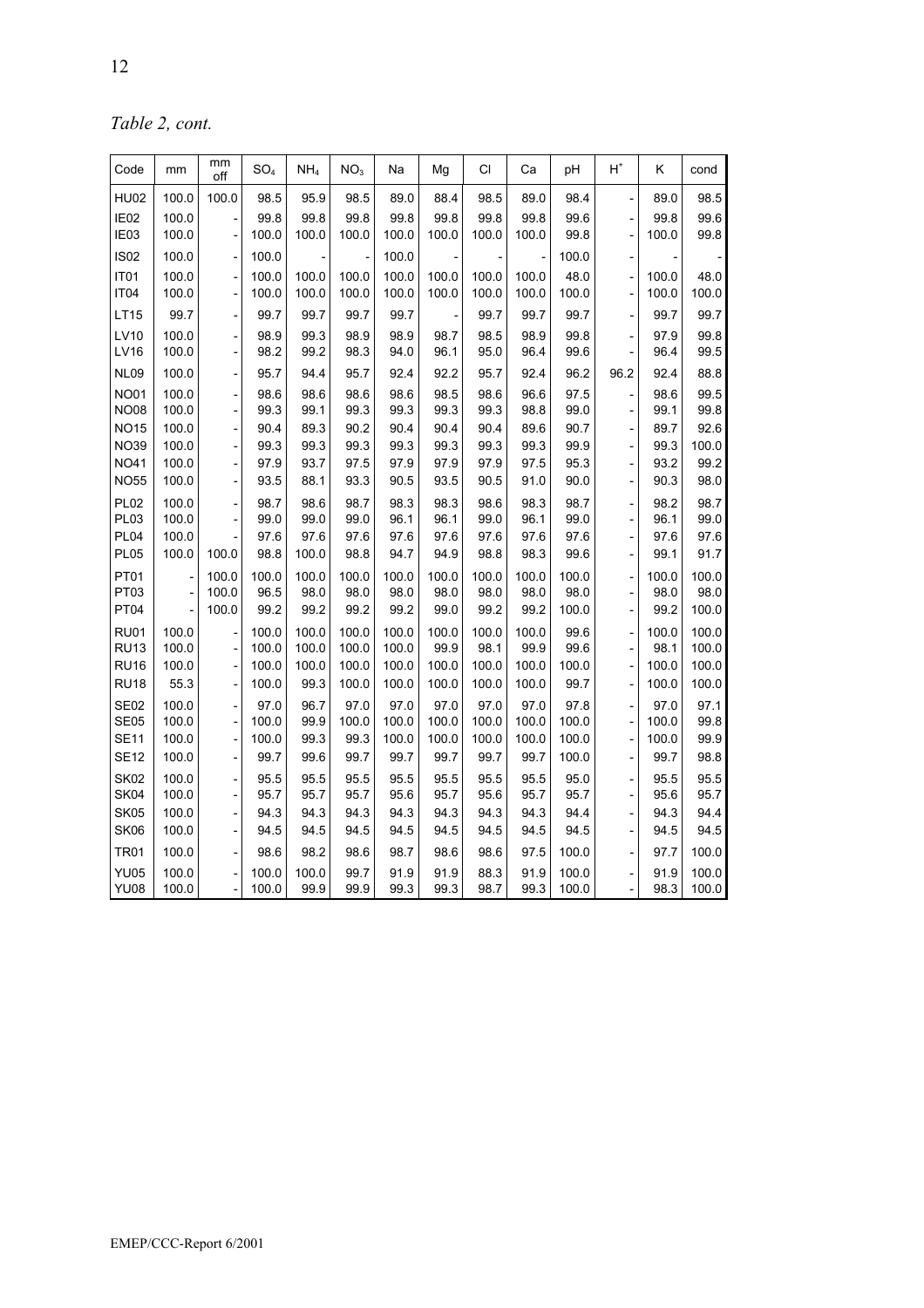*Table 2, cont.*

| Code | mm | mm off | $SO_4$ | $NH_4$ | $NO_3$ | Na | Mg | Cl | Ca | pH | $H^+$ | K | cond |
|---|---|---|---|---|---|---|---|---|---|---|---|---|---|
| HU02 | 100.0 | 100.0 | 98.5 | 95.9 | 98.5 | 89.0 | 88.4 | 98.5 | 89.0 | 98.4 | - | 89.0 | 98.5 |
| IE02 | 100.0 | - | 99.8 | 99.8 | 99.8 | 99.8 | 99.8 | 99.8 | 99.8 | 99.6 | - | 99.8 | 99.6 |
| IE03 | 100.0 | - | 100.0 | 100.0 | 100.0 | 100.0 | 100.0 | 100.0 | 100.0 | 99.8 | - | 100.0 | 99.8 |
| IS02 | 100.0 | - | 100.0 | - | - | 100.0 | - | - | - | 100.0 | - | - | - |
| IT01 | 100.0 | - | 100.0 | 100.0 | 100.0 | 100.0 | 100.0 | 100.0 | 100.0 | 48.0 | - | 100.0 | 48.0 |
| IT04 | 100.0 | - | 100.0 | 100.0 | 100.0 | 100.0 | 100.0 | 100.0 | 100.0 | 100.0 | - | 100.0 | 100.0 |
| LT15 | 99.7 | - | 99.7 | 99.7 | 99.7 | 99.7 | - | 99.7 | 99.7 | 99.7 | - | 99.7 | 99.7 |
| LV10 | 100.0 | - | 98.9 | 99.3 | 98.9 | 98.9 | 98.7 | 98.5 | 98.9 | 99.8 | - | 97.9 | 99.8 |
| LV16 | 100.0 | - | 98.2 | 99.2 | 98.3 | 94.0 | 96.1 | 95.0 | 96.4 | 99.6 | - | 96.4 | 99.5 |
| NL09 | 100.0 | - | 95.7 | 94.4 | 95.7 | 92.4 | 92.2 | 95.7 | 92.4 | 96.2 | 96.2 | 92.4 | 88.8 |
| NO01 | 100.0 | - | 98.6 | 98.6 | 98.6 | 98.6 | 98.5 | 98.6 | 96.6 | 97.5 | - | 98.6 | 99.5 |
| NO08 | 100.0 | - | 99.3 | 99.1 | 99.3 | 99.3 | 99.3 | 99.3 | 98.8 | 99.0 | - | 99.1 | 99.8 |
| NO15 | 100.0 | - | 90.4 | 89.3 | 90.2 | 90.4 | 90.4 | 90.4 | 89.6 | 90.7 | - | 89.7 | 92.6 |
| NO39 | 100.0 | - | 99.3 | 99.3 | 99.3 | 99.3 | 99.3 | 99.3 | 99.3 | 99.9 | - | 99.3 | 100.0 |
| NO41 | 100.0 | - | 97.9 | 93.7 | 97.5 | 97.9 | 97.9 | 97.9 | 97.5 | 95.3 | - | 93.2 | 99.2 |
| NO55 | 100.0 | - | 93.5 | 88.1 | 93.3 | 90.5 | 93.5 | 90.5 | 91.0 | 90.0 | - | 90.3 | 98.0 |
| PL02 | 100.0 | - | 98.7 | 98.6 | 98.7 | 98.3 | 98.3 | 98.6 | 98.3 | 98.7 | - | 98.2 | 98.7 |
| PL03 | 100.0 | - | 99.0 | 99.0 | 99.0 | 96.1 | 96.1 | 99.0 | 96.1 | 99.0 | - | 96.1 | 99.0 |
| PL04 | 100.0 | - | 97.6 | 97.6 | 97.6 | 97.6 | 97.6 | 97.6 | 97.6 | 97.6 | - | 97.6 | 97.6 |
| PL05 | 100.0 | 100.0 | 98.8 | 100.0 | 98.8 | 94.7 | 94.9 | 98.8 | 98.3 | 99.6 | - | 99.1 | 91.7 |
| PT01 | - | 100.0 | 100.0 | 100.0 | 100.0 | 100.0 | 100.0 | 100.0 | 100.0 | 100.0 | - | 100.0 | 100.0 |
| PT03 | - | 100.0 | 96.5 | 98.0 | 98.0 | 98.0 | 98.0 | 98.0 | 98.0 | 98.0 | - | 98.0 | 98.0 |
| PT04 | - | 100.0 | 99.2 | 99.2 | 99.2 | 99.2 | 99.0 | 99.2 | 99.2 | 100.0 | - | 99.2 | 100.0 |
| RU01 | 100.0 | - | 100.0 | 100.0 | 100.0 | 100.0 | 100.0 | 100.0 | 100.0 | 99.6 | - | 100.0 | 100.0 |
| RU13 | 100.0 | - | 100.0 | 100.0 | 100.0 | 100.0 | 99.9 | 98.1 | 99.9 | 99.6 | - | 98.1 | 100.0 |
| RU16 | 100.0 | - | 100.0 | 100.0 | 100.0 | 100.0 | 100.0 | 100.0 | 100.0 | 100.0 | - | 100.0 | 100.0 |
| RU18 | 55.3 | - | 100.0 | 99.3 | 100.0 | 100.0 | 100.0 | 100.0 | 100.0 | 99.7 | - | 100.0 | 100.0 |
| SE02 | 100.0 | - | 97.0 | 96.7 | 97.0 | 97.0 | 97.0 | 97.0 | 97.0 | 97.8 | - | 97.0 | 97.1 |
| SE05 | 100.0 | - | 100.0 | 99.9 | 100.0 | 100.0 | 100.0 | 100.0 | 100.0 | 100.0 | - | 100.0 | 99.8 |
| SE11 | 100.0 | - | 100.0 | 99.3 | 99.3 | 100.0 | 100.0 | 100.0 | 100.0 | 100.0 | - | 100.0 | 99.9 |
| SE12 | 100.0 | - | 99.7 | 99.6 | 99.7 | 99.7 | 99.7 | 99.7 | 99.7 | 100.0 | - | 99.7 | 98.8 |
| SK02 | 100.0 | - | 95.5 | 95.5 | 95.5 | 95.5 | 95.5 | 95.5 | 95.5 | 95.0 | - | 95.5 | 95.5 |
| SK04 | 100.0 | - | 95.7 | 95.7 | 95.7 | 95.6 | 95.7 | 95.6 | 95.7 | 95.7 | - | 95.6 | 95.7 |
| SK05 | 100.0 | - | 94.3 | 94.3 | 94.3 | 94.3 | 94.3 | 94.3 | 94.3 | 94.4 | - | 94.3 | 94.4 |
| SK06 | 100.0 | - | 94.5 | 94.5 | 94.5 | 94.5 | 94.5 | 94.5 | 94.5 | 94.5 | - | 94.5 | 94.5 |
| TR01 | 100.0 | - | 98.6 | 98.2 | 98.6 | 98.7 | 98.6 | 98.6 | 97.5 | 100.0 | - | 97.7 | 100.0 |
| YU05 | 100.0 | - | 100.0 | 100.0 | 99.7 | 91.9 | 91.9 | 88.3 | 91.9 | 100.0 | - | 91.9 | 100.0 |
| YU08 | 100.0 | - | 100.0 | 99.9 | 99.9 | 99.3 | 99.3 | 98.7 | 99.3 | 100.0 | - | 98.3 | 100.0 |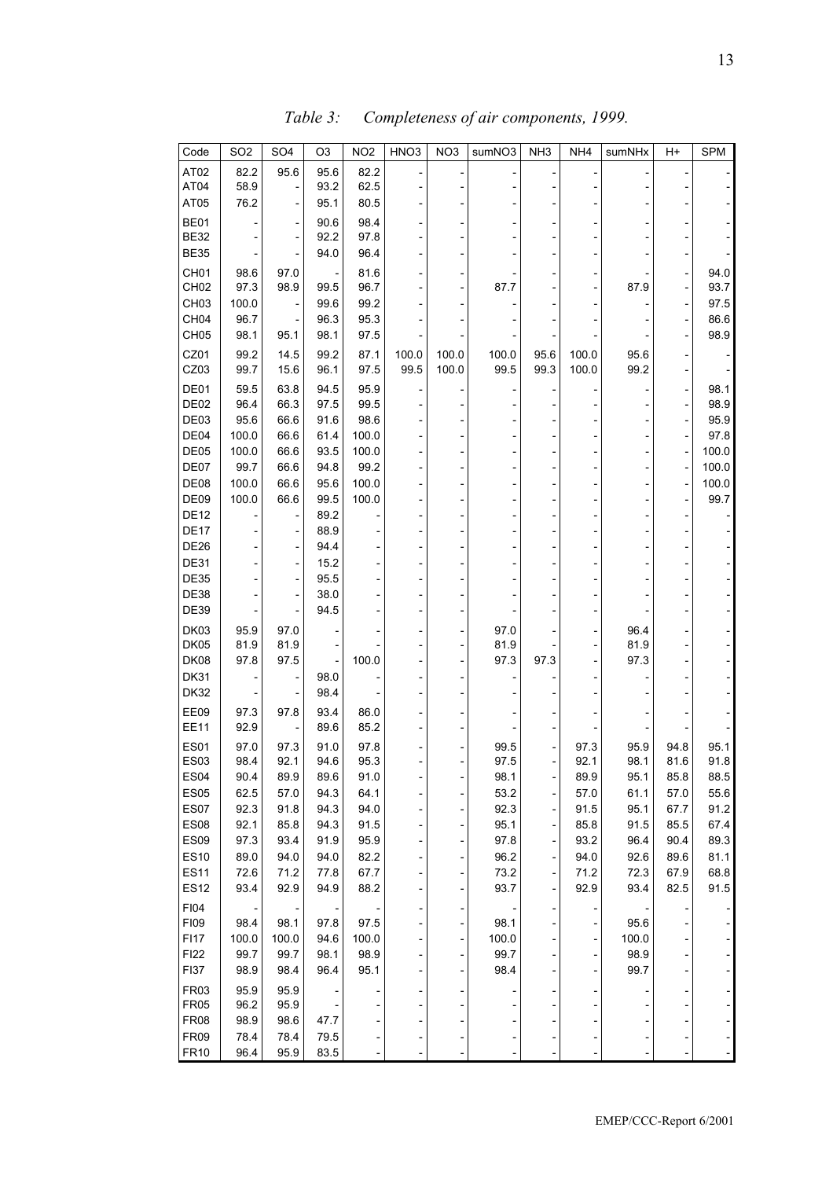*Table 3: Completeness of air components, 1999.*

| Code | SO2 | SO4 | O3 | NO2 | HNO3 | NO3 | sumNO3 | NH3 | NH4 | sumNHx | H+ | SPM |
|---|---|---|---|---|---|---|---|---|---|---|---|---|
| AT02 | 82.2 | 95.6 | 95.6 | 82.2 | - | - | - | - | - | - | - | - |
| AT04 | 58.9 | - | 93.2 | 62.5 | - | - | - | - | - | - | - | - |
| AT05 | 76.2 | - | 95.1 | 80.5 | - | - | - | - | - | - | - | - |
| BE01 | - | - | 90.6 | 98.4 | - | - | - | - | - | - | - | - |
| BE32 | - | - | 92.2 | 97.8 | - | - | - | - | - | - | - | - |
| BE35 | - | - | 94.0 | 96.4 | - | - | - | - | - | - | - | - |
| CH01 | 98.6 | 97.0 | - | 81.6 | - | - | - | - | - | - | - | 94.0 |
| CH02 | 97.3 | 98.9 | 99.5 | 96.7 | - | - | 87.7 | - | - | 87.9 | - | 93.7 |
| CH03 | 100.0 | - | 99.6 | 99.2 | - | - | - | - | - | - | - | 97.5 |
| CH04 | 96.7 | - | 96.3 | 95.3 | - | - | - | - | - | - | - | 86.6 |
| CH05 | 98.1 | 95.1 | 98.1 | 97.5 | - | - | - | - | - | - | - | 98.9 |
| CZ01 | 99.2 | 14.5 | 99.2 | 87.1 | 100.0 | 100.0 | 100.0 | 95.6 | 100.0 | 95.6 | - | - |
| CZ03 | 99.7 | 15.6 | 96.1 | 97.5 | 99.5 | 100.0 | 99.5 | 99.3 | 100.0 | 99.2 | - | - |
| DE01 | 59.5 | 63.8 | 94.5 | 95.9 | - | - | - | - | - | - | - | 98.1 |
| DE02 | 96.4 | 66.3 | 97.5 | 99.5 | - | - | - | - | - | - | - | 98.9 |
| DE03 | 95.6 | 66.6 | 91.6 | 98.6 | - | - | - | - | - | - | - | 95.9 |
| DE04 | 100.0 | 66.6 | 61.4 | 100.0 | - | - | - | - | - | - | - | 97.8 |
| DE05 | 100.0 | 66.6 | 93.5 | 100.0 | - | - | - | - | - | - | - | 100.0 |
| DE07 | 99.7 | 66.6 | 94.8 | 99.2 | - | - | - | - | - | - | - | 100.0 |
| DE08 | 100.0 | 66.6 | 95.6 | 100.0 | - | - | - | - | - | - | - | 100.0 |
| DE09 | 100.0 | 66.6 | 99.5 | 100.0 | - | - | - | - | - | - | - | 99.7 |
| DE12 | - | - | 89.2 | - | - | - | - | - | - | - | - | - |
| DE17 | - | - | 88.9 | - | - | - | - | - | - | - | - | - |
| DE26 | - | - | 94.4 | - | - | - | - | - | - | - | - | - |
| DE31 | - | - | 15.2 | - | - | - | - | - | - | - | - | - |
| DE35 | - | - | 95.5 | - | - | - | - | - | - | - | - | - |
| DE38 | - | - | 38.0 | - | - | - | - | - | - | - | - | - |
| DE39 | - | - | 94.5 | - | - | - | - | - | - | - | - | - |
| DK03 | 95.9 | 97.0 | - | - | - | - | 97.0 | - | - | 96.4 | - | - |
| DK05 | 81.9 | 81.9 | - | - | - | - | 81.9 | - | - | 81.9 | - | - |
| DK08 | 97.8 | 97.5 | - | 100.0 | - | - | 97.3 | 97.3 | - | 97.3 | - | - |
| DK31 | - | - | 98.0 | - | - | - | - | - | - | - | - | - |
| DK32 | - | - | 98.4 | - | - | - | - | - | - | - | - | - |
| EE09 | 97.3 | 97.8 | 93.4 | 86.0 | - | - | - | - | - | - | - | - |
| EE11 | 92.9 | - | 89.6 | 85.2 | - | - | - | - | - | - | - | - |
| ES01 | 97.0 | 97.3 | 91.0 | 97.8 | - | - | 99.5 | - | 97.3 | 95.9 | 94.8 | 95.1 |
| ES03 | 98.4 | 92.1 | 94.6 | 95.3 | - | - | 97.5 | - | 92.1 | 98.1 | 81.6 | 91.8 |
| ES04 | 90.4 | 89.9 | 89.6 | 91.0 | - | - | 98.1 | - | 89.9 | 95.1 | 85.8 | 88.5 |
| ES05 | 62.5 | 57.0 | 94.3 | 64.1 | - | - | 53.2 | - | 57.0 | 61.1 | 57.0 | 55.6 |
| ES07 | 92.3 | 91.8 | 94.3 | 94.0 | - | - | 92.3 | - | 91.5 | 95.1 | 67.7 | 91.2 |
| ES08 | 92.1 | 85.8 | 94.3 | 91.5 | - | - | 95.1 | - | 85.8 | 91.5 | 85.5 | 67.4 |
| ES09 | 97.3 | 93.4 | 91.9 | 95.9 | - | - | 97.8 | - | 93.2 | 96.4 | 90.4 | 89.3 |
| ES10 | 89.0 | 94.0 | 94.0 | 82.2 | - | - | 96.2 | - | 94.0 | 92.6 | 89.6 | 81.1 |
| ES11 | 72.6 | 71.2 | 77.8 | 67.7 | - | - | 73.2 | - | 71.2 | 72.3 | 67.9 | 68.8 |
| ES12 | 93.4 | 92.9 | 94.9 | 88.2 | - | - | 93.7 | - | 92.9 | 93.4 | 82.5 | 91.5 |
| FI04 | - | - | - | - | - | - | - | - | - | - | - | - |
| FI09 | 98.4 | 98.1 | 97.8 | 97.5 | - | - | 98.1 | - | - | 95.6 | - | - |
| FI17 | 100.0 | 100.0 | 94.6 | 100.0 | - | - | 100.0 | - | - | 100.0 | - | - |
| FI22 | 99.7 | 99.7 | 98.1 | 98.9 | - | - | 99.7 | - | - | 98.9 | - | - |
| FI37 | 98.9 | 98.4 | 96.4 | 95.1 | - | - | 98.4 | - | - | 99.7 | - | - |
| FR03 | 95.9 | 95.9 | - | - | - | - | - | - | - | - | - | - |
| FR05 | 96.2 | 95.9 | - | - | - | - | - | - | - | - | - | - |
| FR08 | 98.9 | 98.6 | 47.7 | - | - | - | - | - | - | - | - | - |
| FR09 | 78.4 | 78.4 | 79.5 | - | - | - | - | - | - | - | - | - |
| FR10 | 96.4 | 95.9 | 83.5 | - | - | - | - | - | - | - | - | - |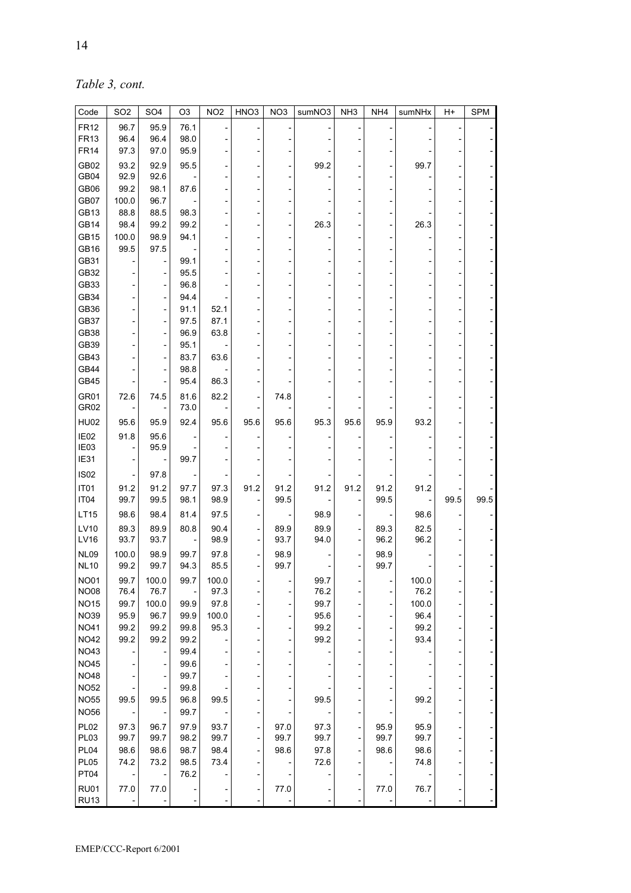*Table 3, cont.*

| Code | SO2 | SO4 | O3 | NO2 | HNO3 | NO3 | sumNO3 | NH3 | NH4 | sumNHx | H+ | SPM |
|---|---|---|---|---|---|---|---|---|---|---|---|---|
| FR12 | 96.7 | 95.9 | 76.1 | - | - | - | - | - | - | - | - | - |
| FR13 | 96.4 | 96.4 | 98.0 | - | - | - | - | - | - | - | - | - |
| FR14 | 97.3 | 97.0 | 95.9 | - | - | - | - | - | - | - | - | - |
| GB02 | 93.2 | 92.9 | 95.5 | - | - | - | 99.2 | - | - | 99.7 | - | - |
| GB04 | 92.9 | 92.6 | - | - | - | - | - | - | - | - | - | - |
| GB06 | 99.2 | 98.1 | 87.6 | - | - | - | - | - | - | - | - | - |
| GB07 | 100.0 | 96.7 | - | - | - | - | - | - | - | - | - | - |
| GB13 | 88.8 | 88.5 | 98.3 | - | - | - | - | - | - | - | - | - |
| GB14 | 98.4 | 99.2 | 99.2 | - | - | - | 26.3 | - | - | 26.3 | - | - |
| GB15 | 100.0 | 98.9 | 94.1 | - | - | - | - | - | - | - | - | - |
| GB16 | 99.5 | 97.5 | - | - | - | - | - | - | - | - | - | - |
| GB31 | - | - | 99.1 | - | - | - | - | - | - | - | - | - |
| GB32 | - | - | 95.5 | - | - | - | - | - | - | - | - | - |
| GB33 | - | - | 96.8 | - | - | - | - | - | - | - | - | - |
| GB34 | - | - | 94.4 | - | - | - | - | - | - | - | - | - |
| GB36 | - | - | 91.1 | 52.1 | - | - | - | - | - | - | - | - |
| GB37 | - | - | 97.5 | 87.1 | - | - | - | - | - | - | - | - |
| GB38 | - | - | 96.9 | 63.8 | - | - | - | - | - | - | - | - |
| GB39 | - | - | 95.1 | - | - | - | - | - | - | - | - | - |
| GB43 | - | - | 83.7 | 63.6 | - | - | - | - | - | - | - | - |
| GB44 | - | - | 98.8 | - | - | - | - | - | - | - | - | - |
| GB45 | - | - | 95.4 | 86.3 | - | - | - | - | - | - | - | - |
| GR01 | 72.6 | 74.5 | 81.6 | 82.2 | - | 74.8 | - | - | - | - | - | - |
| GR02 | - | - | 73.0 | - | - | - | - | - | - | - | - | - |
| HU02 | 95.6 | 95.9 | 92.4 | 95.6 | 95.6 | 95.6 | 95.3 | 95.6 | 95.9 | 93.2 | - | - |
| IE02 | 91.8 | 95.6 | - | - | - | - | - | - | - | - | - | - |
| IE03 | - | 95.9 | - | - | - | - | - | - | - | - | - | - |
| IE31 | - | - | 99.7 | - | - | - | - | - | - | - | - | - |
| IS02 | - | 97.8 | - | - | - | - | - | - | - | - | - | - |
| IT01 | 91.2 | 91.2 | 97.7 | 97.3 | 91.2 | 91.2 | 91.2 | 91.2 | 91.2 | 91.2 | - | - |
| IT04 | 99.7 | 99.5 | 98.1 | 98.9 | - | 99.5 | - | - | 99.5 | - | 99.5 | 99.5 |
| LT15 | 98.6 | 98.4 | 81.4 | 97.5 | - | - | 98.9 | - | - | 98.6 | - | - |
| LV10 | 89.3 | 89.9 | 80.8 | 90.4 | - | 89.9 | 89.9 | - | 89.3 | 82.5 | - | - |
| LV16 | 93.7 | 93.7 | - | 98.9 | - | 93.7 | 94.0 | - | 96.2 | 96.2 | - | - |
| NL09 | 100.0 | 98.9 | 99.7 | 97.8 | - | 98.9 | - | - | 98.9 | - | - | - |
| NL10 | 99.2 | 99.7 | 94.3 | 85.5 | - | 99.7 | - | - | 99.7 | - | - | - |
| NO01 | 99.7 | 100.0 | 99.7 | 100.0 | - | - | 99.7 | - | - | 100.0 | - | - |
| NO08 | 76.4 | 76.7 | - | 97.3 | - | - | 76.2 | - | - | 76.2 | - | - |
| NO15 | 99.7 | 100.0 | 99.9 | 97.8 | - | - | 99.7 | - | - | 100.0 | - | - |
| NO39 | 95.9 | 96.7 | 99.9 | 100.0 | - | - | 95.6 | - | - | 96.4 | - | - |
| NO41 | 99.2 | 99.2 | 99.8 | 95.3 | - | - | 99.2 | - | - | 99.2 | - | - |
| NO42 | 99.2 | 99.2 | 99.2 | - | - | - | 99.2 | - | - | 93.4 | - | - |
| NO43 | - | - | 99.4 | - | - | - | - | - | - | - | - | - |
| NO45 | - | - | 99.6 | - | - | - | - | - | - | - | - | - |
| NO48 | - | - | 99.7 | - | - | - | - | - | - | - | - | - |
| NO52 | - | - | 99.8 | - | - | - | - | - | - | - | - | - |
| NO55 | 99.5 | 99.5 | 96.8 | 99.5 | - | - | 99.5 | - | - | 99.2 | - | - |
| NO56 | - | - | 99.7 | - | - | - | - | - | - | - | - | - |
| PL02 | 97.3 | 96.7 | 97.9 | 93.7 | - | 97.0 | 97.3 | - | 95.9 | 95.9 | - | - |
| PL03 | 99.7 | 99.7 | 98.2 | 99.7 | - | 99.7 | 99.7 | - | 99.7 | 99.7 | - | - |
| PL04 | 98.6 | 98.6 | 98.7 | 98.4 | - | 98.6 | 97.8 | - | 98.6 | 98.6 | - | - |
| PL05 | 74.2 | 73.2 | 98.5 | 73.4 | - | - | 72.6 | - | - | 74.8 | - | - |
| PT04 | - | - | 76.2 | - | - | - | - | - | - | - | - | - |
| RU01 | 77.0 | 77.0 | - | - | - | 77.0 | - | - | 77.0 | 76.7 | - | - |
| RU13 | - | - | - | - | - | - | - | - | - | - | - | - |

EMEP/CCC-Report 6/2001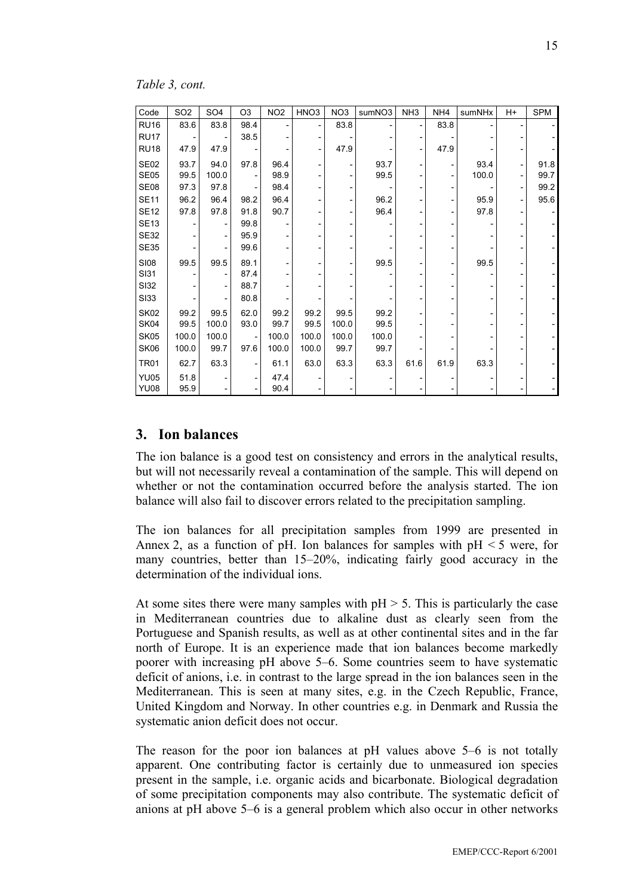*Table 3, cont.*

| Code | SO2 | SO4 | O3 | NO2 | HNO3 | NO3 | sumNO3 | NH3 | NH4 | sumNHx | H+ | SPM |
|---|---|---|---|---|---|---|---|---|---|---|---|---|
| RU16 | 83.6 | 83.8 | 98.4 | - | - | 83.8 | - | - | 83.8 | - | - | - |
| RU17 | - | - | 38.5 | - | - | - | - | - | - | - | - | - |
| RU18 | 47.9 | 47.9 | - | - | - | 47.9 | - | - | 47.9 | - | - | - |
| SE02 | 93.7 | 94.0 | 97.8 | 96.4 | - | - | 93.7 | - | - | 93.4 | - | 91.8 |
| SE05 | 99.5 | 100.0 | - | 98.9 | - | - | 99.5 | - | - | 100.0 | - | 99.7 |
| SE08 | 97.3 | 97.8 | - | 98.4 | - | - | - | - | - | - | - | 99.2 |
| SE11 | 96.2 | 96.4 | 98.2 | 96.4 | - | - | 96.2 | - | - | 95.9 | - | 95.6 |
| SE12 | 97.8 | 97.8 | 91.8 | 90.7 | - | - | 96.4 | - | - | 97.8 | - | - |
| SE13 | - | - | 99.8 | - | - | - | - | - | - | - | - | - |
| SE32 | - | - | 95.9 | - | - | - | - | - | - | - | - | - |
| SE35 | - | - | 99.6 | - | - | - | - | - | - | - | - | - |
| SI08 | 99.5 | 99.5 | 89.1 | - | - | - | 99.5 | - | - | 99.5 | - | - |
| SI31 | - | - | 87.4 | - | - | - | - | - | - | - | - | - |
| SI32 | - | - | 88.7 | - | - | - | - | - | - | - | - | - |
| SI33 | - | - | 80.8 | - | - | - | - | - | - | - | - | - |
| SK02 | 99.2 | 99.5 | 62.0 | 99.2 | 99.2 | 99.5 | 99.2 | - | - | - | - | - |
| SK04 | 99.5 | 100.0 | 93.0 | 99.7 | 99.5 | 100.0 | 99.5 | - | - | - | - | - |
| SK05 | 100.0 | 100.0 | - | 100.0 | 100.0 | 100.0 | 100.0 | - | - | - | - | - |
| SK06 | 100.0 | 99.7 | 97.6 | 100.0 | 100.0 | 99.7 | 99.7 | - | - | - | - | - |
| TR01 | 62.7 | 63.3 | - | 61.1 | 63.0 | 63.3 | 63.3 | 61.6 | 61.9 | 63.3 | - | - |
| YU05 | 51.8 | - | - | 47.4 | - | - | - | - | - | - | - | - |
| YU08 | 95.9 | - | - | 90.4 | - | - | - | - | - | - | - | - |

## 3. Ion balances

The ion balance is a good test on consistency and errors in the analytical results, but will not necessarily reveal a contamination of the sample. This will depend on whether or not the contamination occurred before the analysis started. The ion balance will also fail to discover errors related to the precipitation sampling.

The ion balances for all precipitation samples from 1999 are presented in Annex 2, as a function of pH. Ion balances for samples with pH < 5 were, for many countries, better than 15–20%, indicating fairly good accuracy in the determination of the individual ions.

At some sites there were many samples with pH > 5. This is particularly the case in Mediterranean countries due to alkaline dust as clearly seen from the Portuguese and Spanish results, as well as at other continental sites and in the far north of Europe. It is an experience made that ion balances become markedly poorer with increasing pH above 5–6. Some countries seem to have systematic deficit of anions, i.e. in contrast to the large spread in the ion balances seen in the Mediterranean. This is seen at many sites, e.g. in the Czech Republic, France, United Kingdom and Norway. In other countries e.g. in Denmark and Russia the systematic anion deficit does not occur.

The reason for the poor ion balances at pH values above 5–6 is not totally apparent. One contributing factor is certainly due to unmeasured ion species present in the sample, i.e. organic acids and bicarbonate. Biological degradation of some precipitation components may also contribute. The systematic deficit of anions at pH above 5–6 is a general problem which also occur in other networks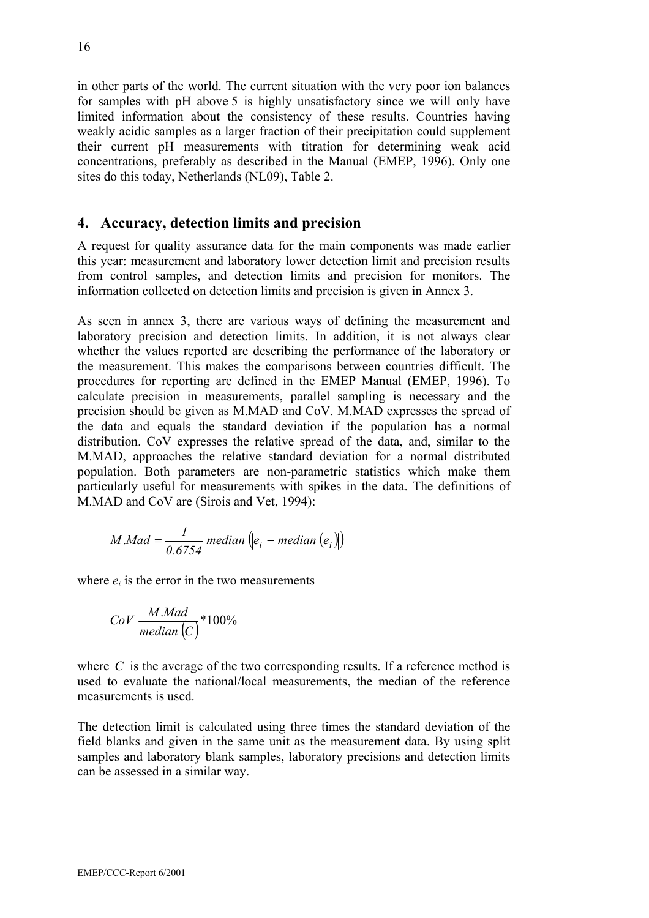in other parts of the world. The current situation with the very poor ion balances for samples with pH above 5 is highly unsatisfactory since we will only have limited information about the consistency of these results. Countries having weakly acidic samples as a larger fraction of their precipitation could supplement their current pH measurements with titration for determining weak acid concentrations, preferably as described in the Manual (EMEP, 1996). Only one sites do this today, Netherlands (NL09), Table 2.

## 4. Accuracy, detection limits and precision

A request for quality assurance data for the main components was made earlier this year: measurement and laboratory lower detection limit and precision results from control samples, and detection limits and precision for monitors. The information collected on detection limits and precision is given in Annex 3.

As seen in annex 3, there are various ways of defining the measurement and laboratory precision and detection limits. In addition, it is not always clear whether the values reported are describing the performance of the laboratory or the measurement. This makes the comparisons between countries difficult. The procedures for reporting are defined in the EMEP Manual (EMEP, 1996). To calculate precision in measurements, parallel sampling is necessary and the precision should be given as M.MAD and CoV. M.MAD expresses the spread of the data and equals the standard deviation if the population has a normal distribution. CoV expresses the relative spread of the data, and, similar to the M.MAD, approaches the relative standard deviation for a normal distributed population. Both parameters are non-parametric statistics which make them particularly useful for measurements with spikes in the data. The definitions of M.MAD and CoV are (Sirois and Vet, 1994):

$$M.Mad = \frac{1}{0.6754}\, median\left(\left|e_i - median\left(e_i\right)\right|\right)$$

where $e_i$ is the error in the two measurements

$$CoV\ \frac{M.Mad}{median\left(\overline{C}\right)} * 100\%$$

where $\overline{C}$ is the average of the two corresponding results. If a reference method is used to evaluate the national/local measurements, the median of the reference measurements is used.

The detection limit is calculated using three times the standard deviation of the field blanks and given in the same unit as the measurement data. By using split samples and laboratory blank samples, laboratory precisions and detection limits can be assessed in a similar way.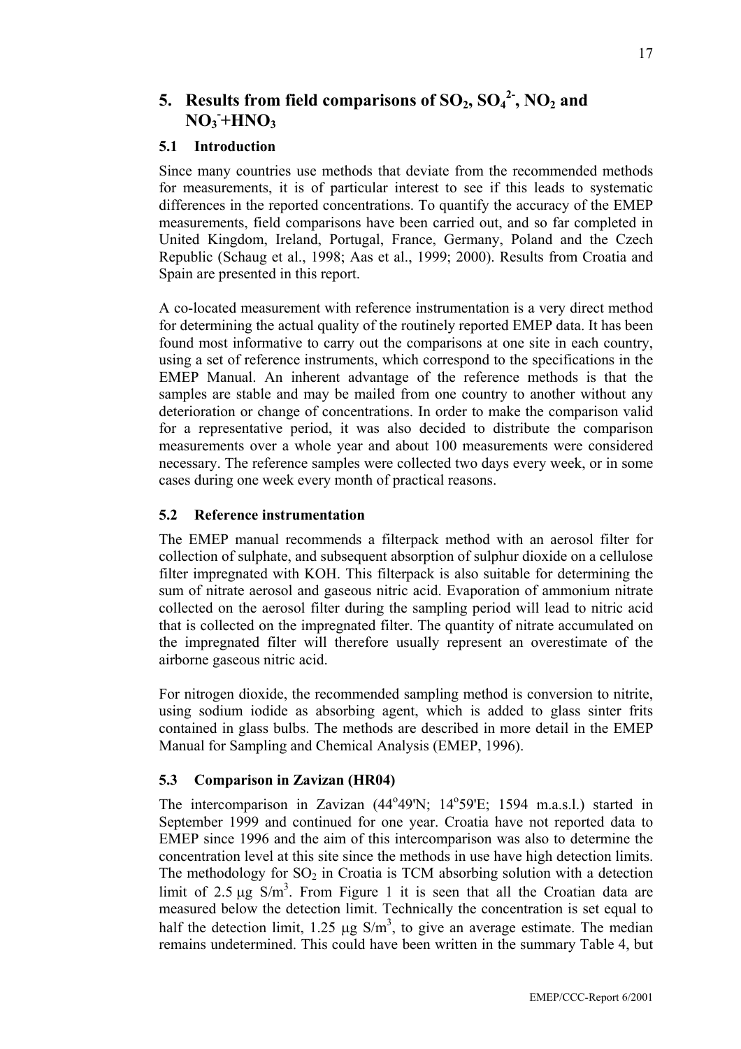# 5. Results from field comparisons of $SO_2$, $SO_4^{2-}$, $NO_2$ and $NO_3^-$+$HNO_3$

## 5.1 Introduction

Since many countries use methods that deviate from the recommended methods for measurements, it is of particular interest to see if this leads to systematic differences in the reported concentrations. To quantify the accuracy of the EMEP measurements, field comparisons have been carried out, and so far completed in United Kingdom, Ireland, Portugal, France, Germany, Poland and the Czech Republic (Schaug et al., 1998; Aas et al., 1999; 2000). Results from Croatia and Spain are presented in this report.

A co-located measurement with reference instrumentation is a very direct method for determining the actual quality of the routinely reported EMEP data. It has been found most informative to carry out the comparisons at one site in each country, using a set of reference instruments, which correspond to the specifications in the EMEP Manual. An inherent advantage of the reference methods is that the samples are stable and may be mailed from one country to another without any deterioration or change of concentrations. In order to make the comparison valid for a representative period, it was also decided to distribute the comparison measurements over a whole year and about 100 measurements were considered necessary. The reference samples were collected two days every week, or in some cases during one week every month of practical reasons.

## 5.2 Reference instrumentation

The EMEP manual recommends a filterpack method with an aerosol filter for collection of sulphate, and subsequent absorption of sulphur dioxide on a cellulose filter impregnated with KOH. This filterpack is also suitable for determining the sum of nitrate aerosol and gaseous nitric acid. Evaporation of ammonium nitrate collected on the aerosol filter during the sampling period will lead to nitric acid that is collected on the impregnated filter. The quantity of nitrate accumulated on the impregnated filter will therefore usually represent an overestimate of the airborne gaseous nitric acid.

For nitrogen dioxide, the recommended sampling method is conversion to nitrite, using sodium iodide as absorbing agent, which is added to glass sinter frits contained in glass bulbs. The methods are described in more detail in the EMEP Manual for Sampling and Chemical Analysis (EMEP, 1996).

## 5.3 Comparison in Zavizan (HR04)

The intercomparison in Zavizan (44°49'N; 14°59'E; 1594 m.a.s.l.) started in September 1999 and continued for one year. Croatia have not reported data to EMEP since 1996 and the aim of this intercomparison was also to determine the concentration level at this site since the methods in use have high detection limits. The methodology for $SO_2$ in Croatia is TCM absorbing solution with a detection limit of 2.5 μg S/m$^3$. From Figure 1 it is seen that all the Croatian data are measured below the detection limit. Technically the concentration is set equal to half the detection limit, 1.25 μg S/m$^3$, to give an average estimate. The median remains undetermined. This could have been written in the summary Table 4, but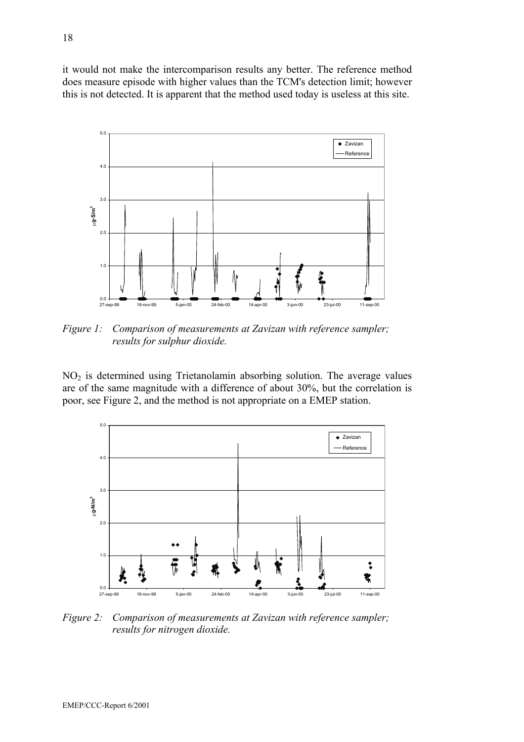it would not make the intercomparison results any better. The reference method does measure episode with higher values than the TCM's detection limit; however this is not detected. It is apparent that the method used today is useless at this site.

*Figure 1: Comparison of measurements at Zavizan with reference sampler; results for sulphur dioxide.*

$NO_2$ is determined using Trietanolamin absorbing solution. The average values are of the same magnitude with a difference of about 30%, but the correlation is poor, see Figure 2, and the method is not appropriate on a EMEP station.

*Figure 2: Comparison of measurements at Zavizan with reference sampler; results for nitrogen dioxide.*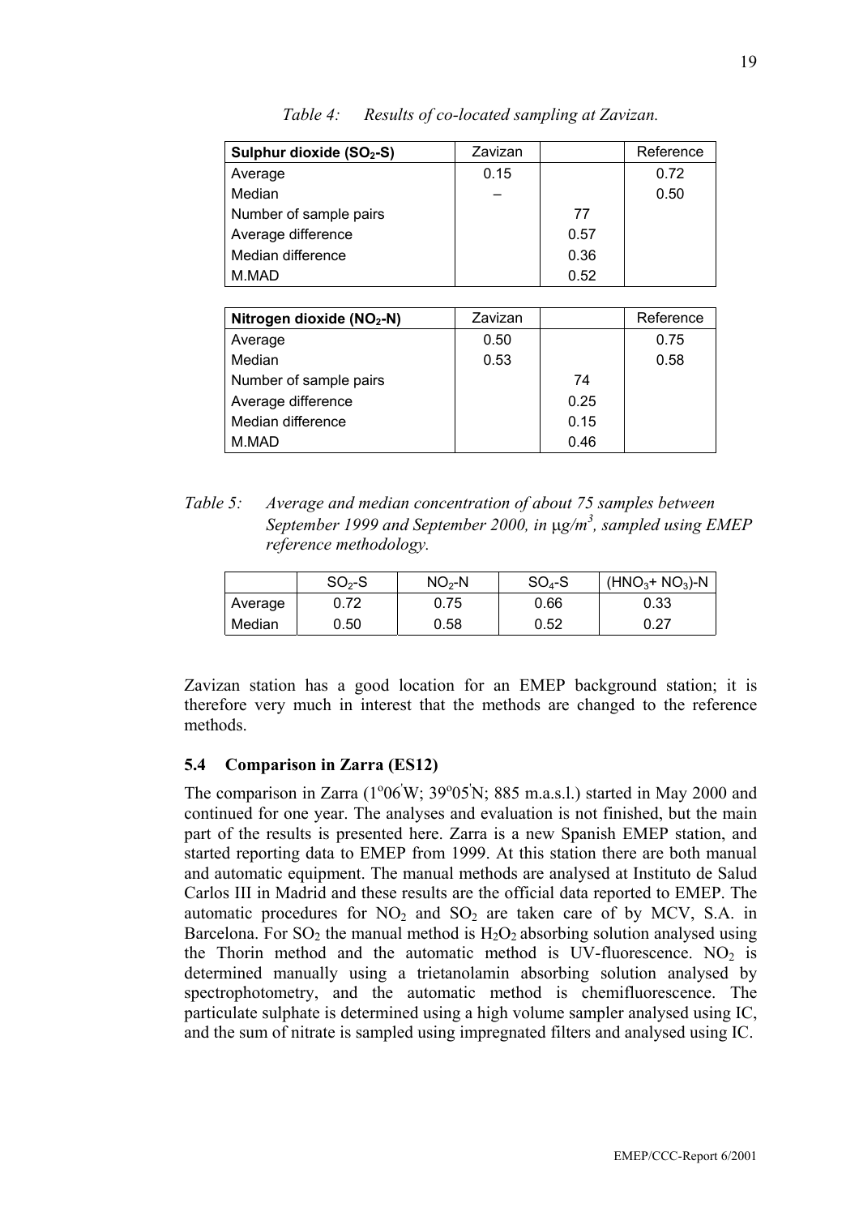*Table 4: Results of co-located sampling at Zavizan.*

| Sulphur dioxide ($SO_2$-S) | Zavizan | | Reference |
|---|---|---|---|
| Average | 0.15 | | 0.72 |
| Median | – | | 0.50 |
| Number of sample pairs | | 77 | |
| Average difference | | 0.57 | |
| Median difference | | 0.36 | |
| M.MAD | | 0.52 | |

| Nitrogen dioxide ($NO_2$-N) | Zavizan | | Reference |
|---|---|---|---|
| Average | 0.50 | | 0.75 |
| Median | 0.53 | | 0.58 |
| Number of sample pairs | | 74 | |
| Average difference | | 0.25 | |
| Median difference | | 0.15 | |
| M.MAD | | 0.46 | |

*Table 5: Average and median concentration of about 75 samples between September 1999 and September 2000, in μg/m³, sampled using EMEP reference methodology.*

| | $SO_2$-S | $NO_2$-N | $SO_4$-S | ($HNO_3$+ $NO_3$)-N |
|---|---|---|---|---|
| Average | 0.72 | 0.75 | 0.66 | 0.33 |
| Median | 0.50 | 0.58 | 0.52 | 0.27 |

Zavizan station has a good location for an EMEP background station; it is therefore very much in interest that the methods are changed to the reference methods.

### 5.4 Comparison in Zarra (ES12)

The comparison in Zarra (1°06'W; 39°05'N; 885 m.a.s.l.) started in May 2000 and continued for one year. The analyses and evaluation is not finished, but the main part of the results is presented here. Zarra is a new Spanish EMEP station, and started reporting data to EMEP from 1999. At this station there are both manual and automatic equipment. The manual methods are analysed at Instituto de Salud Carlos III in Madrid and these results are the official data reported to EMEP. The automatic procedures for $NO_2$ and $SO_2$ are taken care of by MCV, S.A. in Barcelona. For $SO_2$ the manual method is $H_2O_2$ absorbing solution analysed using the Thorin method and the automatic method is UV-fluorescence. $NO_2$ is determined manually using a trietanolamin absorbing solution analysed by spectrophotometry, and the automatic method is chemifluorescence. The particulate sulphate is determined using a high volume sampler analysed using IC, and the sum of nitrate is sampled using impregnated filters and analysed using IC.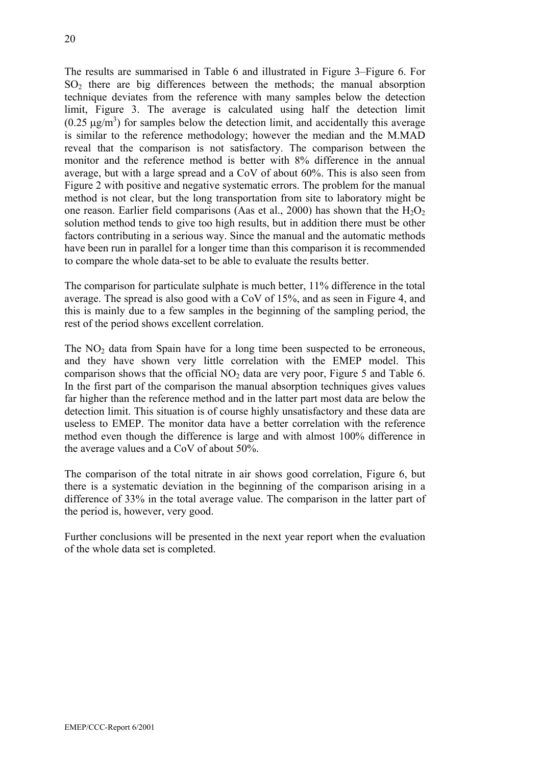The results are summarised in Table 6 and illustrated in Figure 3–Figure 6. For $SO_2$ there are big differences between the methods; the manual absorption technique deviates from the reference with many samples below the detection limit, Figure 3. The average is calculated using half the detection limit ($0.25 \ \mu g/m^3$) for samples below the detection limit, and accidentally this average is similar to the reference methodology; however the median and the M.MAD reveal that the comparison is not satisfactory. The comparison between the monitor and the reference method is better with 8% difference in the annual average, but with a large spread and a CoV of about 60%. This is also seen from Figure 2 with positive and negative systematic errors. The problem for the manual method is not clear, but the long transportation from site to laboratory might be one reason. Earlier field comparisons (Aas et al., 2000) has shown that the $H_2O_2$ solution method tends to give too high results, but in addition there must be other factors contributing in a serious way. Since the manual and the automatic methods have been run in parallel for a longer time than this comparison it is recommended to compare the whole data-set to be able to evaluate the results better.

The comparison for particulate sulphate is much better, 11% difference in the total average. The spread is also good with a CoV of 15%, and as seen in Figure 4, and this is mainly due to a few samples in the beginning of the sampling period, the rest of the period shows excellent correlation.

The $NO_2$ data from Spain have for a long time been suspected to be erroneous, and they have shown very little correlation with the EMEP model. This comparison shows that the official $NO_2$ data are very poor, Figure 5 and Table 6. In the first part of the comparison the manual absorption techniques gives values far higher than the reference method and in the latter part most data are below the detection limit. This situation is of course highly unsatisfactory and these data are useless to EMEP. The monitor data have a better correlation with the reference method even though the difference is large and with almost 100% difference in the average values and a CoV of about 50%.

The comparison of the total nitrate in air shows good correlation, Figure 6, but there is a systematic deviation in the beginning of the comparison arising in a difference of 33% in the total average value. The comparison in the latter part of the period is, however, very good.

Further conclusions will be presented in the next year report when the evaluation of the whole data set is completed.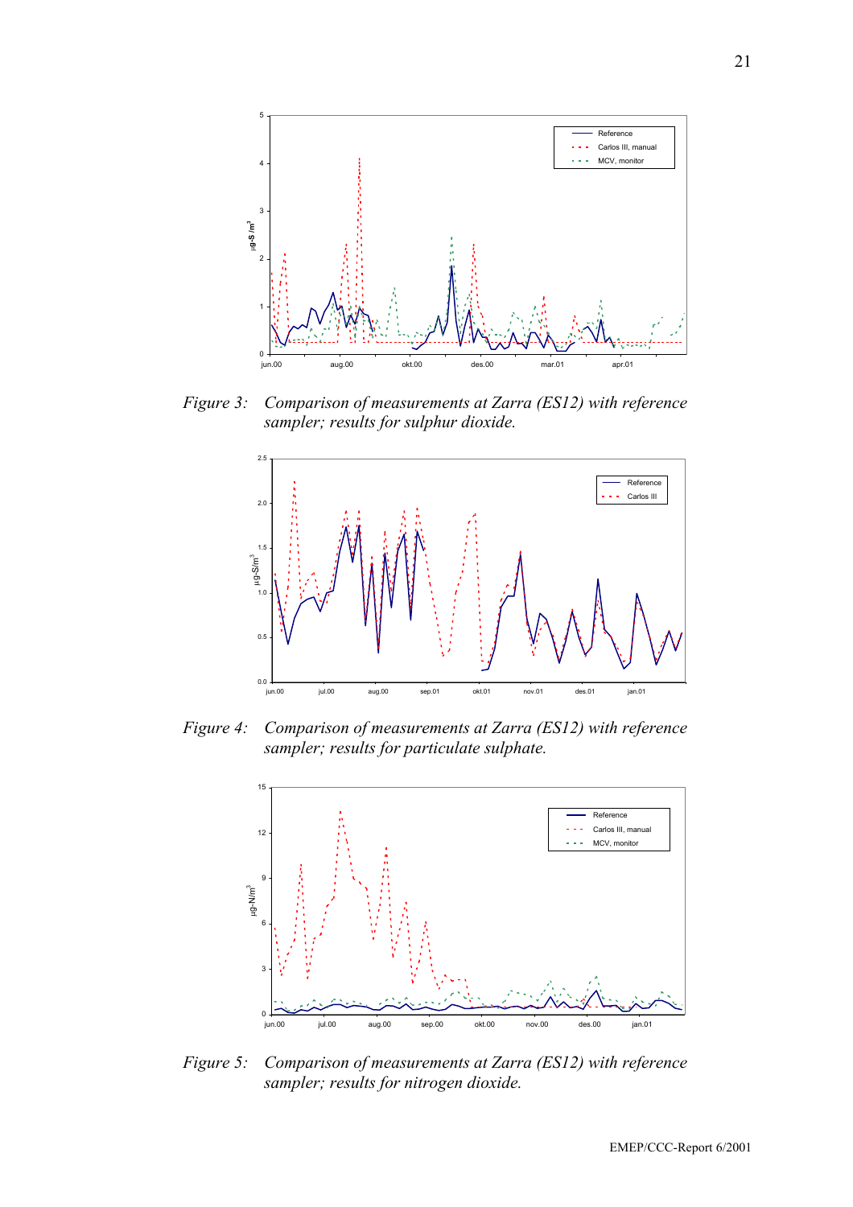Figure 3: *Comparison of measurements at Zarra (ES12) with reference sampler; results for sulphur dioxide.*

Figure 4: *Comparison of measurements at Zarra (ES12) with reference sampler; results for particulate sulphate.*

Figure 5: *Comparison of measurements at Zarra (ES12) with reference sampler; results for nitrogen dioxide.*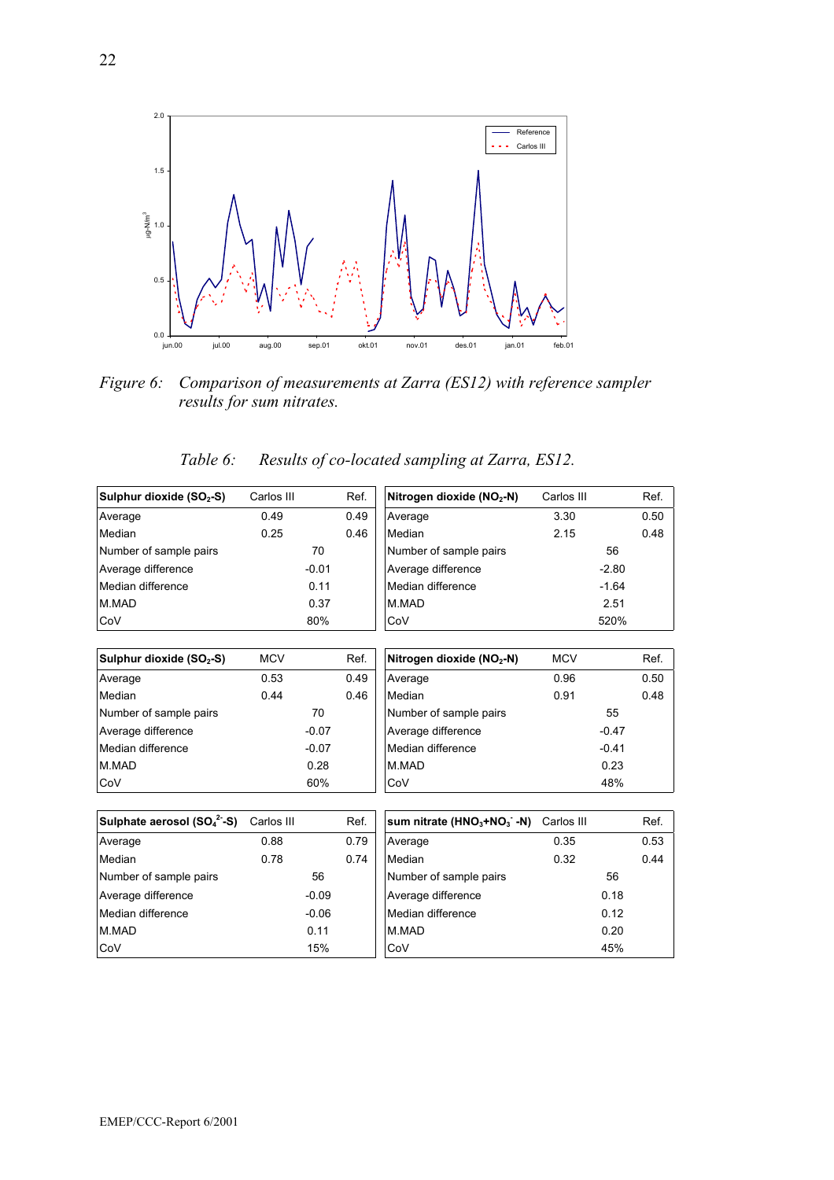*Figure 6: Comparison of measurements at Zarra (ES12) with reference sampler results for sum nitrates.*

*Table 6: Results of co-located sampling at Zarra, ES12.*

| **Sulphur dioxide ($SO_2$-S)** | Carlos III | Ref. |
|---|---|---|
| Average | 0.49 | 0.49 |
| Median | 0.25 | 0.46 |
| Number of sample pairs | 70 | |
| Average difference | -0.01 | |
| Median difference | 0.11 | |
| M.MAD | 0.37 | |
| CoV | 80% | |

| **Nitrogen dioxide ($NO_2$-N)** | Carlos III | Ref. |
|---|---|---|
| Average | 3.30 | 0.50 |
| Median | 2.15 | 0.48 |
| Number of sample pairs | 56 | |
| Average difference | -2.80 | |
| Median difference | -1.64 | |
| M.MAD | 2.51 | |
| CoV | 520% | |

| **Sulphur dioxide ($SO_2$-S)** | MCV | Ref. |
|---|---|---|
| Average | 0.53 | 0.49 |
| Median | 0.44 | 0.46 |
| Number of sample pairs | 70 | |
| Average difference | -0.07 | |
| Median difference | -0.07 | |
| M.MAD | 0.28 | |
| CoV | 60% | |

| **Nitrogen dioxide ($NO_2$-N)** | MCV | Ref. |
|---|---|---|
| Average | 0.96 | 0.50 |
| Median | 0.91 | 0.48 |
| Number of sample pairs | 55 | |
| Average difference | -0.47 | |
| Median difference | -0.41 | |
| M.MAD | 0.23 | |
| CoV | 48% | |

| **Sulphate aerosol ($SO_4^{2-}$-S)** | Carlos III | Ref. |
|---|---|---|
| Average | 0.88 | 0.79 |
| Median | 0.78 | 0.74 |
| Number of sample pairs | 56 | |
| Average difference | -0.09 | |
| Median difference | -0.06 | |
| M.MAD | 0.11 | |
| CoV | 15% | |

| **sum nitrate ($HNO_3$+$NO_3^-$ -N)** | Carlos III | Ref. |
|---|---|---|
| Average | 0.35 | 0.53 |
| Median | 0.32 | 0.44 |
| Number of sample pairs | 56 | |
| Average difference | 0.18 | |
| Median difference | 0.12 | |
| M.MAD | 0.20 | |
| CoV | 45% | |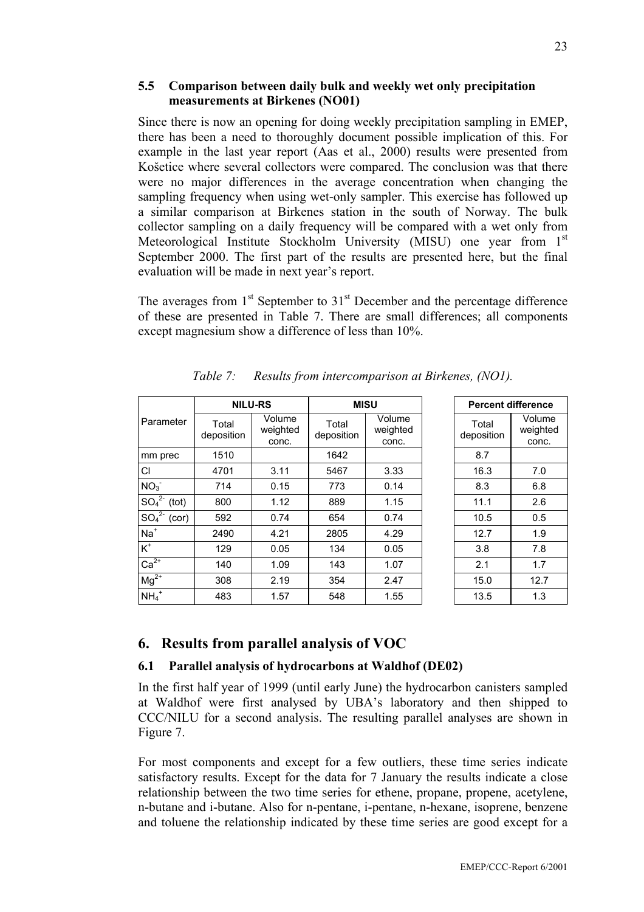### 5.5 Comparison between daily bulk and weekly wet only precipitation measurements at Birkenes (NO01)

Since there is now an opening for doing weekly precipitation sampling in EMEP, there has been a need to thoroughly document possible implication of this. For example in the last year report (Aas et al., 2000) results were presented from Košetice where several collectors were compared. The conclusion was that there were no major differences in the average concentration when changing the sampling frequency when using wet-only sampler. This exercise has followed up a similar comparison at Birkenes station in the south of Norway. The bulk collector sampling on a daily frequency will be compared with a wet only from Meteorological Institute Stockholm University (MISU) one year from 1st September 2000. The first part of the results are presented here, but the final evaluation will be made in next year's report.

The averages from 1st September to 31st December and the percentage difference of these are presented in Table 7. There are small differences; all components except magnesium show a difference of less than 10%.

*Table 7: Results from intercomparison at Birkenes, (NO1).*

| Parameter | NILU-RS | | MISU | | Percent difference | |
|---|---|---|---|---|---|---|
| | Total deposition | Volume weighted conc. | Total deposition | Volume weighted conc. | Total deposition | Volume weighted conc. |
| mm prec | 1510 | | 1642 | | 8.7 | |
| Cl | 4701 | 3.11 | 5467 | 3.33 | 16.3 | 7.0 |
| $NO_3^-$ | 714 | 0.15 | 773 | 0.14 | 8.3 | 6.8 |
| $SO_4^{2-}$ (tot) | 800 | 1.12 | 889 | 1.15 | 11.1 | 2.6 |
| $SO_4^{2-}$ (cor) | 592 | 0.74 | 654 | 0.74 | 10.5 | 0.5 |
| $Na^+$ | 2490 | 4.21 | 2805 | 4.29 | 12.7 | 1.9 |
| $K^+$ | 129 | 0.05 | 134 | 0.05 | 3.8 | 7.8 |
| $Ca^{2+}$ | 140 | 1.09 | 143 | 1.07 | 2.1 | 1.7 |
| $Mg^{2+}$ | 308 | 2.19 | 354 | 2.47 | 15.0 | 12.7 |
| $NH_4^+$ | 483 | 1.57 | 548 | 1.55 | 13.5 | 1.3 |

## 6. Results from parallel analysis of VOC

### 6.1 Parallel analysis of hydrocarbons at Waldhof (DE02)

In the first half year of 1999 (until early June) the hydrocarbon canisters sampled at Waldhof were first analysed by UBA's laboratory and then shipped to CCC/NILU for a second analysis. The resulting parallel analyses are shown in Figure 7.

For most components and except for a few outliers, these time series indicate satisfactory results. Except for the data for 7 January the results indicate a close relationship between the two time series for ethene, propane, propene, acetylene, n-butane and i-butane. Also for n-pentane, i-pentane, n-hexane, isoprene, benzene and toluene the relationship indicated by these time series are good except for a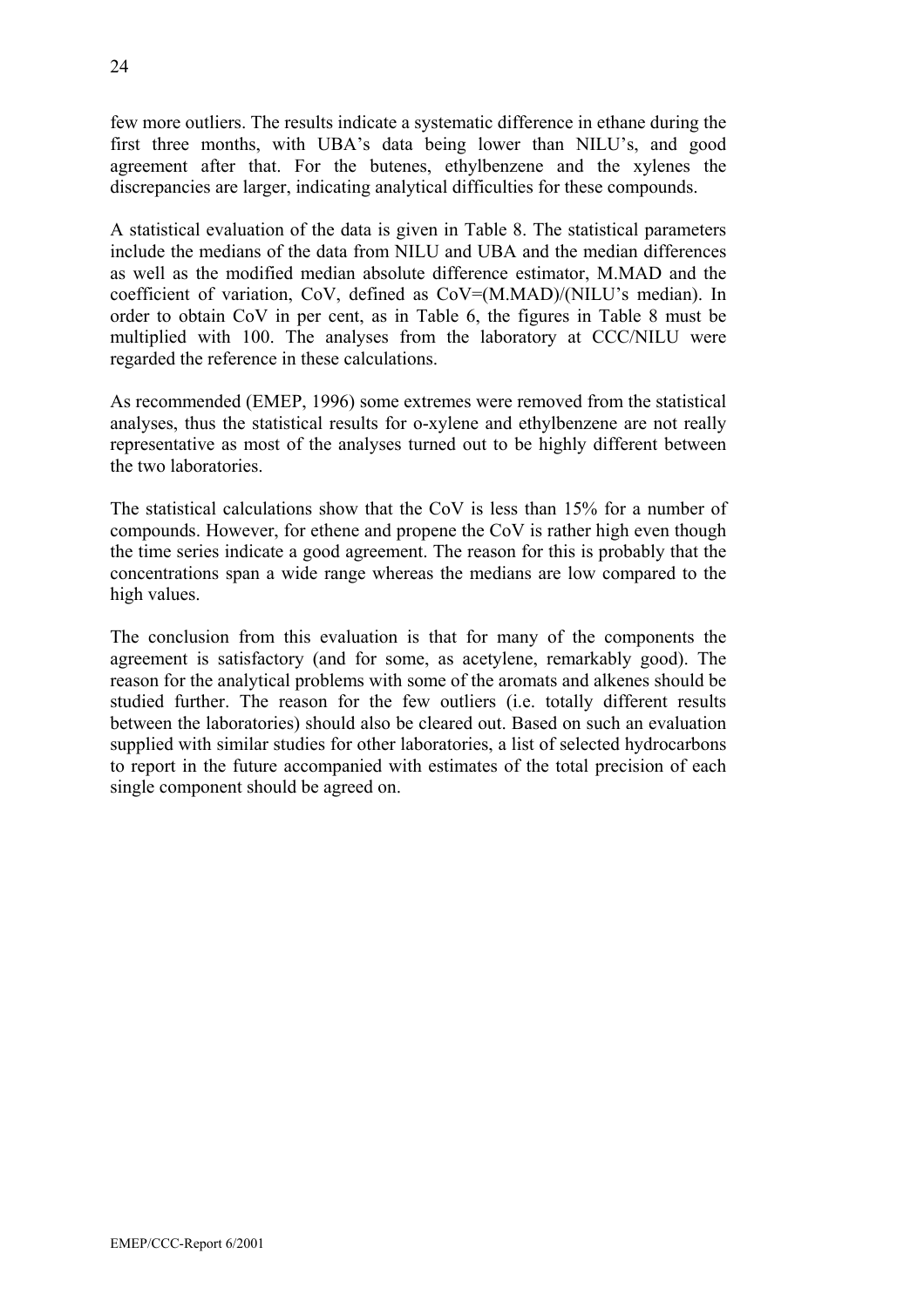few more outliers. The results indicate a systematic difference in ethane during the first three months, with UBA's data being lower than NILU's, and good agreement after that. For the butenes, ethylbenzene and the xylenes the discrepancies are larger, indicating analytical difficulties for these compounds.

A statistical evaluation of the data is given in Table 8. The statistical parameters include the medians of the data from NILU and UBA and the median differences as well as the modified median absolute difference estimator, M.MAD and the coefficient of variation, CoV, defined as CoV=(M.MAD)/(NILU's median). In order to obtain CoV in per cent, as in Table 6, the figures in Table 8 must be multiplied with 100. The analyses from the laboratory at CCC/NILU were regarded the reference in these calculations.

As recommended (EMEP, 1996) some extremes were removed from the statistical analyses, thus the statistical results for o-xylene and ethylbenzene are not really representative as most of the analyses turned out to be highly different between the two laboratories.

The statistical calculations show that the CoV is less than 15% for a number of compounds. However, for ethene and propene the CoV is rather high even though the time series indicate a good agreement. The reason for this is probably that the concentrations span a wide range whereas the medians are low compared to the high values.

The conclusion from this evaluation is that for many of the components the agreement is satisfactory (and for some, as acetylene, remarkably good). The reason for the analytical problems with some of the aromats and alkenes should be studied further. The reason for the few outliers (i.e. totally different results between the laboratories) should also be cleared out. Based on such an evaluation supplied with similar studies for other laboratories, a list of selected hydrocarbons to report in the future accompanied with estimates of the total precision of each single component should be agreed on.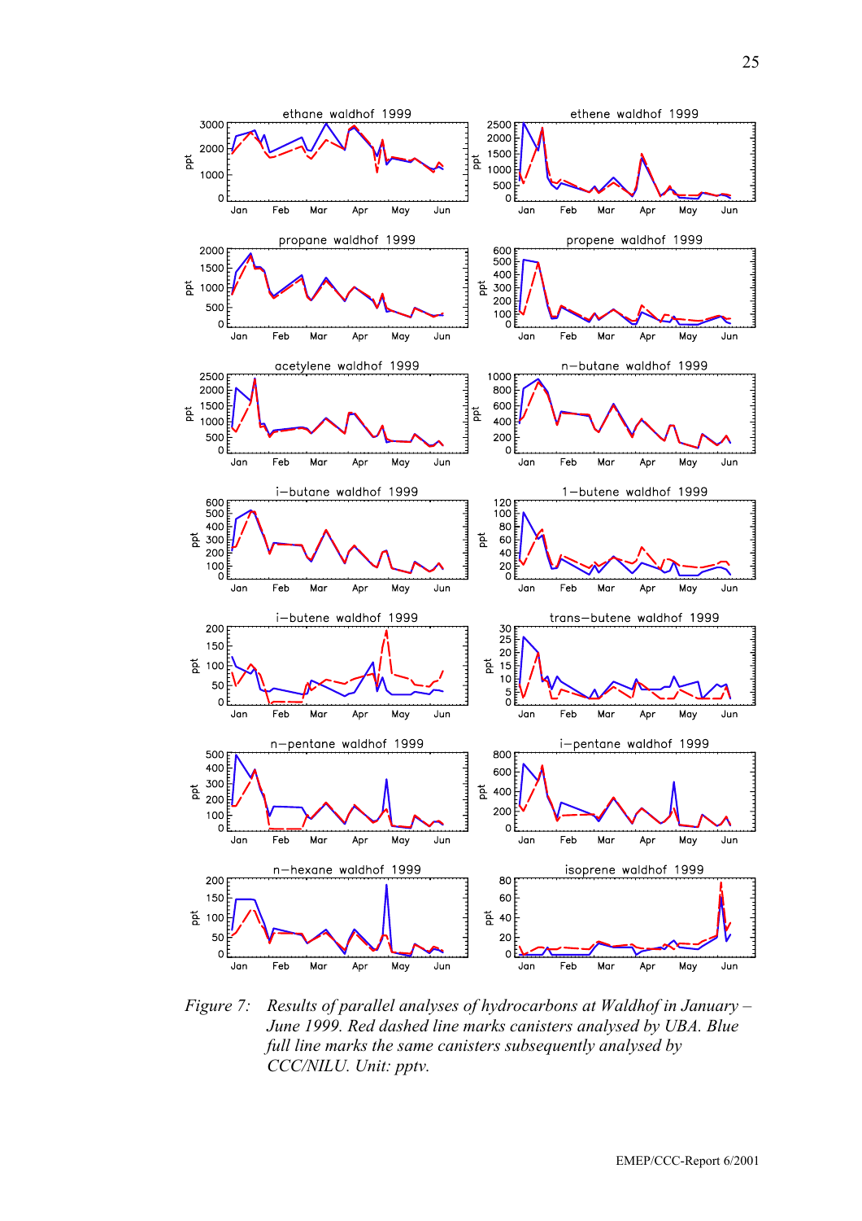Figure 7: *Results of parallel analyses of hydrocarbons at Waldhof in January – June 1999. Red dashed line marks canisters analysed by UBA. Blue full line marks the same canisters subsequently analysed by CCC/NILU. Unit: pptv.*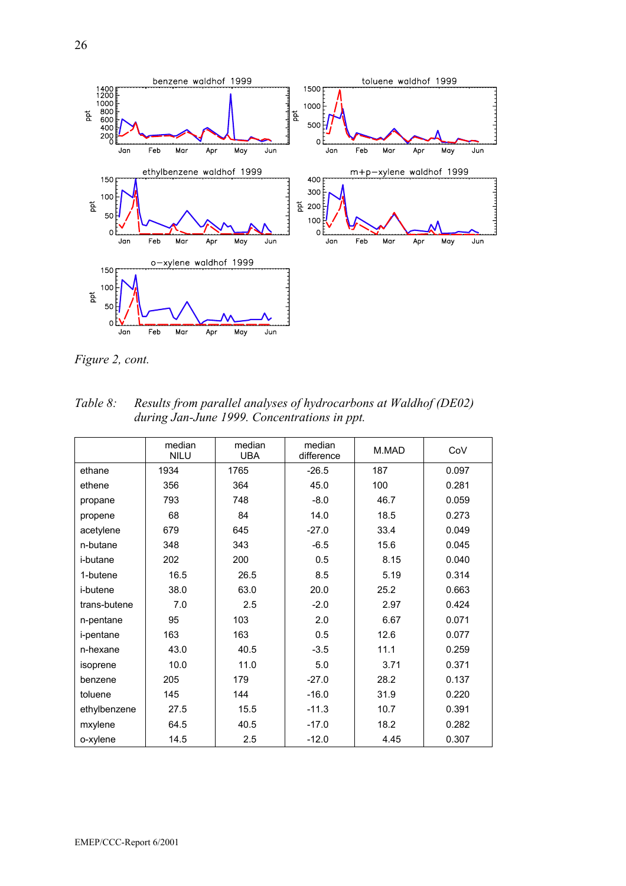*Figure 2, cont.*

*Table 8: Results from parallel analyses of hydrocarbons at Waldhof (DE02) during Jan-June 1999. Concentrations in ppt.*

| | median NILU | median UBA | median difference | M.MAD | CoV |
|---|---|---|---|---|---|
| ethane | 1934 | 1765 | -26.5 | 187 | 0.097 |
| ethene | 356 | 364 | 45.0 | 100 | 0.281 |
| propane | 793 | 748 | -8.0 | 46.7 | 0.059 |
| propene | 68 | 84 | 14.0 | 18.5 | 0.273 |
| acetylene | 679 | 645 | -27.0 | 33.4 | 0.049 |
| n-butane | 348 | 343 | -6.5 | 15.6 | 0.045 |
| i-butane | 202 | 200 | 0.5 | 8.15 | 0.040 |
| 1-butene | 16.5 | 26.5 | 8.5 | 5.19 | 0.314 |
| i-butene | 38.0 | 63.0 | 20.0 | 25.2 | 0.663 |
| trans-butene | 7.0 | 2.5 | -2.0 | 2.97 | 0.424 |
| n-pentane | 95 | 103 | 2.0 | 6.67 | 0.071 |
| i-pentane | 163 | 163 | 0.5 | 12.6 | 0.077 |
| n-hexane | 43.0 | 40.5 | -3.5 | 11.1 | 0.259 |
| isoprene | 10.0 | 11.0 | 5.0 | 3.71 | 0.371 |
| benzene | 205 | 179 | -27.0 | 28.2 | 0.137 |
| toluene | 145 | 144 | -16.0 | 31.9 | 0.220 |
| ethylbenzene | 27.5 | 15.5 | -11.3 | 10.7 | 0.391 |
| mxylene | 64.5 | 40.5 | -17.0 | 18.2 | 0.282 |
| o-xylene | 14.5 | 2.5 | -12.0 | 4.45 | 0.307 |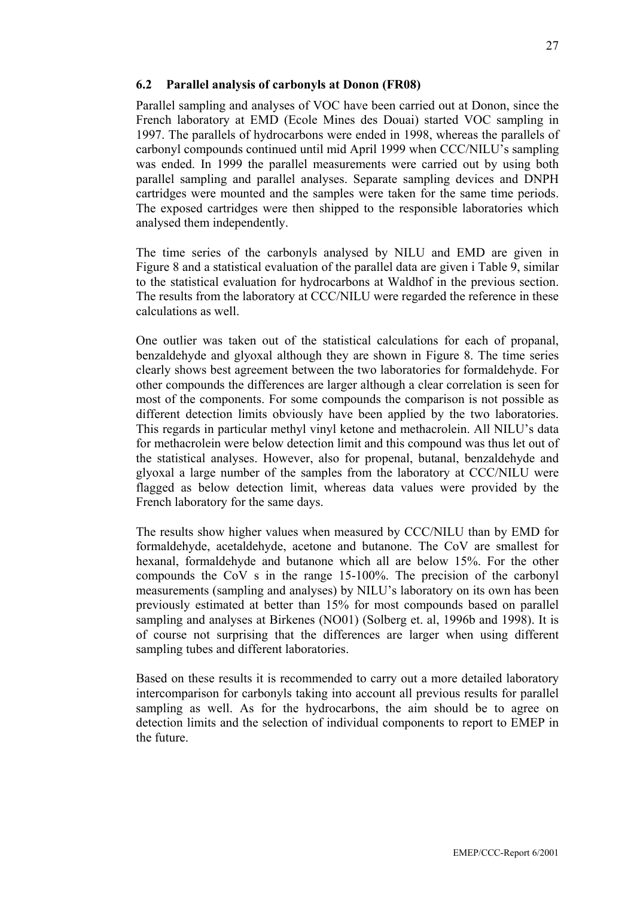### 6.2 Parallel analysis of carbonyls at Donon (FR08)

Parallel sampling and analyses of VOC have been carried out at Donon, since the French laboratory at EMD (Ecole Mines des Douai) started VOC sampling in 1997. The parallels of hydrocarbons were ended in 1998, whereas the parallels of carbonyl compounds continued until mid April 1999 when CCC/NILU's sampling was ended. In 1999 the parallel measurements were carried out by using both parallel sampling and parallel analyses. Separate sampling devices and DNPH cartridges were mounted and the samples were taken for the same time periods. The exposed cartridges were then shipped to the responsible laboratories which analysed them independently.

The time series of the carbonyls analysed by NILU and EMD are given in Figure 8 and a statistical evaluation of the parallel data are given i Table 9, similar to the statistical evaluation for hydrocarbons at Waldhof in the previous section. The results from the laboratory at CCC/NILU were regarded the reference in these calculations as well.

One outlier was taken out of the statistical calculations for each of propanal, benzaldehyde and glyoxal although they are shown in Figure 8. The time series clearly shows best agreement between the two laboratories for formaldehyde. For other compounds the differences are larger although a clear correlation is seen for most of the components. For some compounds the comparison is not possible as different detection limits obviously have been applied by the two laboratories. This regards in particular methyl vinyl ketone and methacrolein. All NILU's data for methacrolein were below detection limit and this compound was thus let out of the statistical analyses. However, also for propenal, butanal, benzaldehyde and glyoxal a large number of the samples from the laboratory at CCC/NILU were flagged as below detection limit, whereas data values were provided by the French laboratory for the same days.

The results show higher values when measured by CCC/NILU than by EMD for formaldehyde, acetaldehyde, acetone and butanone. The CoV are smallest for hexanal, formaldehyde and butanone which all are below 15%. For the other compounds the CoV s in the range 15-100%. The precision of the carbonyl measurements (sampling and analyses) by NILU's laboratory on its own has been previously estimated at better than 15% for most compounds based on parallel sampling and analyses at Birkenes (NO01) (Solberg et. al, 1996b and 1998). It is of course not surprising that the differences are larger when using different sampling tubes and different laboratories.

Based on these results it is recommended to carry out a more detailed laboratory intercomparison for carbonyls taking into account all previous results for parallel sampling as well. As for the hydrocarbons, the aim should be to agree on detection limits and the selection of individual components to report to EMEP in the future.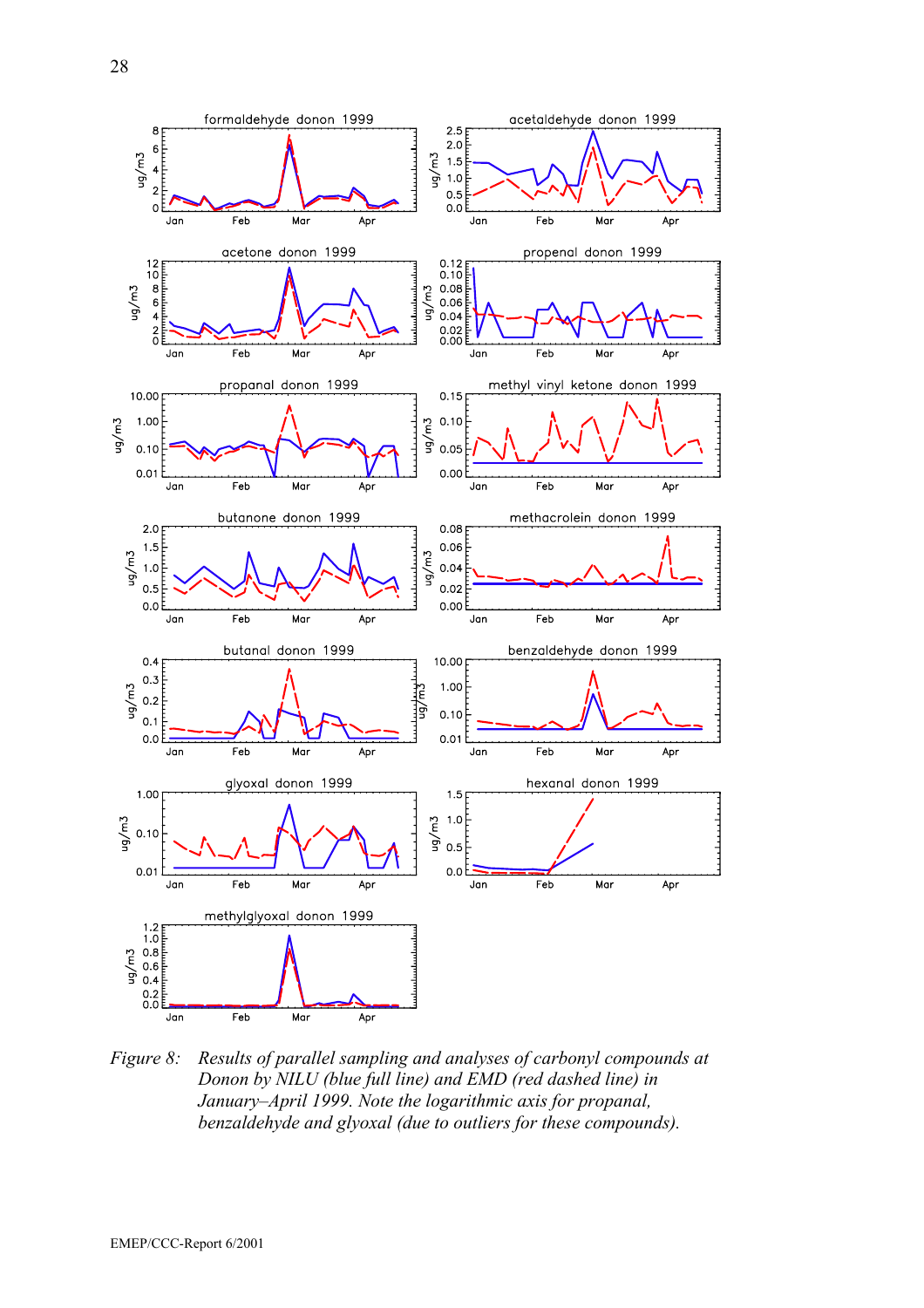*Figure 8: Results of parallel sampling and analyses of carbonyl compounds at Donon by NILU (blue full line) and EMD (red dashed line) in January–April 1999. Note the logarithmic axis for propanal, benzaldehyde and glyoxal (due to outliers for these compounds).*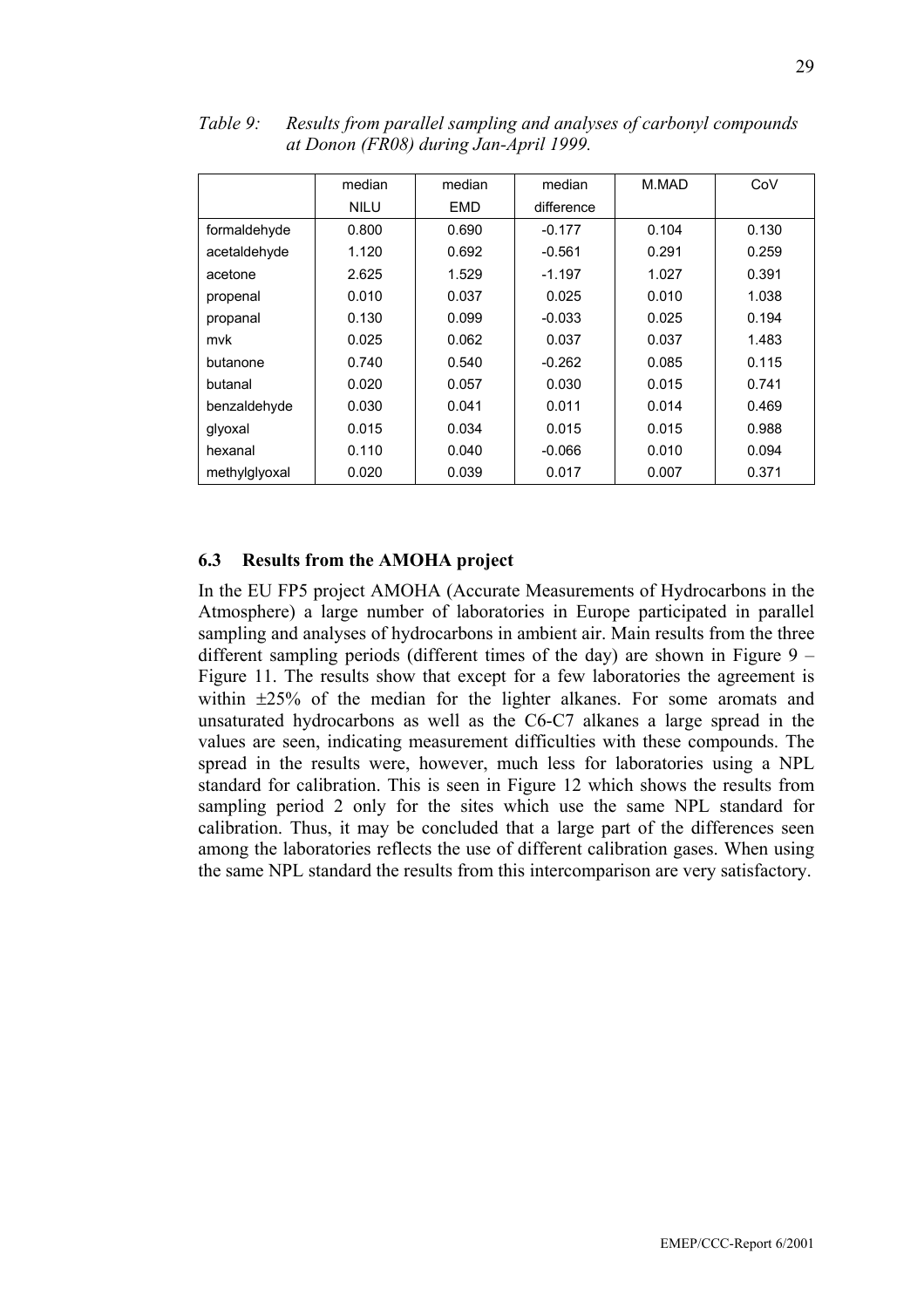*Table 9: Results from parallel sampling and analyses of carbonyl compounds at Donon (FR08) during Jan-April 1999.*

| | median NILU | median EMD | median difference | M.MAD | CoV |
|---|---|---|---|---|---|
| formaldehyde | 0.800 | 0.690 | -0.177 | 0.104 | 0.130 |
| acetaldehyde | 1.120 | 0.692 | -0.561 | 0.291 | 0.259 |
| acetone | 2.625 | 1.529 | -1.197 | 1.027 | 0.391 |
| propenal | 0.010 | 0.037 | 0.025 | 0.010 | 1.038 |
| propanal | 0.130 | 0.099 | -0.033 | 0.025 | 0.194 |
| mvk | 0.025 | 0.062 | 0.037 | 0.037 | 1.483 |
| butanone | 0.740 | 0.540 | -0.262 | 0.085 | 0.115 |
| butanal | 0.020 | 0.057 | 0.030 | 0.015 | 0.741 |
| benzaldehyde | 0.030 | 0.041 | 0.011 | 0.014 | 0.469 |
| glyoxal | 0.015 | 0.034 | 0.015 | 0.015 | 0.988 |
| hexanal | 0.110 | 0.040 | -0.066 | 0.010 | 0.094 |
| methylglyoxal | 0.020 | 0.039 | 0.017 | 0.007 | 0.371 |

## 6.3 Results from the AMOHA project

In the EU FP5 project AMOHA (Accurate Measurements of Hydrocarbons in the Atmosphere) a large number of laboratories in Europe participated in parallel sampling and analyses of hydrocarbons in ambient air. Main results from the three different sampling periods (different times of the day) are shown in Figure 9 – Figure 11. The results show that except for a few laboratories the agreement is within ±25% of the median for the lighter alkanes. For some aromats and unsaturated hydrocarbons as well as the C6-C7 alkanes a large spread in the values are seen, indicating measurement difficulties with these compounds. The spread in the results were, however, much less for laboratories using a NPL standard for calibration. This is seen in Figure 12 which shows the results from sampling period 2 only for the sites which use the same NPL standard for calibration. Thus, it may be concluded that a large part of the differences seen among the laboratories reflects the use of different calibration gases. When using the same NPL standard the results from this intercomparison are very satisfactory.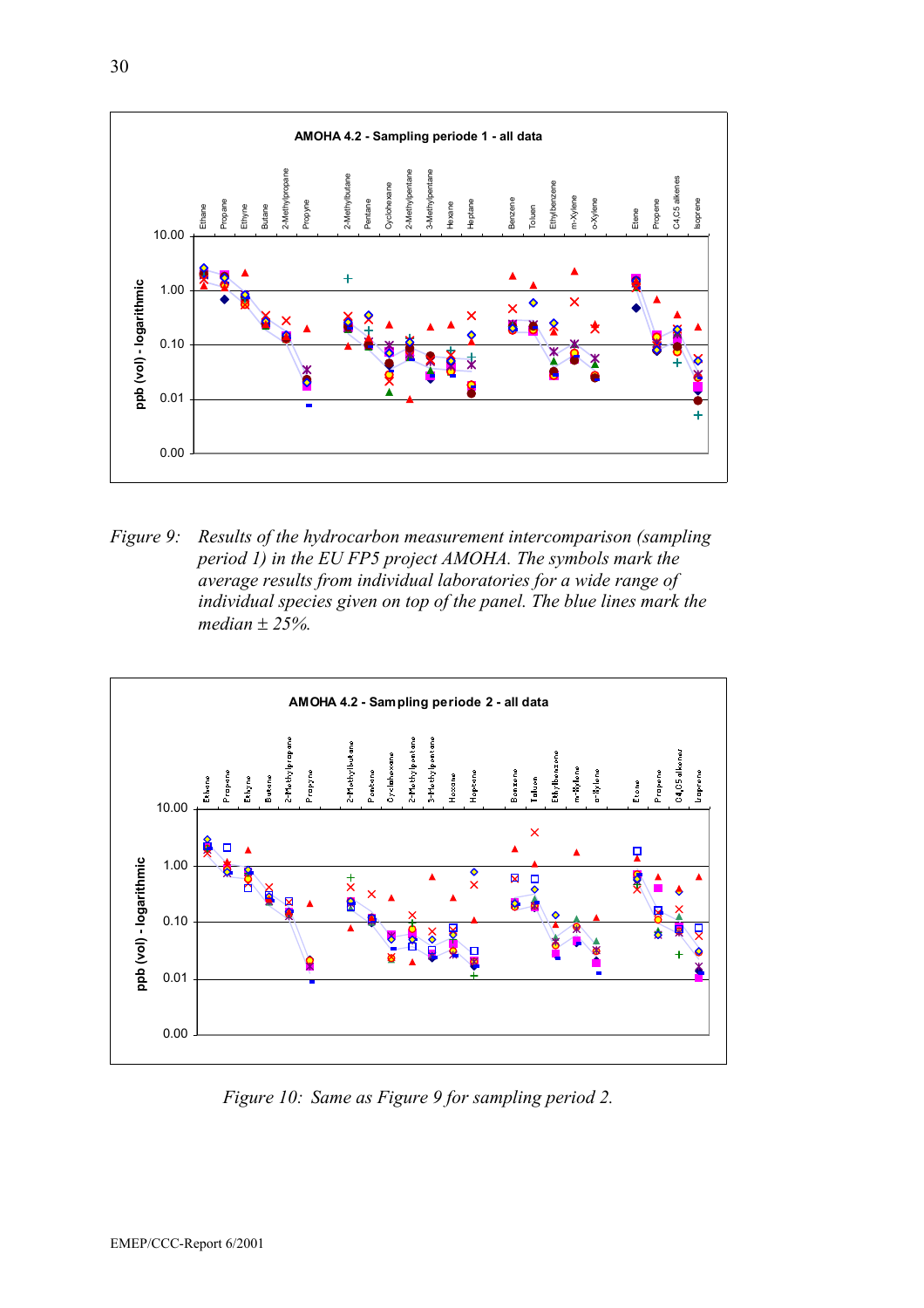*Figure 9: Results of the hydrocarbon measurement intercomparison (sampling period 1) in the EU FP5 project AMOHA. The symbols mark the average results from individual laboratories for a wide range of individual species given on top of the panel. The blue lines mark the median ± 25%.*

*Figure 10: Same as Figure 9 for sampling period 2.*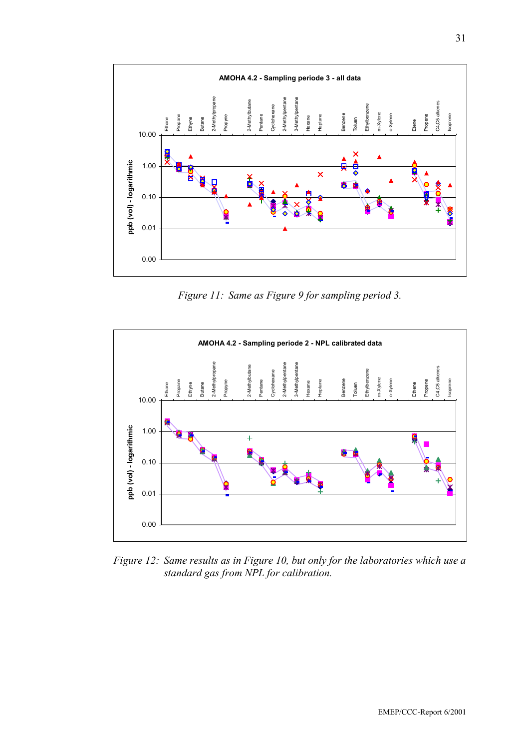**AMOHA 4.2 - Sampling periode 3 - all data**

Figure 11: *Same as Figure 9 for sampling period 3.*

**AMOHA 4.2 - Sampling periode 2 - NPL calibrated data**

Figure 12: *Same results as in Figure 10, but only for the laboratories which use a standard gas from NPL for calibration.*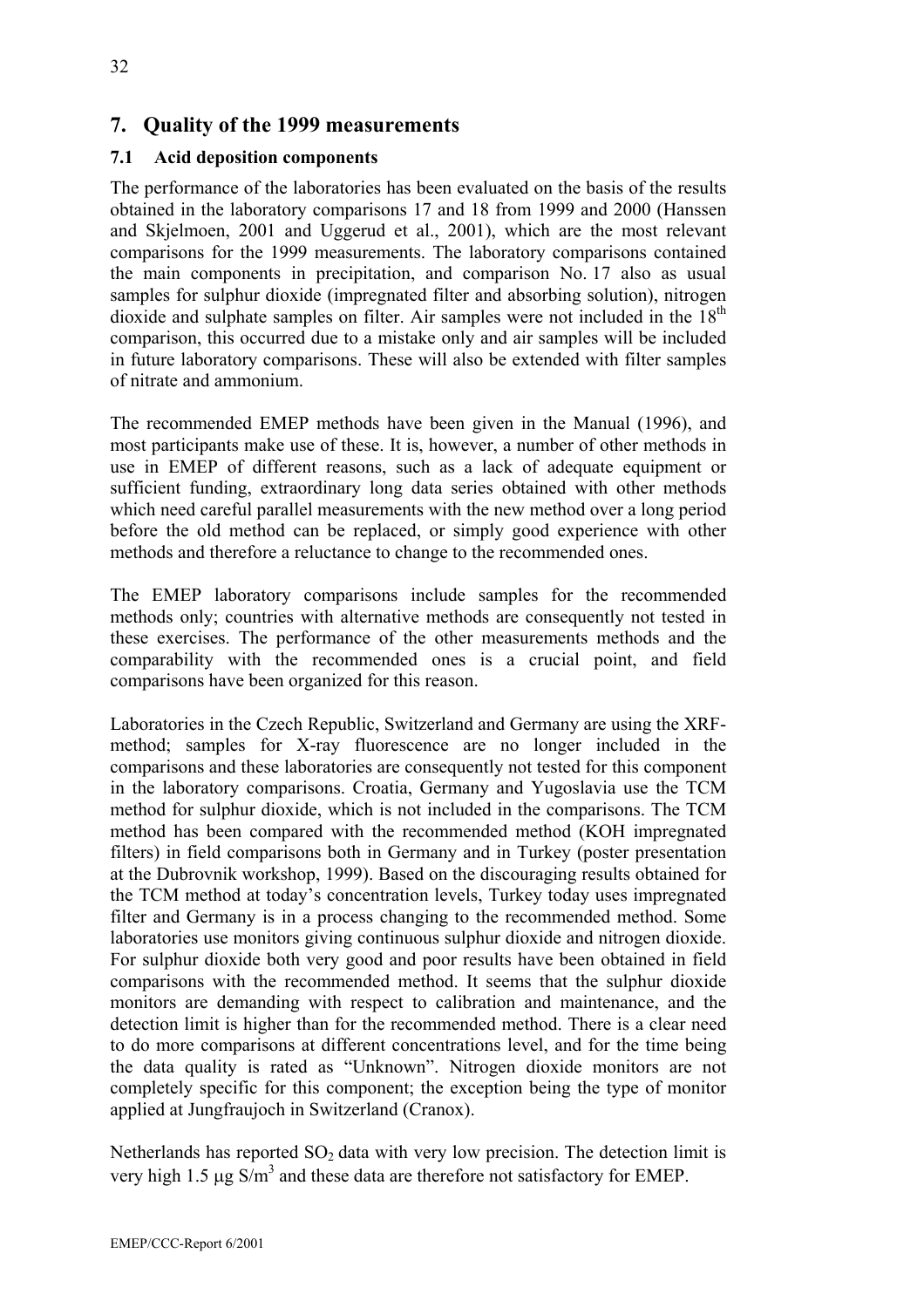# 7. Quality of the 1999 measurements

## 7.1 Acid deposition components

The performance of the laboratories has been evaluated on the basis of the results obtained in the laboratory comparisons 17 and 18 from 1999 and 2000 (Hanssen and Skjelmoen, 2001 and Uggerud et al., 2001), which are the most relevant comparisons for the 1999 measurements. The laboratory comparisons contained the main components in precipitation, and comparison No. 17 also as usual samples for sulphur dioxide (impregnated filter and absorbing solution), nitrogen dioxide and sulphate samples on filter. Air samples were not included in the 18th comparison, this occurred due to a mistake only and air samples will be included in future laboratory comparisons. These will also be extended with filter samples of nitrate and ammonium.

The recommended EMEP methods have been given in the Manual (1996), and most participants make use of these. It is, however, a number of other methods in use in EMEP of different reasons, such as a lack of adequate equipment or sufficient funding, extraordinary long data series obtained with other methods which need careful parallel measurements with the new method over a long period before the old method can be replaced, or simply good experience with other methods and therefore a reluctance to change to the recommended ones.

The EMEP laboratory comparisons include samples for the recommended methods only; countries with alternative methods are consequently not tested in these exercises. The performance of the other measurements methods and the comparability with the recommended ones is a crucial point, and field comparisons have been organized for this reason.

Laboratories in the Czech Republic, Switzerland and Germany are using the XRF-method; samples for X-ray fluorescence are no longer included in the comparisons and these laboratories are consequently not tested for this component in the laboratory comparisons. Croatia, Germany and Yugoslavia use the TCM method for sulphur dioxide, which is not included in the comparisons. The TCM method has been compared with the recommended method (KOH impregnated filters) in field comparisons both in Germany and in Turkey (poster presentation at the Dubrovnik workshop, 1999). Based on the discouraging results obtained for the TCM method at today's concentration levels, Turkey today uses impregnated filter and Germany is in a process changing to the recommended method. Some laboratories use monitors giving continuous sulphur dioxide and nitrogen dioxide. For sulphur dioxide both very good and poor results have been obtained in field comparisons with the recommended method. It seems that the sulphur dioxide monitors are demanding with respect to calibration and maintenance, and the detection limit is higher than for the recommended method. There is a clear need to do more comparisons at different concentrations level, and for the time being the data quality is rated as "Unknown". Nitrogen dioxide monitors are not completely specific for this component; the exception being the type of monitor applied at Jungfraujoch in Switzerland (Cranox).

Netherlands has reported $SO_2$ data with very low precision. The detection limit is very high 1.5 $\mu$g S/m$^3$ and these data are therefore not satisfactory for EMEP.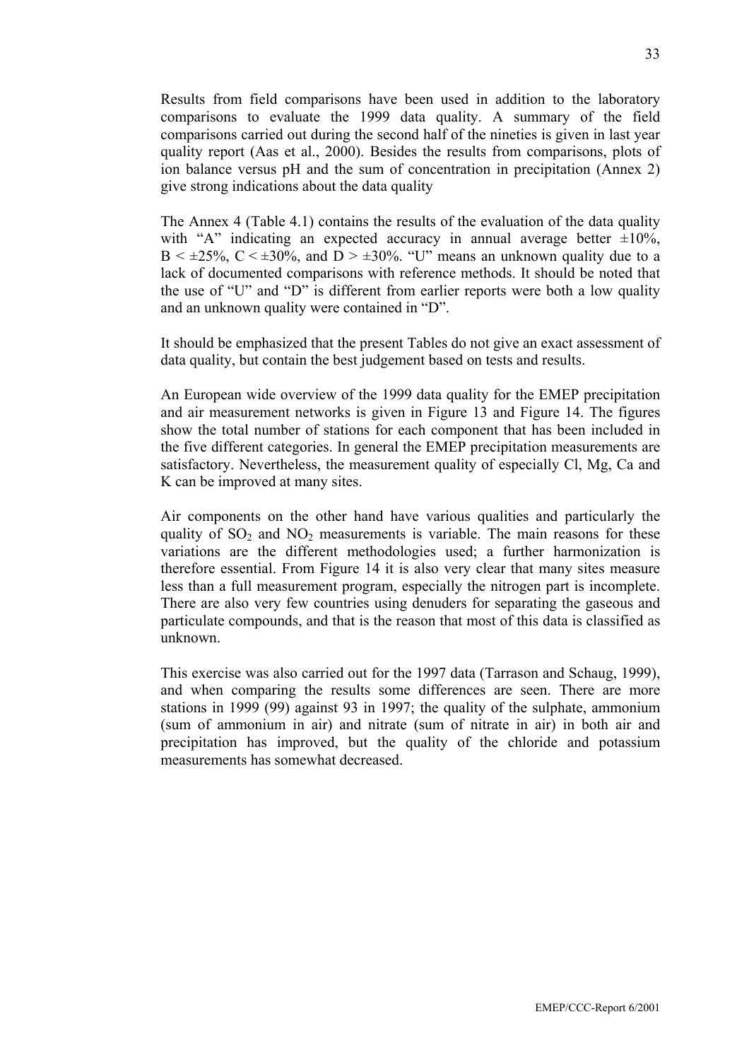Results from field comparisons have been used in addition to the laboratory comparisons to evaluate the 1999 data quality. A summary of the field comparisons carried out during the second half of the nineties is given in last year quality report (Aas et al., 2000). Besides the results from comparisons, plots of ion balance versus pH and the sum of concentration in precipitation (Annex 2) give strong indications about the data quality

The Annex 4 (Table 4.1) contains the results of the evaluation of the data quality with "A" indicating an expected accuracy in annual average better ±10%, B < ±25%, C < ±30%, and D > ±30%. "U" means an unknown quality due to a lack of documented comparisons with reference methods. It should be noted that the use of "U" and "D" is different from earlier reports were both a low quality and an unknown quality were contained in "D".

It should be emphasized that the present Tables do not give an exact assessment of data quality, but contain the best judgement based on tests and results.

An European wide overview of the 1999 data quality for the EMEP precipitation and air measurement networks is given in Figure 13 and Figure 14. The figures show the total number of stations for each component that has been included in the five different categories. In general the EMEP precipitation measurements are satisfactory. Nevertheless, the measurement quality of especially Cl, Mg, Ca and K can be improved at many sites.

Air components on the other hand have various qualities and particularly the quality of $SO_2$ and $NO_2$ measurements is variable. The main reasons for these variations are the different methodologies used; a further harmonization is therefore essential. From Figure 14 it is also very clear that many sites measure less than a full measurement program, especially the nitrogen part is incomplete. There are also very few countries using denuders for separating the gaseous and particulate compounds, and that is the reason that most of this data is classified as unknown.

This exercise was also carried out for the 1997 data (Tarrason and Schaug, 1999), and when comparing the results some differences are seen. There are more stations in 1999 (99) against 93 in 1997; the quality of the sulphate, ammonium (sum of ammonium in air) and nitrate (sum of nitrate in air) in both air and precipitation has improved, but the quality of the chloride and potassium measurements has somewhat decreased.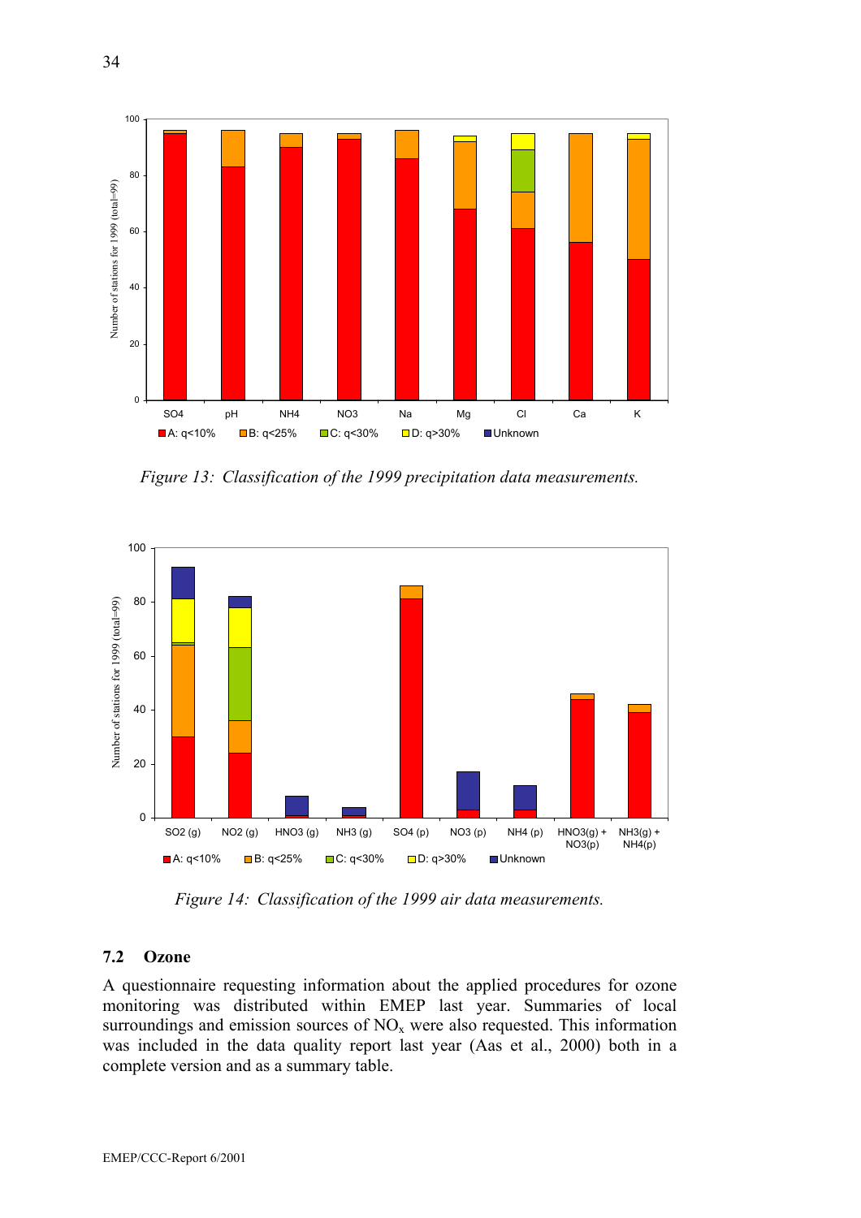*Figure 13: Classification of the 1999 precipitation data measurements.*

*Figure 14: Classification of the 1999 air data measurements.*

## 7.2 Ozone

A questionnaire requesting information about the applied procedures for ozone monitoring was distributed within EMEP last year. Summaries of local surroundings and emission sources of $NO_x$ were also requested. This information was included in the data quality report last year (Aas et al., 2000) both in a complete version and as a summary table.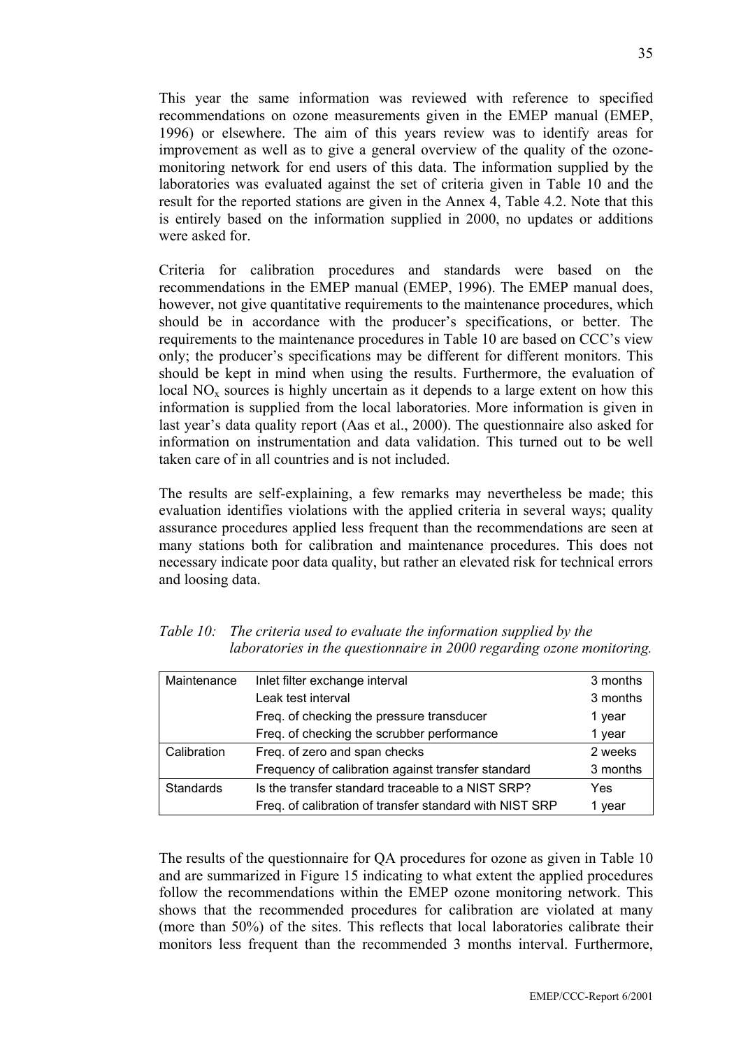This year the same information was reviewed with reference to specified recommendations on ozone measurements given in the EMEP manual (EMEP, 1996) or elsewhere. The aim of this years review was to identify areas for improvement as well as to give a general overview of the quality of the ozone-monitoring network for end users of this data. The information supplied by the laboratories was evaluated against the set of criteria given in Table 10 and the result for the reported stations are given in the Annex 4, Table 4.2. Note that this is entirely based on the information supplied in 2000, no updates or additions were asked for.

Criteria for calibration procedures and standards were based on the recommendations in the EMEP manual (EMEP, 1996). The EMEP manual does, however, not give quantitative requirements to the maintenance procedures, which should be in accordance with the producer's specifications, or better. The requirements to the maintenance procedures in Table 10 are based on CCC's view only; the producer's specifications may be different for different monitors. This should be kept in mind when using the results. Furthermore, the evaluation of local $NO_x$ sources is highly uncertain as it depends to a large extent on how this information is supplied from the local laboratories. More information is given in last year's data quality report (Aas et al., 2000). The questionnaire also asked for information on instrumentation and data validation. This turned out to be well taken care of in all countries and is not included.

The results are self-explaining, a few remarks may nevertheless be made; this evaluation identifies violations with the applied criteria in several ways; quality assurance procedures applied less frequent than the recommendations are seen at many stations both for calibration and maintenance procedures. This does not necessary indicate poor data quality, but rather an elevated risk for technical errors and loosing data.

*Table 10: The criteria used to evaluate the information supplied by the laboratories in the questionnaire in 2000 regarding ozone monitoring.*

| | | |
|---|---|---|
| Maintenance | Inlet filter exchange interval | 3 months |
| | Leak test interval | 3 months |
| | Freq. of checking the pressure transducer | 1 year |
| | Freq. of checking the scrubber performance | 1 year |
| Calibration | Freq. of zero and span checks | 2 weeks |
| | Frequency of calibration against transfer standard | 3 months |
| Standards | Is the transfer standard traceable to a NIST SRP? | Yes |
| | Freq. of calibration of transfer standard with NIST SRP | 1 year |

The results of the questionnaire for QA procedures for ozone as given in Table 10 and are summarized in Figure 15 indicating to what extent the applied procedures follow the recommendations within the EMEP ozone monitoring network. This shows that the recommended procedures for calibration are violated at many (more than 50%) of the sites. This reflects that local laboratories calibrate their monitors less frequent than the recommended 3 months interval. Furthermore,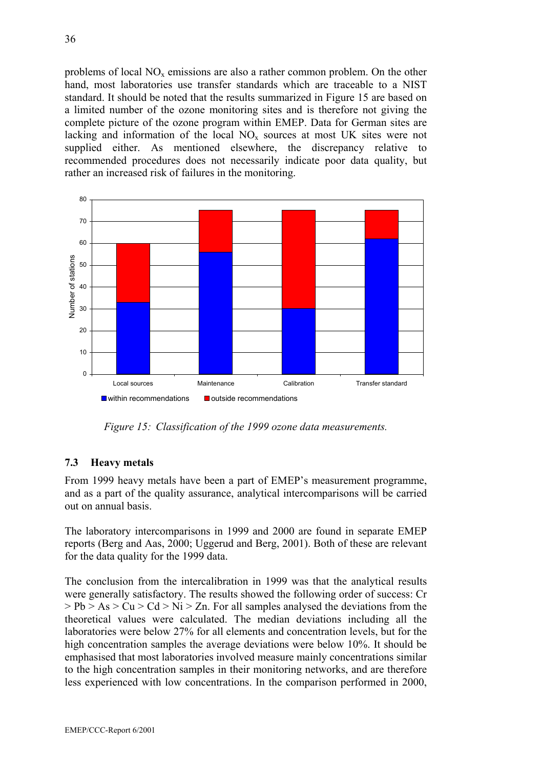problems of local $NO_x$ emissions are also a rather common problem. On the other hand, most laboratories use transfer standards which are traceable to a NIST standard. It should be noted that the results summarized in Figure 15 are based on a limited number of the ozone monitoring sites and is therefore not giving the complete picture of the ozone program within EMEP. Data for German sites are lacking and information of the local $NO_x$ sources at most UK sites were not supplied either. As mentioned elsewhere, the discrepancy relative to recommended procedures does not necessarily indicate poor data quality, but rather an increased risk of failures in the monitoring.

*Figure 15: Classification of the 1999 ozone data measurements.*

### 7.3 Heavy metals

From 1999 heavy metals have been a part of EMEP's measurement programme, and as a part of the quality assurance, analytical intercomparisons will be carried out on annual basis.

The laboratory intercomparisons in 1999 and 2000 are found in separate EMEP reports (Berg and Aas, 2000; Uggerud and Berg, 2001). Both of these are relevant for the data quality for the 1999 data.

The conclusion from the intercalibration in 1999 was that the analytical results were generally satisfactory. The results showed the following order of success: Cr > Pb > As > Cu > Cd > Ni > Zn. For all samples analysed the deviations from the theoretical values were calculated. The median deviations including all the laboratories were below 27% for all elements and concentration levels, but for the high concentration samples the average deviations were below 10%. It should be emphasised that most laboratories involved measure mainly concentrations similar to the high concentration samples in their monitoring networks, and are therefore less experienced with low concentrations. In the comparison performed in 2000,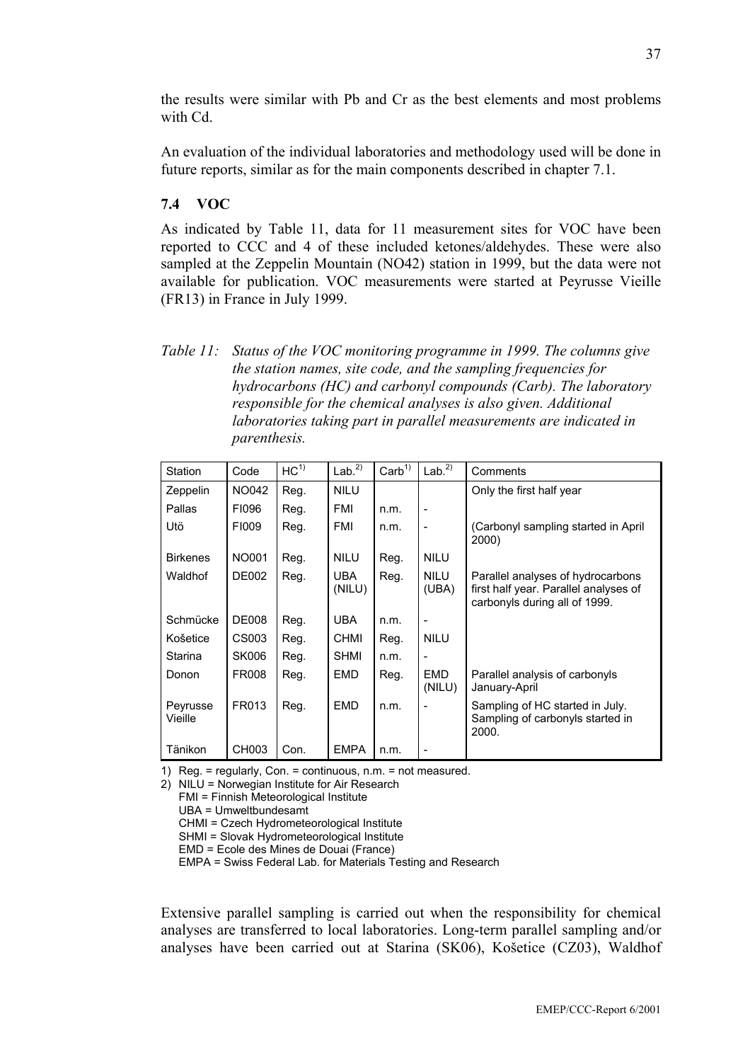the results were similar with Pb and Cr as the best elements and most problems with Cd.

An evaluation of the individual laboratories and methodology used will be done in future reports, similar as for the main components described in chapter 7.1.

## 7.4 VOC

As indicated by Table 11, data for 11 measurement sites for VOC have been reported to CCC and 4 of these included ketones/aldehydes. These were also sampled at the Zeppelin Mountain (NO42) station in 1999, but the data were not available for publication. VOC measurements were started at Peyrusse Vieille (FR13) in France in July 1999.

*Table 11: Status of the VOC monitoring programme in 1999. The columns give the station names, site code, and the sampling frequencies for hydrocarbons (HC) and carbonyl compounds (Carb). The laboratory responsible for the chemical analyses is also given. Additional laboratories taking part in parallel measurements are indicated in parenthesis.*

| Station | Code | HC[1)] | Lab.[2)] | Carb[1)] | Lab.[2)] | Comments |
|---|---|---|---|---|---|---|
| Zeppelin | NO042 | Reg. | NILU | | | Only the first half year |
| Pallas | FI096 | Reg. | FMI | n.m. | - | |
| Utö | FI009 | Reg. | FMI | n.m. | - | (Carbonyl sampling started in April 2000) |
| Birkenes | NO001 | Reg. | NILU | Reg. | NILU | |
| Waldhof | DE002 | Reg. | UBA (NILU) | Reg. | NILU (UBA) | Parallel analyses of hydrocarbons first half year. Parallel analyses of carbonyls during all of 1999. |
| Schmücke | DE008 | Reg. | UBA | n.m. | - | |
| Košetice | CS003 | Reg. | CHMI | Reg. | NILU | |
| Starina | SK006 | Reg. | SHMI | n.m. | - | |
| Donon | FR008 | Reg. | EMD | Reg. | EMD (NILU) | Parallel analysis of carbonyls January-April |
| Peyrusse Vieille | FR013 | Reg. | EMD | n.m. | - | Sampling of HC started in July. Sampling of carbonyls started in 2000. |
| Tänikon | CH003 | Con. | EMPA | n.m. | - | |

1) Reg. = regularly, Con. = continuous, n.m. = not measured.

2) NILU = Norwegian Institute for Air Research
FMI = Finnish Meteorological Institute
UBA = Umweltbundesamt
CHMI = Czech Hydrometeorological Institute
SHMI = Slovak Hydrometeorological Institute
EMD = Ecole des Mines de Douai (France)
EMPA = Swiss Federal Lab. for Materials Testing and Research

Extensive parallel sampling is carried out when the responsibility for chemical analyses are transferred to local laboratories. Long-term parallel sampling and/or analyses have been carried out at Starina (SK06), Košetice (CZ03), Waldhof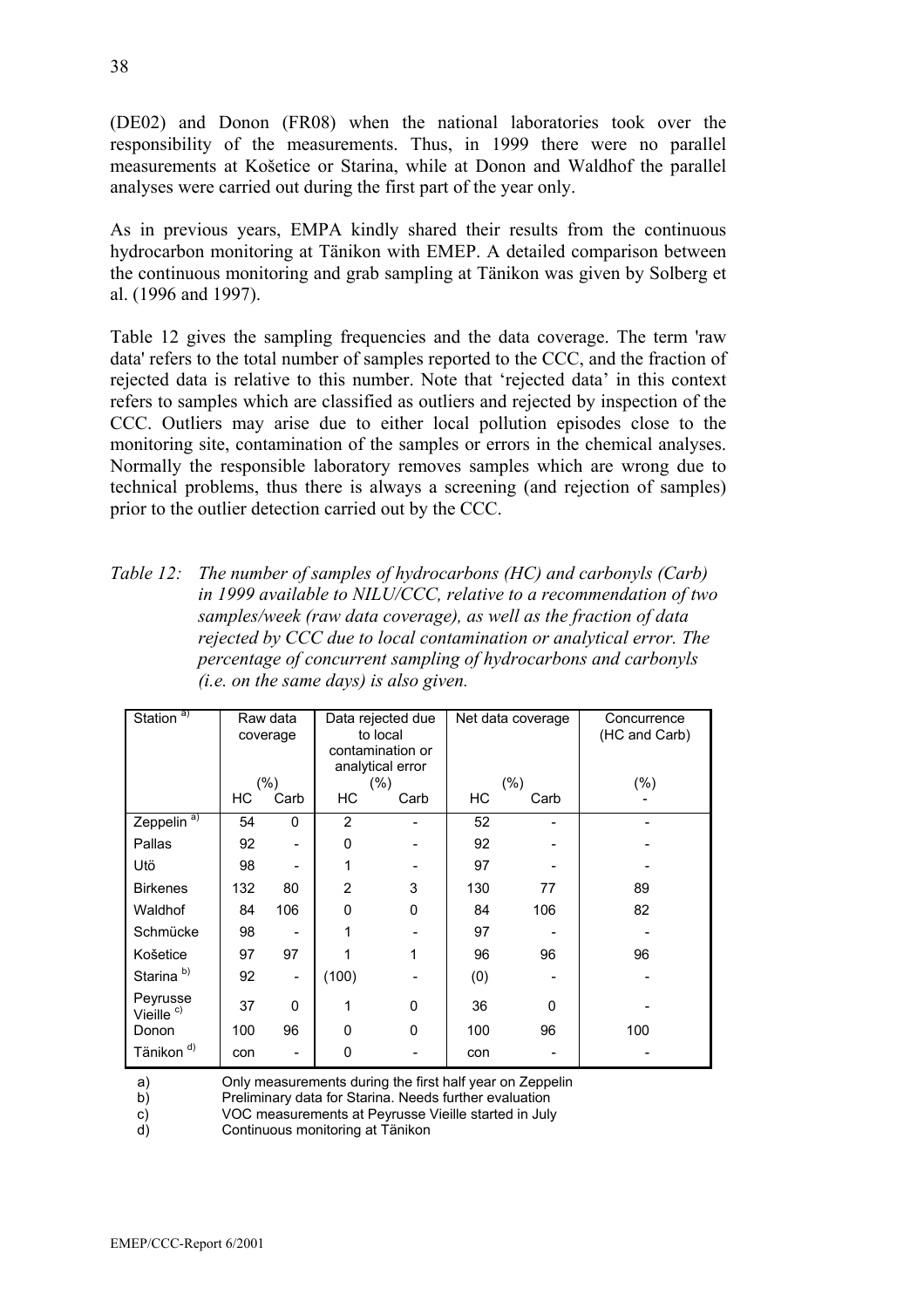(DE02) and Donon (FR08) when the national laboratories took over the responsibility of the measurements. Thus, in 1999 there were no parallel measurements at Košetice or Starina, while at Donon and Waldhof the parallel analyses were carried out during the first part of the year only.

As in previous years, EMPA kindly shared their results from the continuous hydrocarbon monitoring at Tänikon with EMEP. A detailed comparison between the continuous monitoring and grab sampling at Tänikon was given by Solberg et al. (1996 and 1997).

Table 12 gives the sampling frequencies and the data coverage. The term 'raw data' refers to the total number of samples reported to the CCC, and the fraction of rejected data is relative to this number. Note that 'rejected data' in this context refers to samples which are classified as outliers and rejected by inspection of the CCC. Outliers may arise due to either local pollution episodes close to the monitoring site, contamination of the samples or errors in the chemical analyses. Normally the responsible laboratory removes samples which are wrong due to technical problems, thus there is always a screening (and rejection of samples) prior to the outlier detection carried out by the CCC.

*Table 12: The number of samples of hydrocarbons (HC) and carbonyls (Carb) in 1999 available to NILU/CCC, relative to a recommendation of two samples/week (raw data coverage), as well as the fraction of data rejected by CCC due to local contamination or analytical error. The percentage of concurrent sampling of hydrocarbons and carbonyls (i.e. on the same days) is also given.*

| Station [a] | Raw data coverage (%) | | Data rejected due to local contamination or analytical error (%) | | Net data coverage (%) | | Concurrence (HC and Carb) (%) |
|---|---|---|---|---|---|---|---|
| | HC | Carb | HC | Carb | HC | Carb | - |
| Zeppelin [a] | 54 | 0 | 2 | - | 52 | - | - |
| Pallas | 92 | - | 0 | - | 92 | - | - |
| Utö | 98 | - | 1 | - | 97 | - | - |
| Birkenes | 132 | 80 | 2 | 3 | 130 | 77 | 89 |
| Waldhof | 84 | 106 | 0 | 0 | 84 | 106 | 82 |
| Schmücke | 98 | - | 1 | - | 97 | - | - |
| Košetice | 97 | 97 | 1 | 1 | 96 | 96 | 96 |
| Starina [b] | 92 | - | (100) | - | (0) | - | - |
| Peyrusse Vieille [c] | 37 | 0 | 1 | 0 | 36 | 0 | - |
| Donon | 100 | 96 | 0 | 0 | 100 | 96 | 100 |
| Tänikon [d] | con | - | 0 | - | con | - | - |

a) Only measurements during the first half year on Zeppelin
b) Preliminary data for Starina. Needs further evaluation
c) VOC measurements at Peyrusse Vieille started in July
d) Continuous monitoring at Tänikon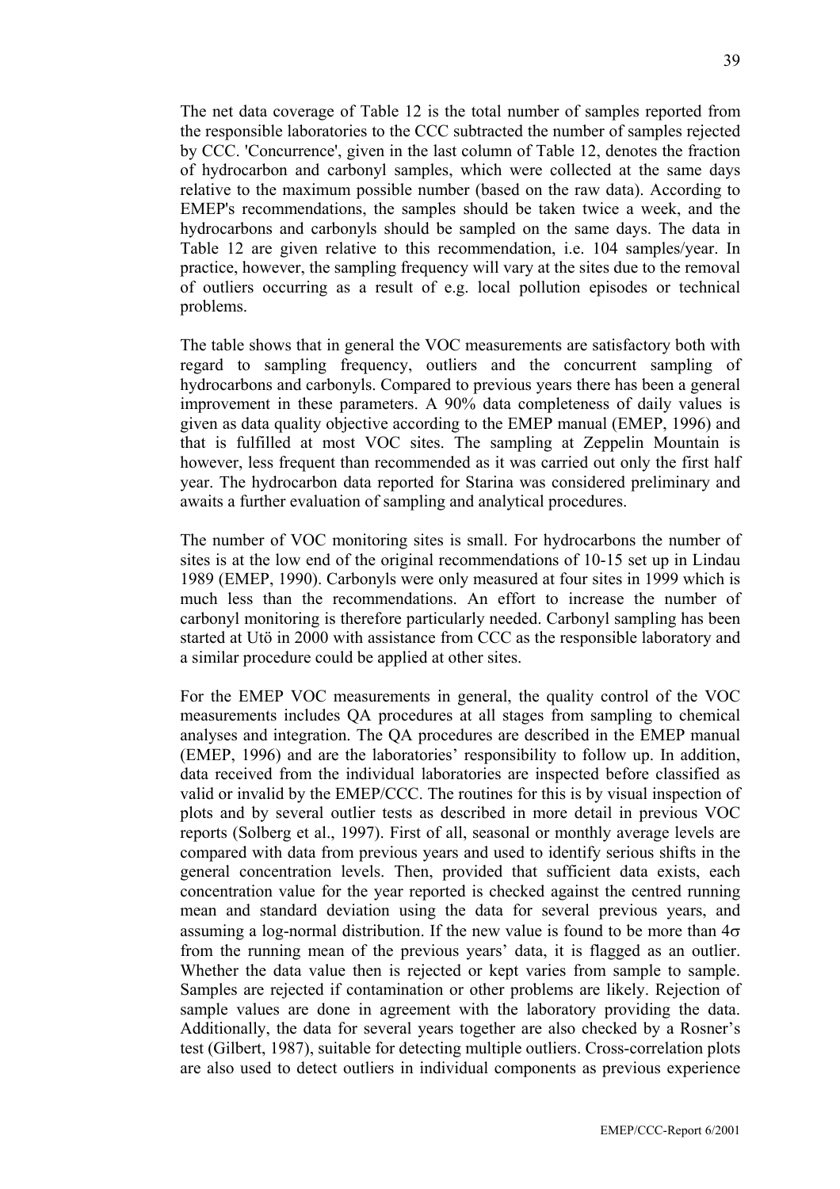The net data coverage of Table 12 is the total number of samples reported from the responsible laboratories to the CCC subtracted the number of samples rejected by CCC. 'Concurrence', given in the last column of Table 12, denotes the fraction of hydrocarbon and carbonyl samples, which were collected at the same days relative to the maximum possible number (based on the raw data). According to EMEP's recommendations, the samples should be taken twice a week, and the hydrocarbons and carbonyls should be sampled on the same days. The data in Table 12 are given relative to this recommendation, i.e. 104 samples/year. In practice, however, the sampling frequency will vary at the sites due to the removal of outliers occurring as a result of e.g. local pollution episodes or technical problems.

The table shows that in general the VOC measurements are satisfactory both with regard to sampling frequency, outliers and the concurrent sampling of hydrocarbons and carbonyls. Compared to previous years there has been a general improvement in these parameters. A 90% data completeness of daily values is given as data quality objective according to the EMEP manual (EMEP, 1996) and that is fulfilled at most VOC sites. The sampling at Zeppelin Mountain is however, less frequent than recommended as it was carried out only the first half year. The hydrocarbon data reported for Starina was considered preliminary and awaits a further evaluation of sampling and analytical procedures.

The number of VOC monitoring sites is small. For hydrocarbons the number of sites is at the low end of the original recommendations of 10-15 set up in Lindau 1989 (EMEP, 1990). Carbonyls were only measured at four sites in 1999 which is much less than the recommendations. An effort to increase the number of carbonyl monitoring is therefore particularly needed. Carbonyl sampling has been started at Utö in 2000 with assistance from CCC as the responsible laboratory and a similar procedure could be applied at other sites.

For the EMEP VOC measurements in general, the quality control of the VOC measurements includes QA procedures at all stages from sampling to chemical analyses and integration. The QA procedures are described in the EMEP manual (EMEP, 1996) and are the laboratories' responsibility to follow up. In addition, data received from the individual laboratories are inspected before classified as valid or invalid by the EMEP/CCC. The routines for this is by visual inspection of plots and by several outlier tests as described in more detail in previous VOC reports (Solberg et al., 1997). First of all, seasonal or monthly average levels are compared with data from previous years and used to identify serious shifts in the general concentration levels. Then, provided that sufficient data exists, each concentration value for the year reported is checked against the centred running mean and standard deviation using the data for several previous years, and assuming a log-normal distribution. If the new value is found to be more than $4\sigma$ from the running mean of the previous years' data, it is flagged as an outlier. Whether the data value then is rejected or kept varies from sample to sample. Samples are rejected if contamination or other problems are likely. Rejection of sample values are done in agreement with the laboratory providing the data. Additionally, the data for several years together are also checked by a Rosner's test (Gilbert, 1987), suitable for detecting multiple outliers. Cross-correlation plots are also used to detect outliers in individual components as previous experience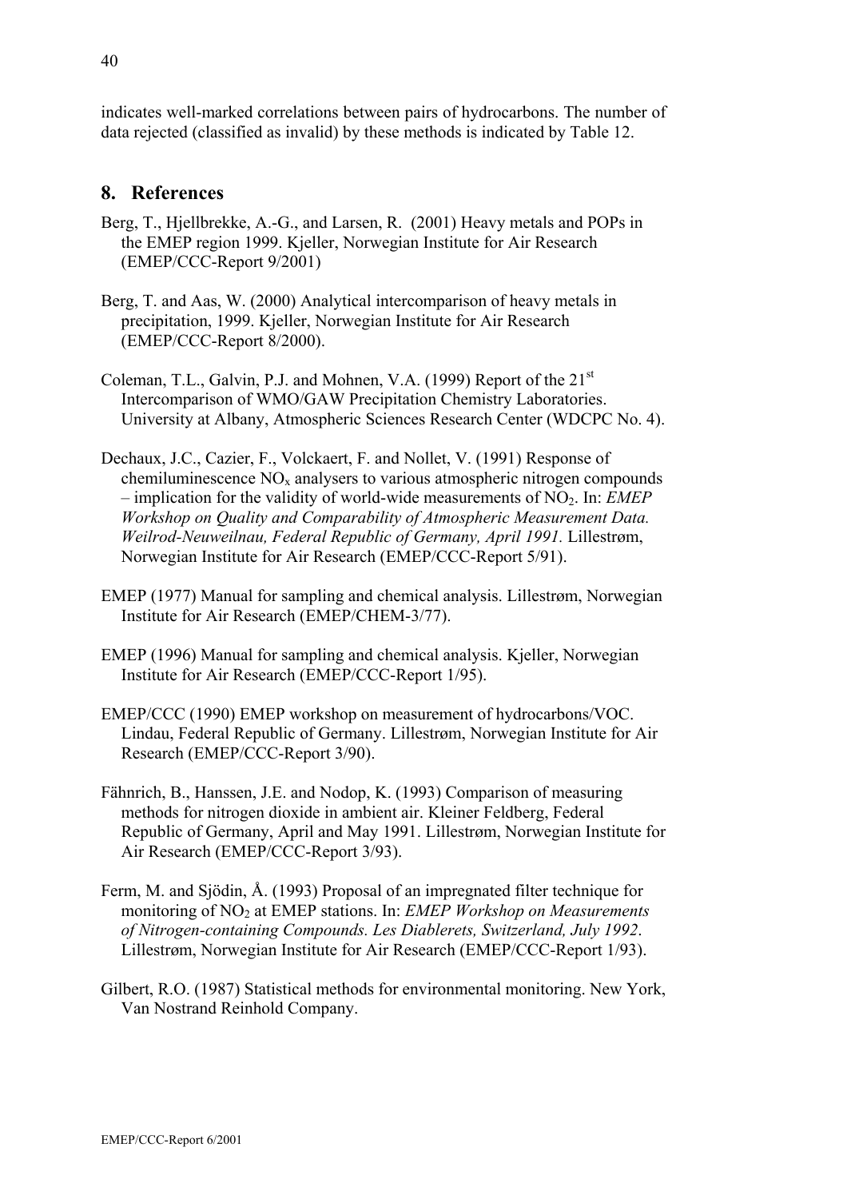indicates well-marked correlations between pairs of hydrocarbons. The number of data rejected (classified as invalid) by these methods is indicated by Table 12.

## 8. References

Berg, T., Hjellbrekke, A.-G., and Larsen, R. (2001) Heavy metals and POPs in the EMEP region 1999. Kjeller, Norwegian Institute for Air Research (EMEP/CCC-Report 9/2001)

Berg, T. and Aas, W. (2000) Analytical intercomparison of heavy metals in precipitation, 1999. Kjeller, Norwegian Institute for Air Research (EMEP/CCC-Report 8/2000).

Coleman, T.L., Galvin, P.J. and Mohnen, V.A. (1999) Report of the 21st Intercomparison of WMO/GAW Precipitation Chemistry Laboratories. University at Albany, Atmospheric Sciences Research Center (WDCPC No. 4).

Dechaux, J.C., Cazier, F., Volckaert, F. and Nollet, V. (1991) Response of chemiluminescence $NO_x$ analysers to various atmospheric nitrogen compounds – implication for the validity of world-wide measurements of $NO_2$. In: *EMEP Workshop on Quality and Comparability of Atmospheric Measurement Data. Weilrod-Neuweilnau, Federal Republic of Germany, April 1991.* Lillestrøm, Norwegian Institute for Air Research (EMEP/CCC-Report 5/91).

EMEP (1977) Manual for sampling and chemical analysis. Lillestrøm, Norwegian Institute for Air Research (EMEP/CHEM-3/77).

EMEP (1996) Manual for sampling and chemical analysis. Kjeller, Norwegian Institute for Air Research (EMEP/CCC-Report 1/95).

EMEP/CCC (1990) EMEP workshop on measurement of hydrocarbons/VOC. Lindau, Federal Republic of Germany. Lillestrøm, Norwegian Institute for Air Research (EMEP/CCC-Report 3/90).

Fähnrich, B., Hanssen, J.E. and Nodop, K. (1993) Comparison of measuring methods for nitrogen dioxide in ambient air. Kleiner Feldberg, Federal Republic of Germany, April and May 1991. Lillestrøm, Norwegian Institute for Air Research (EMEP/CCC-Report 3/93).

Ferm, M. and Sjödin, Å. (1993) Proposal of an impregnated filter technique for monitoring of $NO_2$ at EMEP stations. In: *EMEP Workshop on Measurements of Nitrogen-containing Compounds. Les Diablerets, Switzerland, July 1992*. Lillestrøm, Norwegian Institute for Air Research (EMEP/CCC-Report 1/93).

Gilbert, R.O. (1987) Statistical methods for environmental monitoring. New York, Van Nostrand Reinhold Company.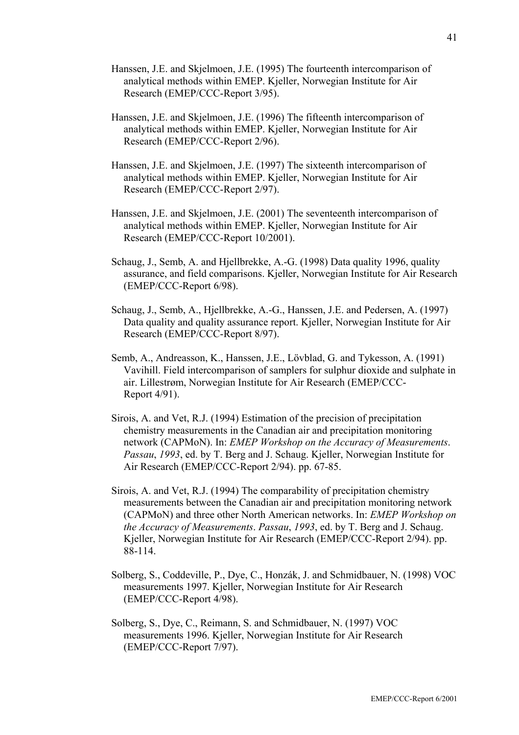Hanssen, J.E. and Skjelmoen, J.E. (1995) The fourteenth intercomparison of analytical methods within EMEP. Kjeller, Norwegian Institute for Air Research (EMEP/CCC-Report 3/95).

Hanssen, J.E. and Skjelmoen, J.E. (1996) The fifteenth intercomparison of analytical methods within EMEP. Kjeller, Norwegian Institute for Air Research (EMEP/CCC-Report 2/96).

Hanssen, J.E. and Skjelmoen, J.E. (1997) The sixteenth intercomparison of analytical methods within EMEP. Kjeller, Norwegian Institute for Air Research (EMEP/CCC-Report 2/97).

Hanssen, J.E. and Skjelmoen, J.E. (2001) The seventeenth intercomparison of analytical methods within EMEP. Kjeller, Norwegian Institute for Air Research (EMEP/CCC-Report 10/2001).

Schaug, J., Semb, A. and Hjellbrekke, A.-G. (1998) Data quality 1996, quality assurance, and field comparisons. Kjeller, Norwegian Institute for Air Research (EMEP/CCC-Report 6/98).

Schaug, J., Semb, A., Hjellbrekke, A.-G., Hanssen, J.E. and Pedersen, A. (1997) Data quality and quality assurance report. Kjeller, Norwegian Institute for Air Research (EMEP/CCC-Report 8/97).

Semb, A., Andreasson, K., Hanssen, J.E., Lövblad, G. and Tykesson, A. (1991) Vavihill. Field intercomparison of samplers for sulphur dioxide and sulphate in air. Lillestrøm, Norwegian Institute for Air Research (EMEP/CCC-Report 4/91).

Sirois, A. and Vet, R.J. (1994) Estimation of the precision of precipitation chemistry measurements in the Canadian air and precipitation monitoring network (CAPMoN). In: *EMEP Workshop on the Accuracy of Measurements*. *Passau*, *1993*, ed. by T. Berg and J. Schaug. Kjeller, Norwegian Institute for Air Research (EMEP/CCC-Report 2/94). pp. 67-85.

Sirois, A. and Vet, R.J. (1994) The comparability of precipitation chemistry measurements between the Canadian air and precipitation monitoring network (CAPMoN) and three other North American networks. In: *EMEP Workshop on the Accuracy of Measurements*. *Passau*, *1993*, ed. by T. Berg and J. Schaug. Kjeller, Norwegian Institute for Air Research (EMEP/CCC-Report 2/94). pp. 88-114.

Solberg, S., Coddeville, P., Dye, C., Honzák, J. and Schmidbauer, N. (1998) VOC measurements 1997. Kjeller, Norwegian Institute for Air Research (EMEP/CCC-Report 4/98).

Solberg, S., Dye, C., Reimann, S. and Schmidbauer, N. (1997) VOC measurements 1996. Kjeller, Norwegian Institute for Air Research (EMEP/CCC-Report 7/97).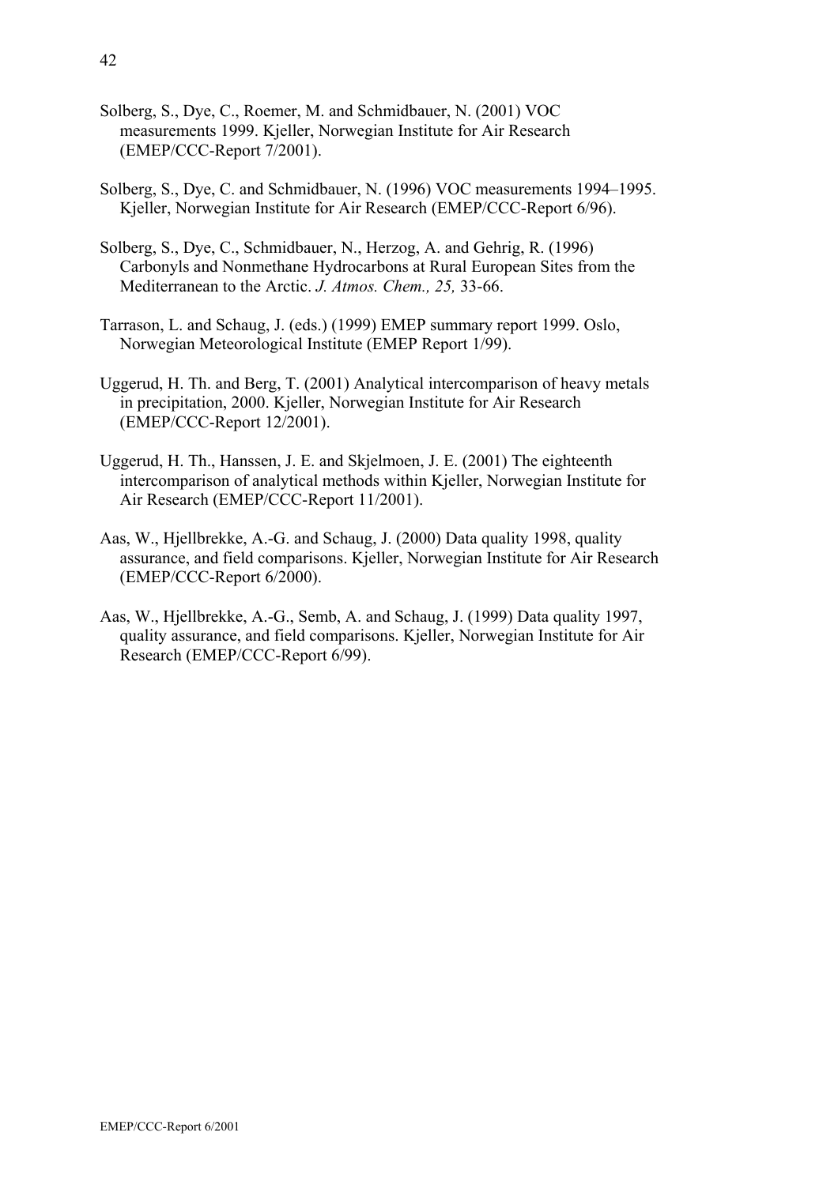Solberg, S., Dye, C., Roemer, M. and Schmidbauer, N. (2001) VOC measurements 1999. Kjeller, Norwegian Institute for Air Research (EMEP/CCC-Report 7/2001).

Solberg, S., Dye, C. and Schmidbauer, N. (1996) VOC measurements 1994–1995. Kjeller, Norwegian Institute for Air Research (EMEP/CCC-Report 6/96).

Solberg, S., Dye, C., Schmidbauer, N., Herzog, A. and Gehrig, R. (1996) Carbonyls and Nonmethane Hydrocarbons at Rural European Sites from the Mediterranean to the Arctic. *J. Atmos. Chem., 25,* 33-66.

Tarrason, L. and Schaug, J. (eds.) (1999) EMEP summary report 1999. Oslo, Norwegian Meteorological Institute (EMEP Report 1/99).

Uggerud, H. Th. and Berg, T. (2001) Analytical intercomparison of heavy metals in precipitation, 2000. Kjeller, Norwegian Institute for Air Research (EMEP/CCC-Report 12/2001).

Uggerud, H. Th., Hanssen, J. E. and Skjelmoen, J. E. (2001) The eighteenth intercomparison of analytical methods within Kjeller, Norwegian Institute for Air Research (EMEP/CCC-Report 11/2001).

Aas, W., Hjellbrekke, A.-G. and Schaug, J. (2000) Data quality 1998, quality assurance, and field comparisons. Kjeller, Norwegian Institute for Air Research (EMEP/CCC-Report 6/2000).

Aas, W., Hjellbrekke, A.-G., Semb, A. and Schaug, J. (1999) Data quality 1997, quality assurance, and field comparisons. Kjeller, Norwegian Institute for Air Research (EMEP/CCC-Report 6/99).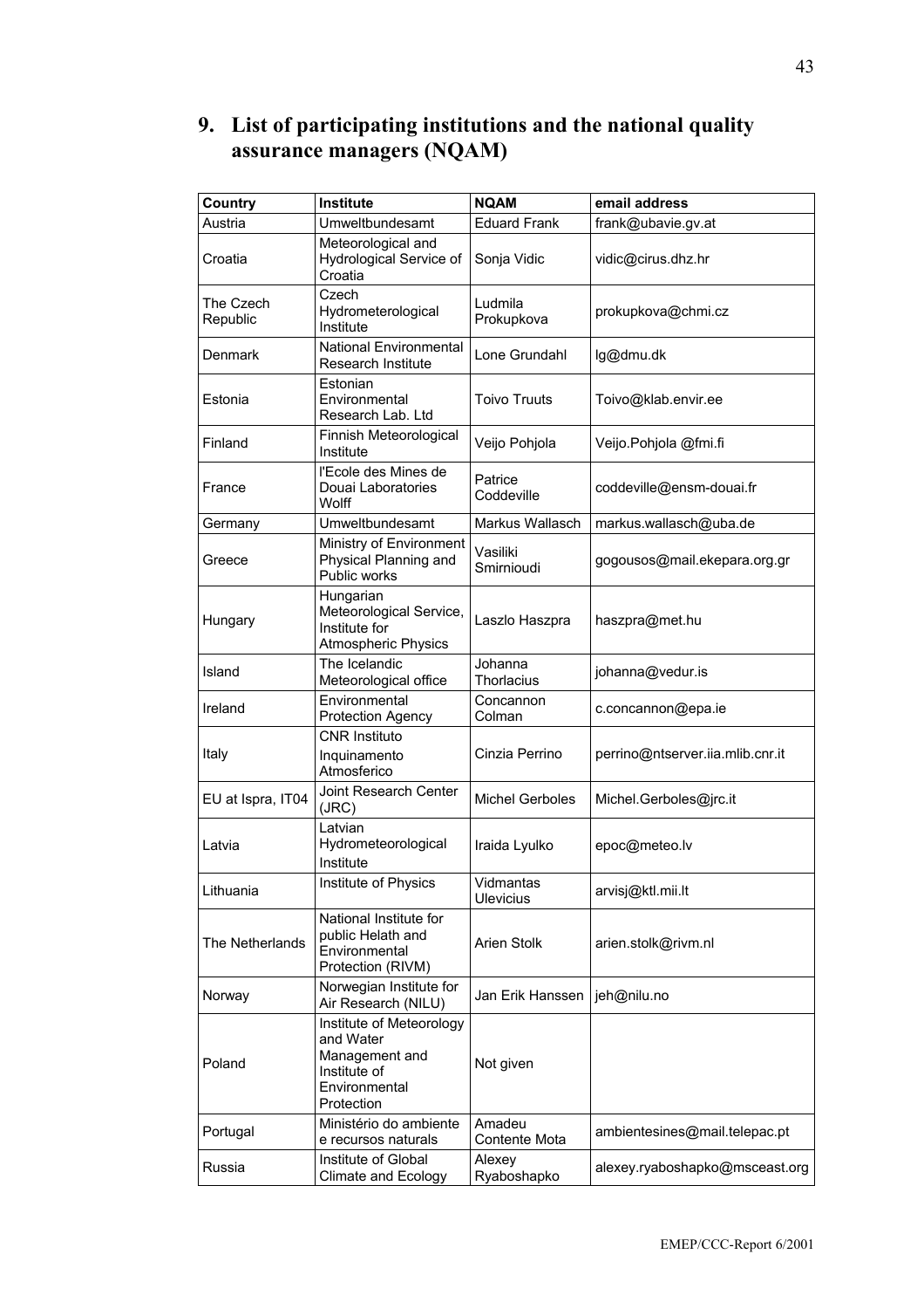## 9. List of participating institutions and the national quality assurance managers (NQAM)

| Country | Institute | NQAM | email address |
|---|---|---|---|
| Austria | Umweltbundesamt | Eduard Frank | frank@ubavie.gv.at |
| Croatia | Meteorological and Hydrological Service of Croatia | Sonja Vidic | vidic@cirus.dhz.hr |
| The Czech Republic | Czech Hydrometerological Institute | Ludmila Prokupkova | prokupkova@chmi.cz |
| Denmark | National Environmental Research Institute | Lone Grundahl | lg@dmu.dk |
| Estonia | Estonian Environmental Research Lab. Ltd | Toivo Truuts | Toivo@klab.envir.ee |
| Finland | Finnish Meteorological Institute | Veijo Pohjola | Veijo.Pohjola @fmi.fi |
| France | l'Ecole des Mines de Douai Laboratories Wolff | Patrice Coddeville | coddeville@ensm-douai.fr |
| Germany | Umweltbundesamt | Markus Wallasch | markus.wallasch@uba.de |
| Greece | Ministry of Environment Physical Planning and Public works | Vasiliki Smirnioudi | gogousos@mail.ekepara.org.gr |
| Hungary | Hungarian Meteorological Service, Institute for Atmospheric Physics | Laszlo Haszpra | haszpra@met.hu |
| Island | The Icelandic Meteorological office | Johanna Thorlacius | johanna@vedur.is |
| Ireland | Environmental Protection Agency | Concannon Colman | c.concannon@epa.ie |
| Italy | CNR Instituto Inquinamento Atmosferico | Cinzia Perrino | perrino@ntserver.iia.mlib.cnr.it |
| EU at Ispra, IT04 | Joint Research Center (JRC) | Michel Gerboles | Michel.Gerboles@jrc.it |
| Latvia | Latvian Hydrometeorological Institute | Iraida Lyulko | epoc@meteo.lv |
| Lithuania | Institute of Physics | Vidmantas Ulevicius | arvisj@ktl.mii.lt |
| The Netherlands | National Institute for public Helath and Environmental Protection (RIVM) | Arien Stolk | arien.stolk@rivm.nl |
| Norway | Norwegian Institute for Air Research (NILU) | Jan Erik Hanssen | jeh@nilu.no |
| Poland | Institute of Meteorology and Water Management and Institute of Environmental Protection | Not given | |
| Portugal | Ministério do ambiente e recursos naturals | Amadeu Contente Mota | ambientesines@mail.telepac.pt |
| Russia | Institute of Global Climate and Ecology | Alexey Ryaboshapko | alexey.ryaboshapko@msceast.org |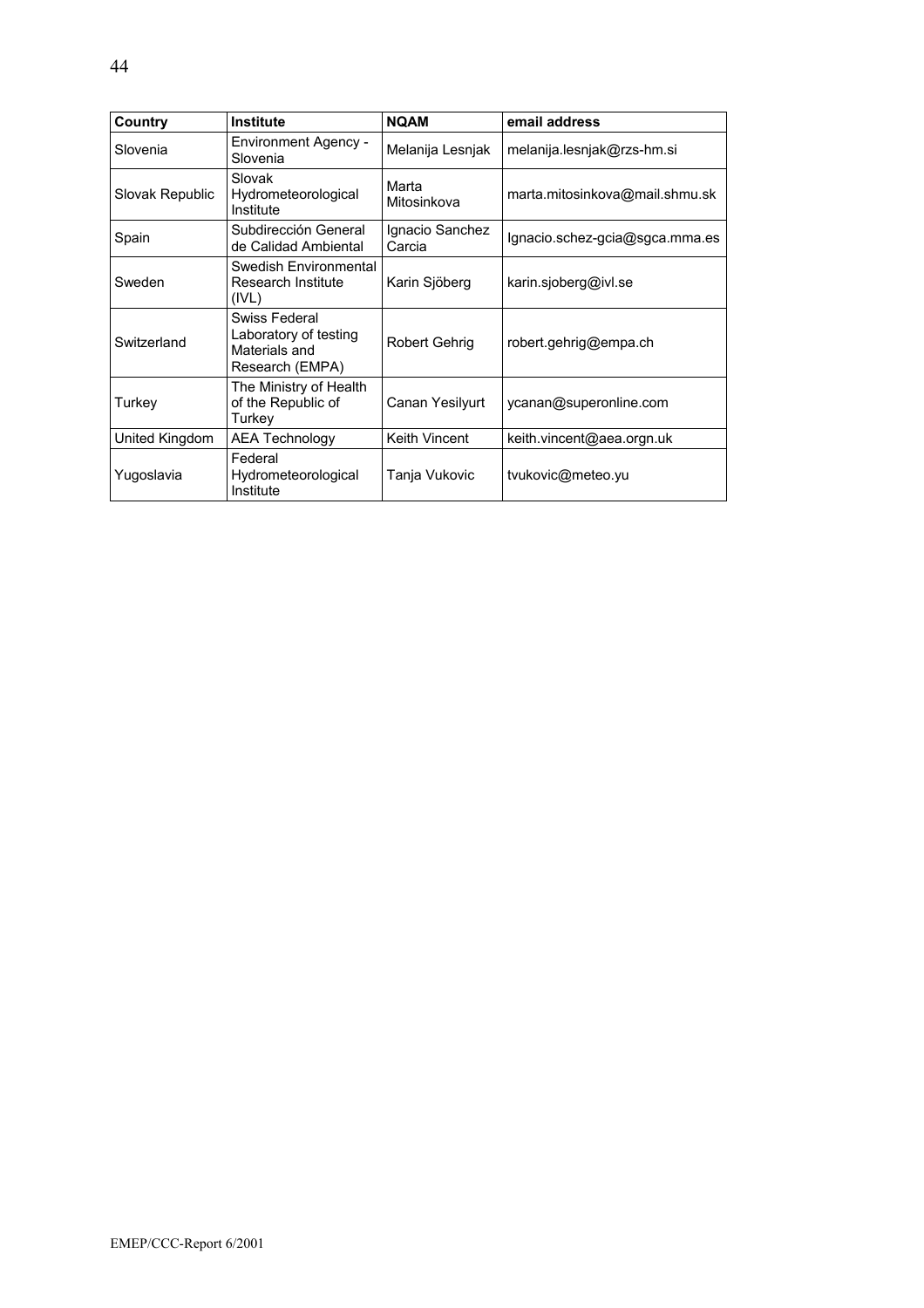| Country | Institute | NQAM | email address |
|---|---|---|---|
| Slovenia | Environment Agency - Slovenia | Melanija Lesnjak | melanija.lesnjak@rzs-hm.si |
| Slovak Republic | Slovak Hydrometeorological Institute | Marta Mitosinkova | marta.mitosinkova@mail.shmu.sk |
| Spain | Subdirección General de Calidad Ambiental | Ignacio Sanchez Carcia | Ignacio.schez-gcia@sgca.mma.es |
| Sweden | Swedish Environmental Research Institute (IVL) | Karin Sjöberg | karin.sjoberg@ivl.se |
| Switzerland | Swiss Federal Laboratory of testing Materials and Research (EMPA) | Robert Gehrig | robert.gehrig@empa.ch |
| Turkey | The Ministry of Health of the Republic of Turkey | Canan Yesilyurt | ycanan@superonline.com |
| United Kingdom | AEA Technology | Keith Vincent | keith.vincent@aea.orgn.uk |
| Yugoslavia | Federal Hydrometeorological Institute | Tanja Vukovic | tvukovic@meteo.yu |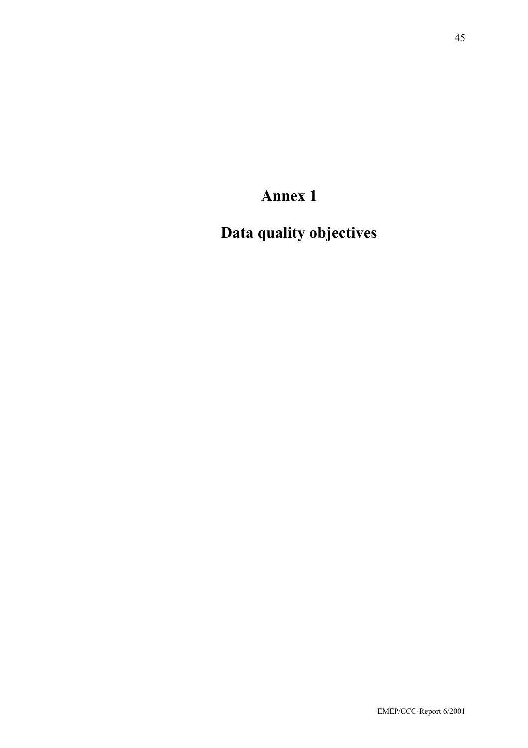# Annex 1

# Data quality objectives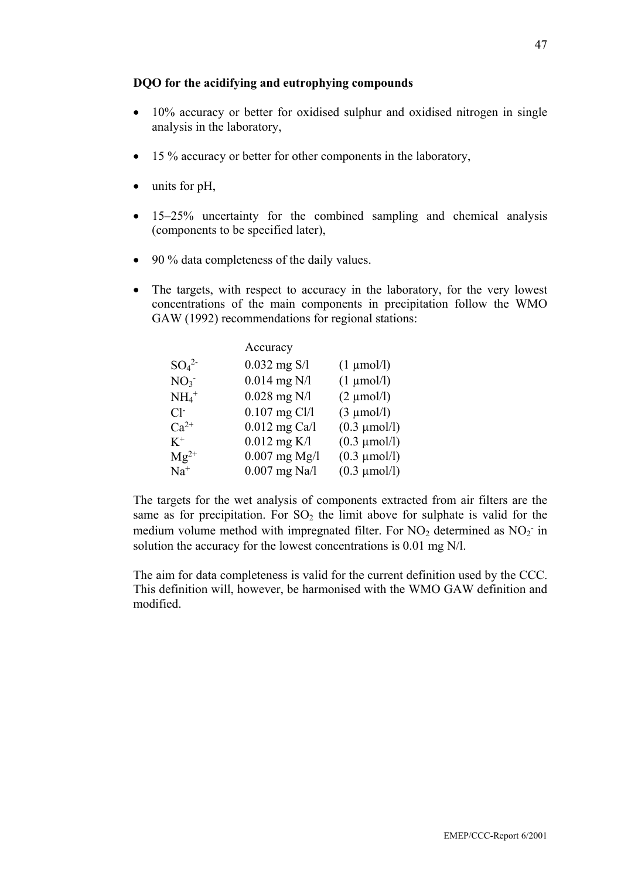**DQO for the acidifying and eutrophying compounds**

- 10% accuracy or better for oxidised sulphur and oxidised nitrogen in single analysis in the laboratory,
- 15 % accuracy or better for other components in the laboratory,
- units for pH,
- 15–25% uncertainty for the combined sampling and chemical analysis (components to be specified later),
- 90 % data completeness of the daily values.
- The targets, with respect to accuracy in the laboratory, for the very lowest concentrations of the main components in precipitation follow the WMO GAW (1992) recommendations for regional stations:

| | Accuracy | |
|---|---|---|
| $SO_4^{2-}$ | 0.032 mg S/l | (1 µmol/l) |
| $NO_3^-$ | 0.014 mg N/l | (1 µmol/l) |
| $NH_4^+$ | 0.028 mg N/l | (2 µmol/l) |
| $Cl^-$ | 0.107 mg Cl/l | (3 µmol/l) |
| $Ca^{2+}$ | 0.012 mg Ca/l | (0.3 µmol/l) |
| $K^+$ | 0.012 mg K/l | (0.3 µmol/l) |
| $Mg^{2+}$ | 0.007 mg Mg/l | (0.3 µmol/l) |
| $Na^+$ | 0.007 mg Na/l | (0.3 µmol/l) |

The targets for the wet analysis of components extracted from air filters are the same as for precipitation. For $SO_2$ the limit above for sulphate is valid for the medium volume method with impregnated filter. For $NO_2$ determined as $NO_2^-$ in solution the accuracy for the lowest concentrations is 0.01 mg N/l.

The aim for data completeness is valid for the current definition used by the CCC. This definition will, however, be harmonised with the WMO GAW definition and modified.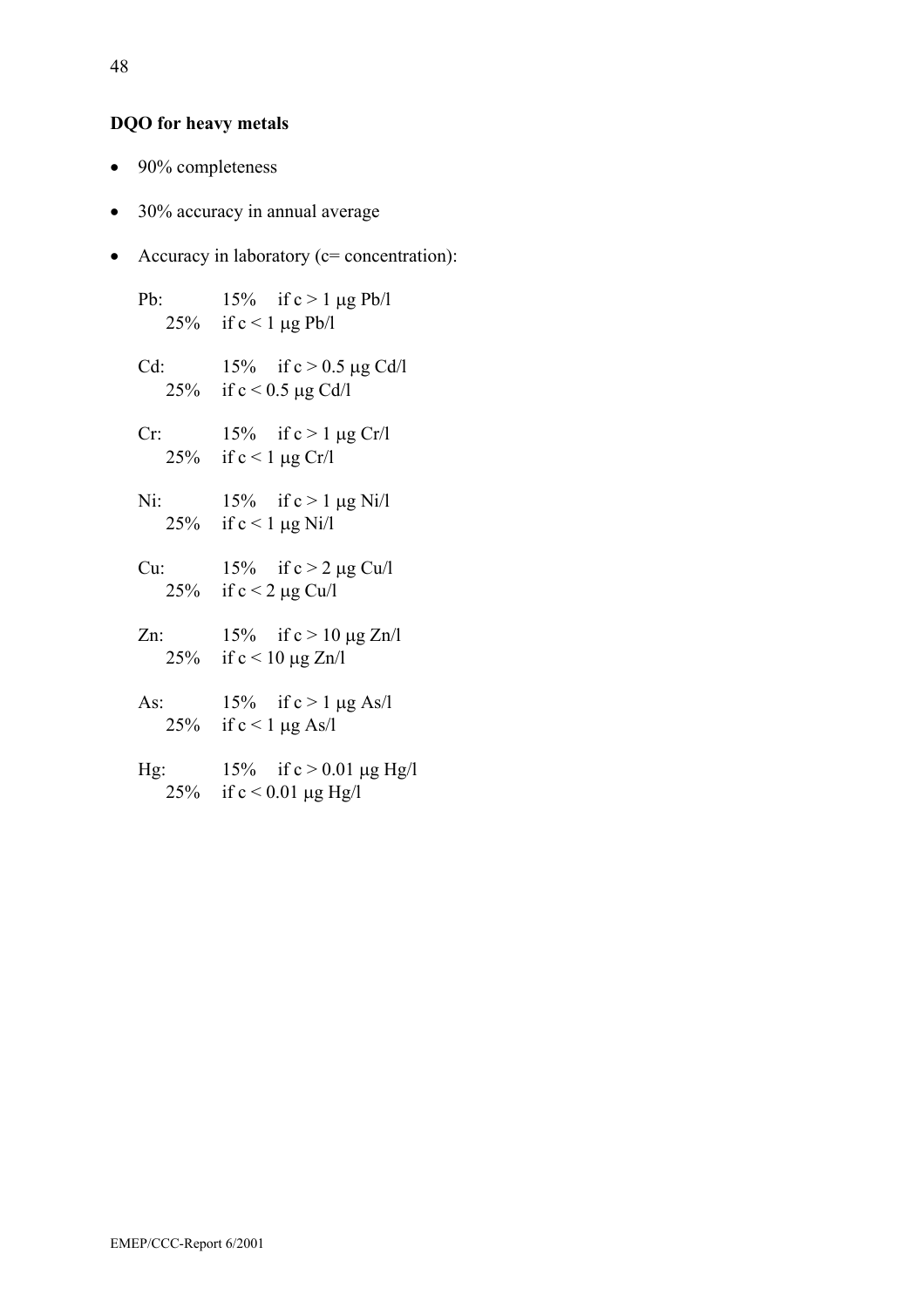**DQO for heavy metals**

- 90% completeness
- 30% accuracy in annual average
- Accuracy in laboratory (c= concentration):

  Pb: 15% if c > 1 μg Pb/l
  25% if c < 1 μg Pb/l

  Cd: 15% if c > 0.5 μg Cd/l
  25% if c < 0.5 μg Cd/l

  Cr: 15% if c > 1 μg Cr/l
  25% if c < 1 μg Cr/l

  Ni: 15% if c > 1 μg Ni/l
  25% if c < 1 μg Ni/l

  Cu: 15% if c > 2 μg Cu/l
  25% if c < 2 μg Cu/l

  Zn: 15% if c > 10 μg Zn/l
  25% if c < 10 μg Zn/l

  As: 15% if c > 1 μg As/l
  25% if c < 1 μg As/l

  Hg: 15% if c > 0.01 μg Hg/l
  25% if c < 0.01 μg Hg/l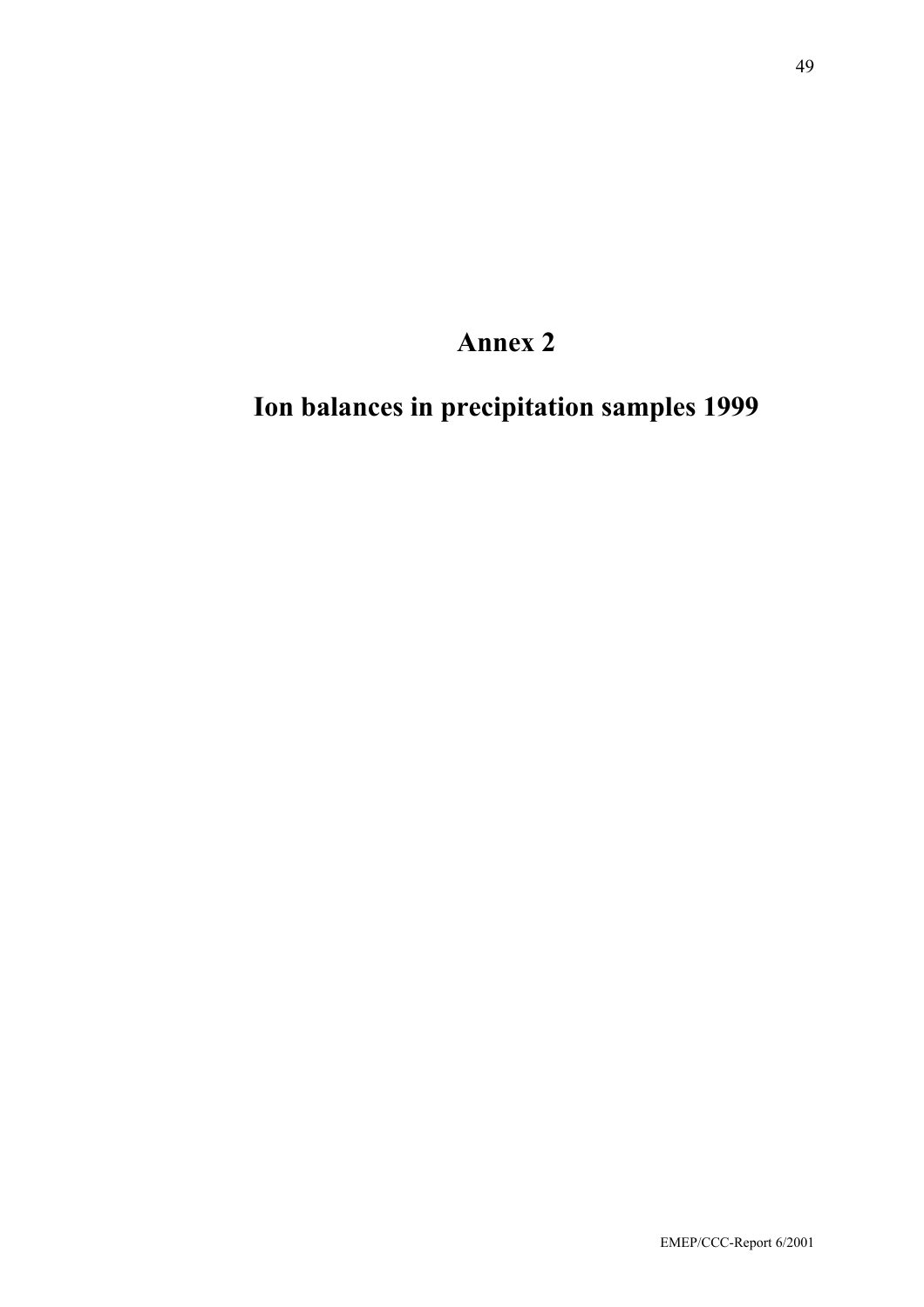# Annex 2

# Ion balances in precipitation samples 1999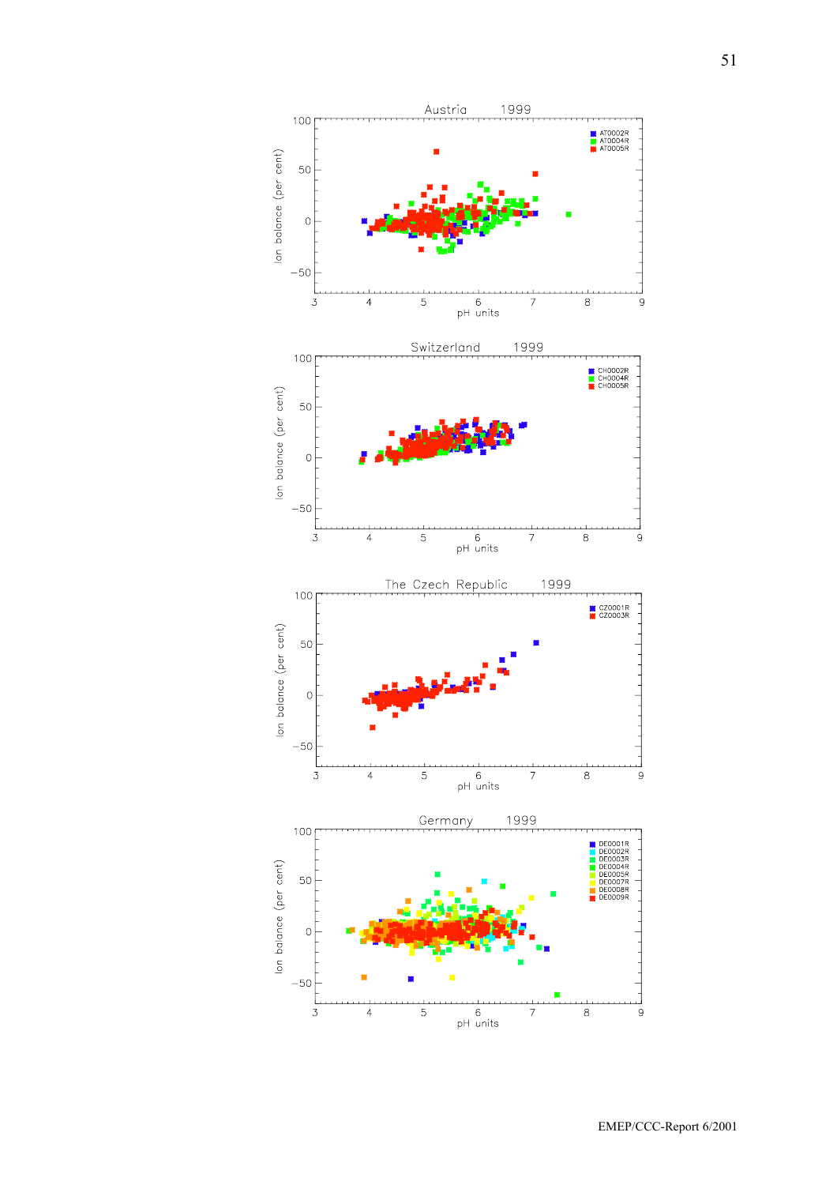Austria 1999

Ion balance (per cent) vs. pH units

AT0002R, AT0004R, AT0005R

Switzerland 1999

Ion balance (per cent) vs. pH units

CH0002R, CH0004R, CH0005R

The Czech Republic 1999

Ion balance (per cent) vs. pH units

CZ0001R, CZ0003R

Germany 1999

Ion balance (per cent) vs. pH units

DE0001R, DE0002R, DE0003R, DE0004R, DE0005R, DE0007R, DE0008R, DE0009R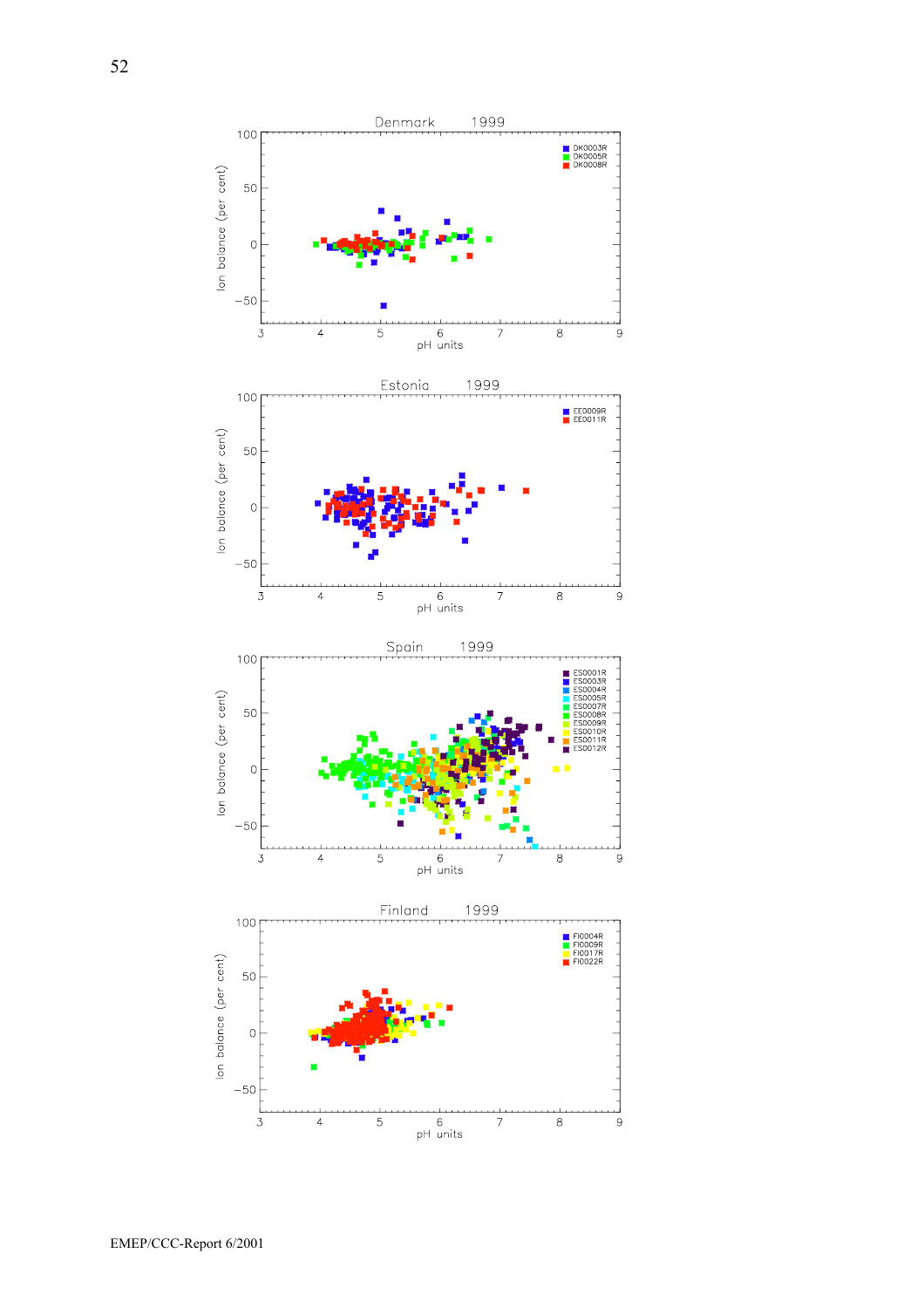Denmark 1999

Ion balance (per cent) vs. pH units

DK0003R
DK0005R
DK0008R

Estonia 1999

Ion balance (per cent) vs. pH units

EE0009R
EE0011R

Spain 1999

Ion balance (per cent) vs. pH units

ES0001R
ES0003R
ES0004R
ES0005R
ES0007R
ES0008R
ES0009R
ES0010R
ES0011R
ES0012R

Finland 1999

Ion balance (per cent) vs. pH units

FI0004R
FI0009R
FI0017R
FI0022R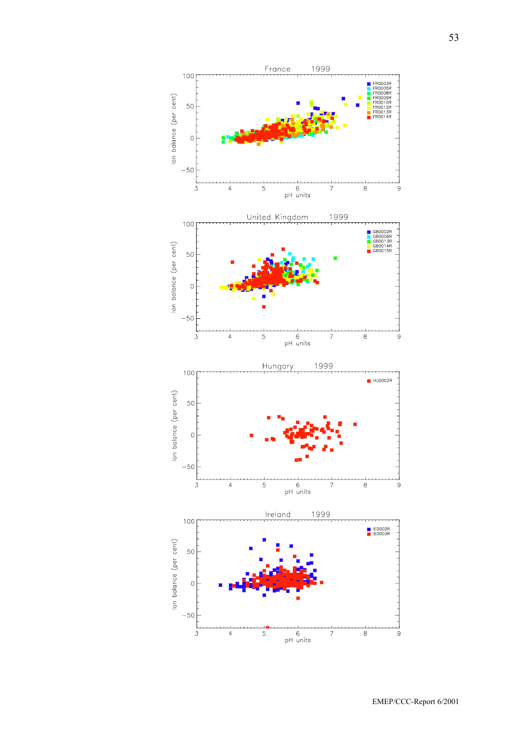France 1999

FR0003R, FR0005R, FR0008R, FR0009R, FR0010R, FR0012R, FR0013R, FR0014R

Ion balance (per cent) vs pH units

United Kingdom 1999

GB0002R, GB0006R, GB0013R, GB0014R, GB0015R

Ion balance (per cent) vs pH units

Hungary 1999

HU0002R

Ion balance (per cent) vs pH units

Ireland 1999

IE0002R, IE0003R

Ion balance (per cent) vs pH units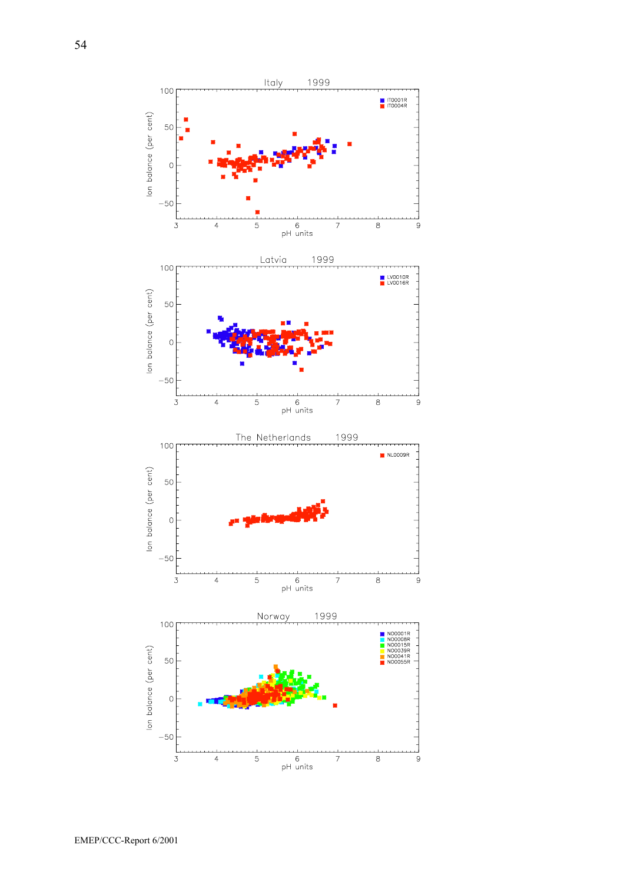Italy 1999

IT0001R
IT0004R

Ion balance (per cent)

pH units

Latvia 1999

LV0010R
LV0016R

Ion balance (per cent)

pH units

The Netherlands 1999

NL0009R

Ion balance (per cent)

pH units

Norway 1999

NO0001R
NO0008R
NO0015R
NO0039R
NO0041R
NO0055R

Ion balance (per cent)

pH units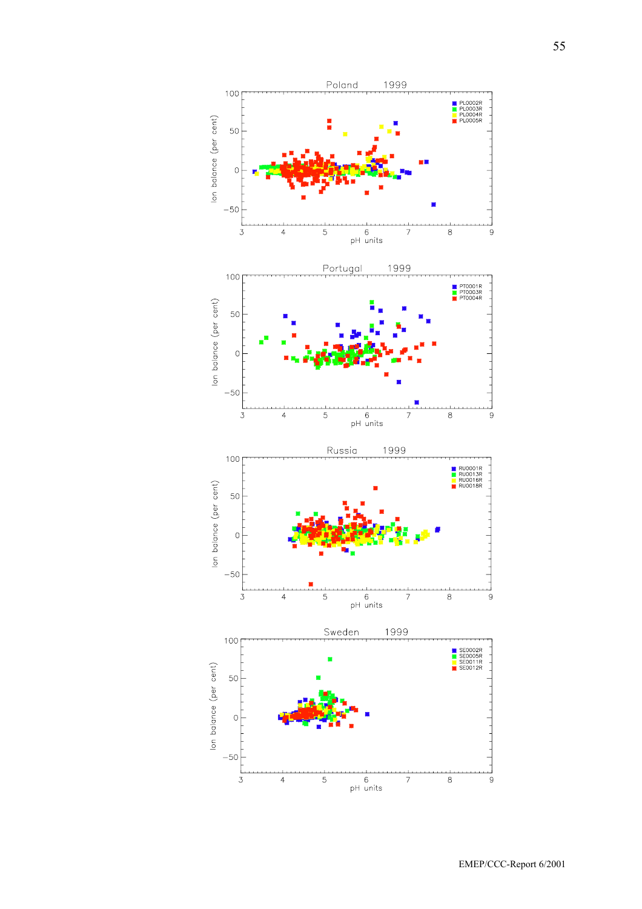Poland 1999

PL0002R
PL0003R
PL0004R
PL0005R

Ion balance (per cent)

pH units

Portugal 1999

PT0001R
PT0003R
PT0004R

Ion balance (per cent)

pH units

Russia 1999

RU0001R
RU0013R
RU0016R
RU0018R

Ion balance (per cent)

pH units

Sweden 1999

SE0002R
SE0005R
SE0011R
SE0012R

Ion balance (per cent)

pH units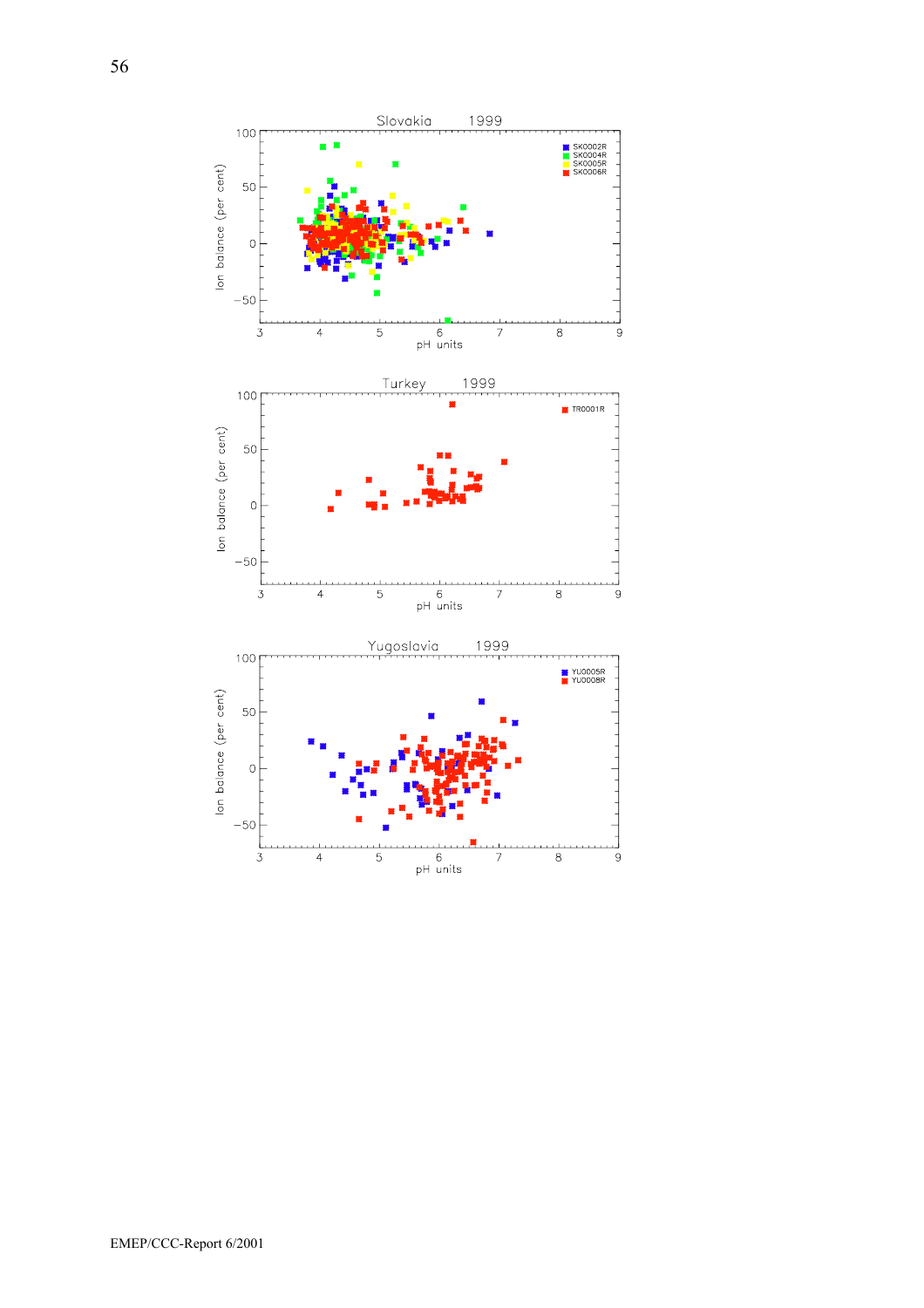Slovakia 1999

Ion balance (per cent) vs. pH units

SK0002R, SK0004R, SK0005R, SK0006R

Turkey 1999

Ion balance (per cent) vs. pH units

TR0001R

Yugoslavia 1999

Ion balance (per cent) vs. pH units

YU0005R, YU0008R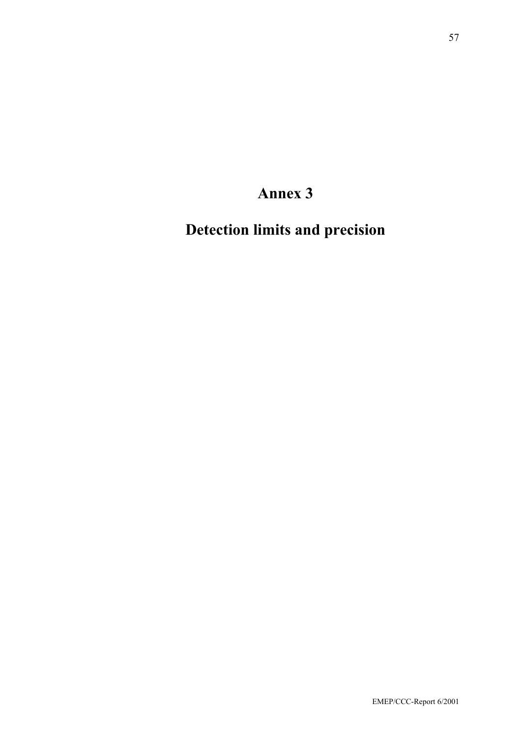# Annex 3

# Detection limits and precision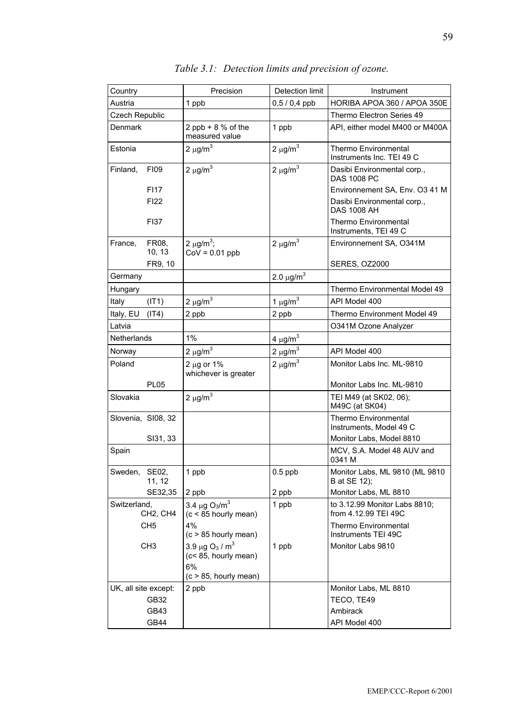*Table 3.1: Detection limits and precision of ozone.*

| Country | Precision | Detection limit | Instrument |
|---|---|---|---|
| Austria | 1 ppb | 0,5 / 0,4 ppb | HORIBA APOA 360 / APOA 350E |
| Czech Republic | | | Thermo Electron Series 49 |
| Denmark | 2 ppb + 8 % of the measured value | 1 ppb | API, either model M400 or M400A |
| Estonia | 2 $\mu g/m^3$ | 2 $\mu g/m^3$ | Thermo Environmental Instruments Inc. TEI 49 C |
| Finland, FI09 | 2 $\mu g/m^3$ | 2 $\mu g/m^3$ | Dasibi Environmental corp., DAS 1008 PC |
| FI17 | | | Environnement SA, Env. O3 41 M |
| FI22 | | | Dasibi Environmental corp., DAS 1008 AH |
| FI37 | | | Thermo Environmental Instruments, TEI 49 C |
| France, FR08, 10, 13 | 2 $\mu g/m^3$; CoV = 0.01 ppb | 2 $\mu g/m^3$ | Environnement SA, O341M |
| FR9, 10 | | | SERES, OZ2000 |
| Germany | | 2.0 $\mu g/m^3$ | |
| Hungary | | | Thermo Environmental Model 49 |
| Italy (IT1) | 2 $\mu g/m^3$ | 1 $\mu g/m^3$ | API Model 400 |
| Italy, EU (IT4) | 2 ppb | 2 ppb | Thermo Environment Model 49 |
| Latvia | | | O341M Ozone Analyzer |
| Netherlands | 1% | 4 $\mu g/m^3$ | |
| Norway | 2 $\mu g/m^3$ | 2 $\mu g/m^3$ | API Model 400 |
| Poland | 2 $\mu g$ or 1% whichever is greater | 2 $\mu g/m^3$ | Monitor Labs Inc. ML-9810 |
| PL05 | | | Monitor Labs Inc. ML-9810 |
| Slovakia | 2 $\mu g/m^3$ | | TEI M49 (at SK02, 06); M49C (at SK04) |
| Slovenia, SI08, 32 | | | Thermo Environmental Instruments, Model 49 C |
| SI31, 33 | | | Monitor Labs, Model 8810 |
| Spain | | | MCV, S.A. Model 48 AUV and 0341 M |
| Sweden, SE02, 11, 12 | 1 ppb | 0.5 ppb | Monitor Labs, ML 9810 (ML 9810 B at SE 12); |
| SE32,35 | 2 ppb | 2 ppb | Monitor Labs, ML 8810 |
| Switzerland, CH2, CH4 | 3.4 $\mu g$ $O_3/m^3$ (c < 85 hourly mean) | 1 ppb | to 3.12.99 Monitor Labs 8810; from 4.12.99 TEI 49C |
| CH5 | 4% (c > 85 hourly mean) | | Thermo Environmental Instruments TEI 49C |
| CH3 | 3.9 $\mu g$ $O_3$ / $m^3$ (c< 85, hourly mean) 6% (c > 85, hourly mean) | 1 ppb | Monitor Labs 9810 |
| UK, all site except: | 2 ppb | | Monitor Labs, ML 8810 |
| GB32 | | | TECO, TE49 |
| GB43 | | | Ambirack |
| GB44 | | | API Model 400 |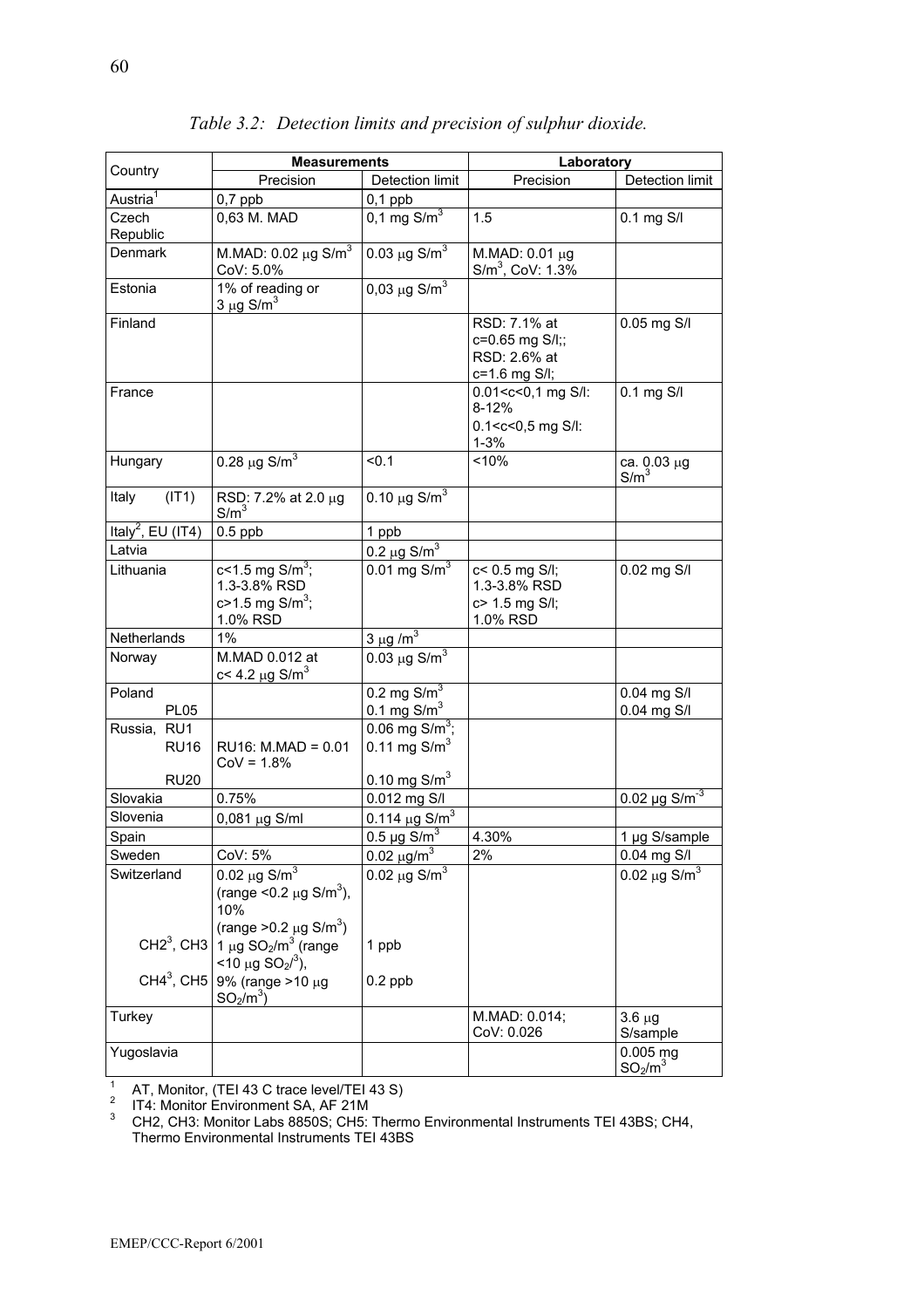*Table 3.2: Detection limits and precision of sulphur dioxide.*

| Country | Measurements | | Laboratory | |
|---|---|---|---|---|
| | Precision | Detection limit | Precision | Detection limit |
| Austria[1] | 0,7 ppb | 0,1 ppb | | |
| Czech Republic | 0,63 M. MAD | 0,1 mg S/m$^3$ | 1.5 | 0.1 mg S/l |
| Denmark | M.MAD: 0.02 μg S/m$^3$ CoV: 5.0% | 0.03 μg S/m$^3$ | M.MAD: 0.01 μg S/m$^3$, CoV: 1.3% | |
| Estonia | 1% of reading or 3 μg S/m$^3$ | 0,03 μg S/m$^3$ | | |
| Finland | | | RSD: 7.1% at c=0.65 mg S/l;; RSD: 2.6% at c=1.6 mg S/l; | 0.05 mg S/l |
| France | | | 0.01<c<0,1 mg S/l: 8-12% 0.1<c<0,5 mg S/l: 1-3% | 0.1 mg S/l |
| Hungary | 0.28 μg S/m$^3$ | <0.1 | <10% | ca. 0.03 μg S/m$^3$ |
| Italy (IT1) | RSD: 7.2% at 2.0 μg S/m$^3$ | 0.10 μg S/m$^3$ | | |
| Italy[2], EU (IT4) | 0.5 ppb | 1 ppb | | |
| Latvia | | 0.2 μg S/m$^3$ | | |
| Lithuania | c<1.5 mg S/m$^3$; 1.3-3.8% RSD c>1.5 mg S/m$^3$; 1.0% RSD | 0.01 mg S/m$^3$ | c< 0.5 mg S/l; 1.3-3.8% RSD c> 1.5 mg S/l; 1.0% RSD | 0.02 mg S/l |
| Netherlands | 1% | 3 μg /m$^3$ | | |
| Norway | M.MAD 0.012 at c< 4.2 μg S/m$^3$ | 0.03 μg S/m$^3$ | | |
| Poland | | 0.2 mg S/m$^3$ | | 0.04 mg S/l |
| PL05 | | 0.1 mg S/m$^3$ | | 0.04 mg S/l |
| Russia, RU1 | | 0.06 mg S/m$^3$; | | |
| RU16 | RU16: M.MAD = 0.01 CoV = 1.8% | 0.11 mg S/m$^3$ | | |
| RU20 | | 0.10 mg S/m$^3$ | | |
| Slovakia | 0.75% | 0.012 mg S/l | | 0.02 μg S/m$^{-3}$ |
| Slovenia | 0,081 μg S/ml | 0.114 μg S/m$^3$ | | |
| Spain | | 0.5 μg S/m$^3$ | 4.30% | 1 μg S/sample |
| Sweden | CoV: 5% | 0.02 μg/m$^3$ | 2% | 0.04 mg S/l |
| Switzerland | 0.02 μg S/m$^3$ (range <0.2 μg S/m$^3$), 10% (range >0.2 μg S/m$^3$) | 0.02 μg S/m$^3$ | | 0.02 μg S/m$^3$ |
| CH2[3], CH3 | 1 μg $SO_2$/m$^3$ (range <10 μg $SO_2$/$^3$), | 1 ppb | | |
| CH4[3], CH5 | 9% (range >10 μg $SO_2$/m$^3$) | 0.2 ppb | | |
| Turkey | | | M.MAD: 0.014; CoV: 0.026 | 3.6 μg S/sample |
| Yugoslavia | | | | 0.005 mg $SO_2$/m$^3$ |

[1] AT, Monitor, (TEI 43 C trace level/TEI 43 S)

[2] IT4: Monitor Environment SA, AF 21M

[3] CH2, CH3: Monitor Labs 8850S; CH5: Thermo Environmental Instruments TEI 43BS; CH4, Thermo Environmental Instruments TEI 43BS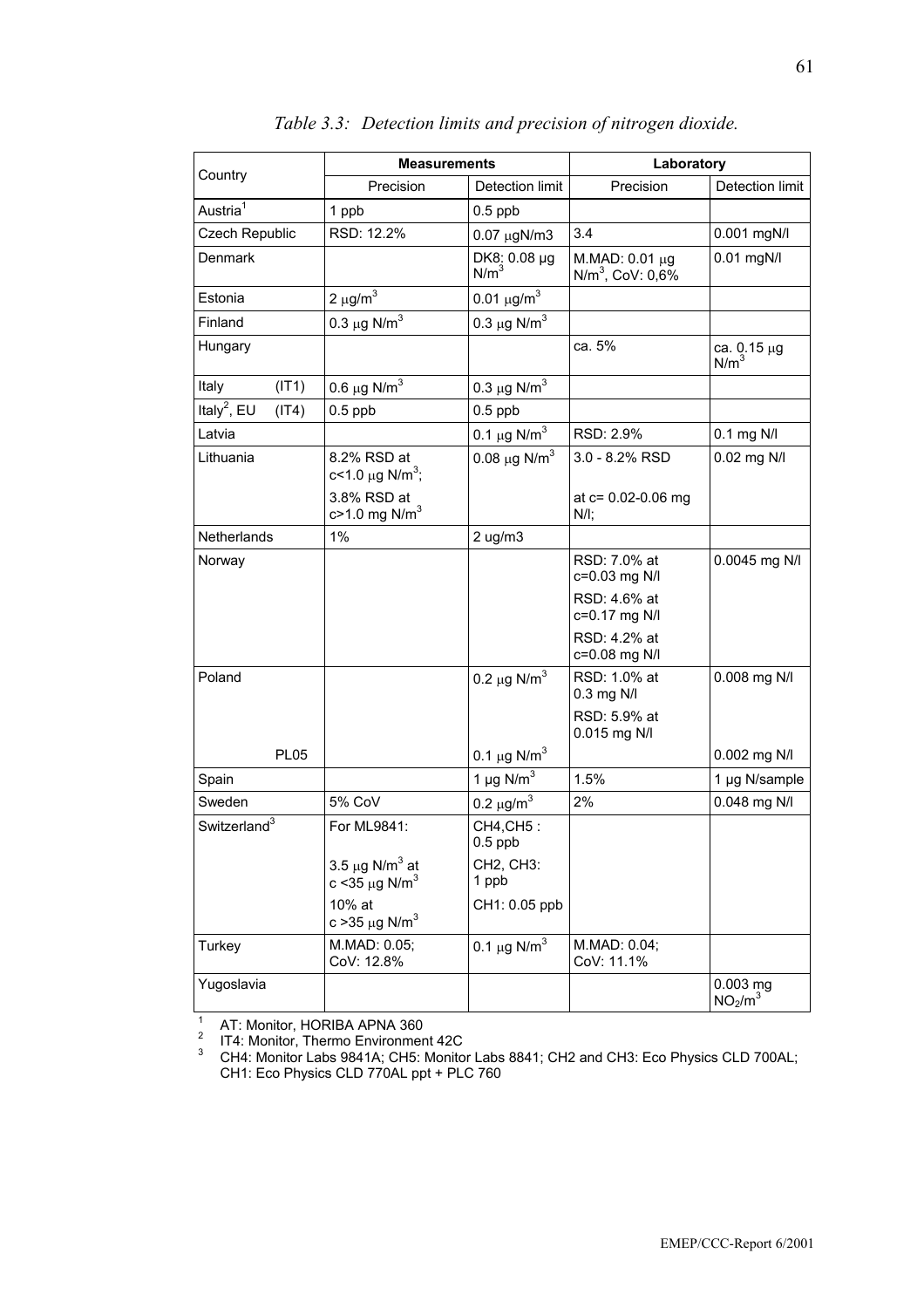*Table 3.3: Detection limits and precision of nitrogen dioxide.*

| Country | Measurements | | Laboratory | |
|---|---|---|---|---|
| | Precision | Detection limit | Precision | Detection limit |
| Austria[1] | 1 ppb | 0.5 ppb | | |
| Czech Republic | RSD: 12.2% | 0.07 μgN/m3 | 3.4 | 0.001 mgN/l |
| Denmark | | DK8: 0.08 μg $N/m^3$ | M.MAD: 0.01 μg $N/m^3$, CoV: 0,6% | 0.01 mgN/l |
| Estonia | 2 $\mu g/m^3$ | 0.01 $\mu g/m^3$ | | |
| Finland | 0.3 μg $N/m^3$ | 0.3 μg $N/m^3$ | | |
| Hungary | | | ca. 5% | ca. 0.15 μg $N/m^3$ |
| Italy (IT1) | 0.6 μg $N/m^3$ | 0.3 μg $N/m^3$ | | |
| Italy[2], EU (IT4) | 0.5 ppb | 0.5 ppb | | |
| Latvia | | 0.1 μg $N/m^3$ | RSD: 2.9% | 0.1 mg N/l |
| Lithuania | 8.2% RSD at c<1.0 μg $N/m^3$; 3.8% RSD at c>1.0 mg $N/m^3$ | 0.08 μg $N/m^3$ | 3.0 - 8.2% RSD at c= 0.02-0.06 mg N/l; | 0.02 mg N/l |
| Netherlands | 1% | 2 ug/m3 | | |
| Norway | | | RSD: 7.0% at c=0.03 mg N/l; RSD: 4.6% at c=0.17 mg N/l; RSD: 4.2% at c=0.08 mg N/l | 0.0045 mg N/l |
| Poland | | 0.2 μg $N/m^3$ | RSD: 1.0% at 0.3 mg N/l; RSD: 5.9% at 0.015 mg N/l | 0.008 mg N/l |
| PL05 | | 0.1 μg $N/m^3$ | | 0.002 mg N/l |
| Spain | | 1 μg $N/m^3$ | 1.5% | 1 μg N/sample |
| Sweden | 5% CoV | 0.2 $\mu g/m^3$ | 2% | 0.048 mg N/l |
| Switzerland[3] | For ML9841: 3.5 μg $N/m^3$ at c <35 μg $N/m^3$; 10% at c >35 μg $N/m^3$ | CH4,CH5 : 0.5 ppb; CH2, CH3: 1 ppb; CH1: 0.05 ppb | | |
| Turkey | M.MAD: 0.05; CoV: 12.8% | 0.1 μg $N/m^3$ | M.MAD: 0.04; CoV: 11.1% | |
| Yugoslavia | | | | 0.003 mg $NO_2/m^3$ |

[1] AT: Monitor, HORIBA APNA 360

[2] IT4: Monitor, Thermo Environment 42C

[3] CH4: Monitor Labs 9841A; CH5: Monitor Labs 8841; CH2 and CH3: Eco Physics CLD 700AL; CH1: Eco Physics CLD 770AL ppt + PLC 760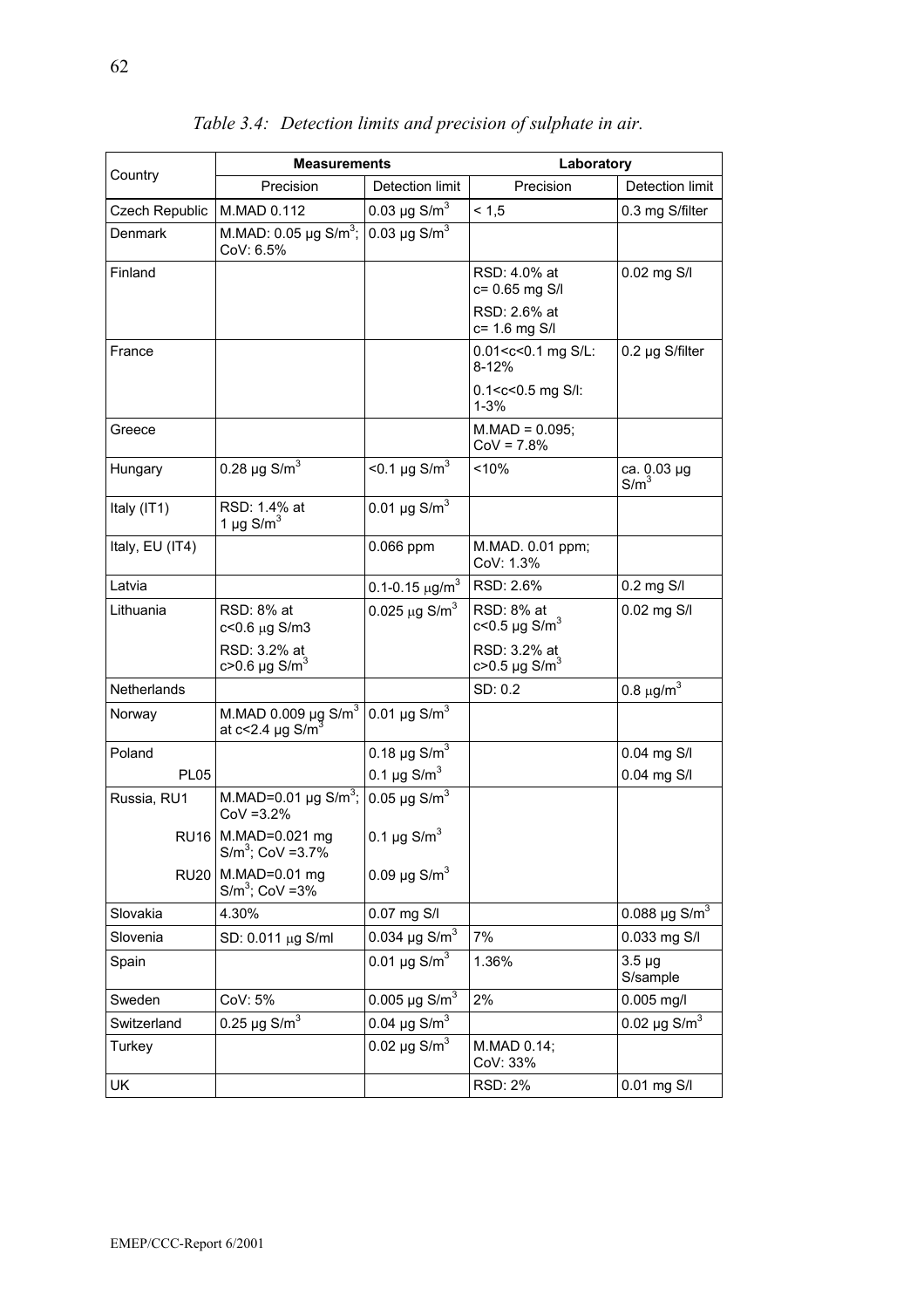*Table 3.4: Detection limits and precision of sulphate in air.*

| Country | Measurements | | Laboratory | |
|---|---|---|---|---|
| | Precision | Detection limit | Precision | Detection limit |
| Czech Republic | M.MAD 0.112 | 0.03 µg S/m$^3$ | < 1,5 | 0.3 mg S/filter |
| Denmark | M.MAD: 0.05 µg S/m$^3$; CoV: 6.5% | 0.03 µg S/m$^3$ | | |
| Finland | | | RSD: 4.0% at c= 0.65 mg S/l | 0.02 mg S/l |
| | | | RSD: 2.6% at c= 1.6 mg S/l | |
| France | | | 0.01<c<0.1 mg S/L: 8-12% | 0.2 µg S/filter |
| | | | 0.1<c<0.5 mg S/l: 1-3% | |
| Greece | | | M.MAD = 0.095; CoV = 7.8% | |
| Hungary | 0.28 µg S/m$^3$ | <0.1 µg S/m$^3$ | <10% | ca. 0.03 µg S/m$^3$ |
| Italy (IT1) | RSD: 1.4% at 1 µg S/m$^3$ | 0.01 µg S/m$^3$ | | |
| Italy, EU (IT4) | | 0.066 ppm | M.MAD. 0.01 ppm; CoV: 1.3% | |
| Latvia | | 0.1-0.15 µg/m$^3$ | RSD: 2.6% | 0.2 mg S/l |
| Lithuania | RSD: 8% at c<0.6 µg S/m3 | 0.025 µg S/m$^3$ | RSD: 8% at c<0.5 µg S/m$^3$ | 0.02 mg S/l |
| | RSD: 3.2% at c>0.6 µg S/m$^3$ | | RSD: 3.2% at c>0.5 µg S/m$^3$ | |
| Netherlands | | | SD: 0.2 | 0.8 µg/m$^3$ |
| Norway | M.MAD 0.009 µg S/m$^3$ at c<2.4 µg S/m$^3$ | 0.01 µg S/m$^3$ | | |
| Poland | | 0.18 µg S/m$^3$ | | 0.04 mg S/l |
| PL05 | | 0.1 µg S/m$^3$ | | 0.04 mg S/l |
| Russia, RU1 | M.MAD=0.01 µg S/m$^3$; CoV =3.2% | 0.05 µg S/m$^3$ | | |
| RU16 | M.MAD=0.021 mg S/m$^3$; CoV =3.7% | 0.1 µg S/m$^3$ | | |
| RU20 | M.MAD=0.01 mg S/m$^3$; CoV =3% | 0.09 µg S/m$^3$ | | |
| Slovakia | 4.30% | 0.07 mg S/l | | 0.088 µg S/m$^3$ |
| Slovenia | SD: 0.011 µg S/ml | 0.034 µg S/m$^3$ | 7% | 0.033 mg S/l |
| Spain | | 0.01 µg S/m$^3$ | 1.36% | 3.5 µg S/sample |
| Sweden | CoV: 5% | 0.005 µg S/m$^3$ | 2% | 0.005 mg/l |
| Switzerland | 0.25 µg S/m$^3$ | 0.04 µg S/m$^3$ | | 0.02 µg S/m$^3$ |
| Turkey | | 0.02 µg S/m$^3$ | M.MAD 0.14; CoV: 33% | |
| UK | | | RSD: 2% | 0.01 mg S/l |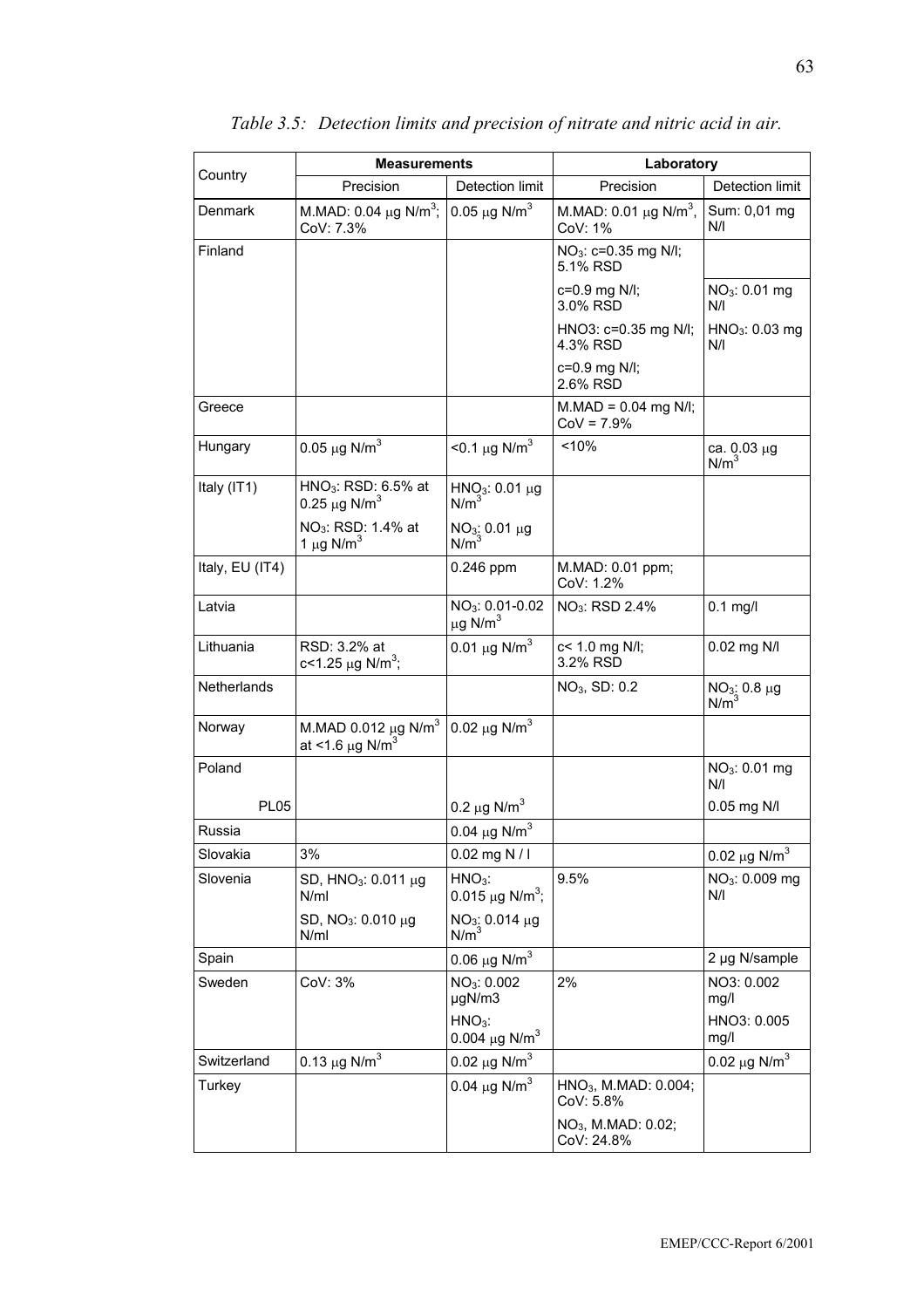*Table 3.5: Detection limits and precision of nitrate and nitric acid in air.*

| Country | Measurements | | Laboratory | |
|---|---|---|---|---|
| | Precision | Detection limit | Precision | Detection limit |
| Denmark | M.MAD: 0.04 μg N/m$^3$; CoV: 7.3% | 0.05 μg N/m$^3$ | M.MAD: 0.01 μg N/m$^3$, CoV: 1% | Sum: 0,01 mg N/l |
| Finland | | | $NO_3$: c=0.35 mg N/l; 5.1% RSD | |
| | | | c=0.9 mg N/l; 3.0% RSD | $NO_3$: 0.01 mg N/l |
| | | | HNO3: c=0.35 mg N/l; 4.3% RSD | $HNO_3$: 0.03 mg N/l |
| | | | c=0.9 mg N/l; 2.6% RSD | |
| Greece | | | M.MAD = 0.04 mg N/l; CoV = 7.9% | |
| Hungary | 0.05 μg N/m$^3$ | <0.1 μg N/m$^3$ | <10% | ca. 0.03 μg N/m$^3$ |
| Italy (IT1) | $HNO_3$: RSD: 6.5% at 0.25 μg N/m$^3$ | $HNO_3$: 0.01 μg N/m$^3$ | | |
| | $NO_3$: RSD: 1.4% at 1 μg N/m$^3$ | $NO_3$: 0.01 μg N/m$^3$ | | |
| Italy, EU (IT4) | | 0.246 ppm | M.MAD: 0.01 ppm; CoV: 1.2% | |
| Latvia | | $NO_3$: 0.01-0.02 μg N/m$^3$ | $NO_3$: RSD 2.4% | 0.1 mg/l |
| Lithuania | RSD: 3.2% at c<1.25 μg N/m$^3$; | 0.01 μg N/m$^3$ | c< 1.0 mg N/l; 3.2% RSD | 0.02 mg N/l |
| Netherlands | | | $NO_3$, SD: 0.2 | $NO_3$: 0.8 μg N/m$^3$ |
| Norway | M.MAD 0.012 μg N/m$^3$ at <1.6 μg N/m$^3$ | 0.02 μg N/m$^3$ | | |
| Poland | | | | $NO_3$: 0.01 mg N/l |
| PL05 | | 0.2 μg N/m$^3$ | | 0.05 mg N/l |
| Russia | | 0.04 μg N/m$^3$ | | |
| Slovakia | 3% | 0.02 mg N / l | | 0.02 μg N/m$^3$ |
| Slovenia | SD, $HNO_3$: 0.011 μg N/ml | $HNO_3$: 0.015 μg N/m$^3$; | 9.5% | $NO_3$: 0.009 mg N/l |
| | SD, $NO_3$: 0.010 μg N/ml | $NO_3$: 0.014 μg N/m$^3$ | | |
| Spain | | 0.06 μg N/m$^3$ | | 2 μg N/sample |
| Sweden | CoV: 3% | $NO_3$: 0.002 μgN/m3 | 2% | NO3: 0.002 mg/l |
| | | $HNO_3$: 0.004 μg N/m$^3$ | | HNO3: 0.005 mg/l |
| Switzerland | 0.13 μg N/m$^3$ | 0.02 μg N/m$^3$ | | 0.02 μg N/m$^3$ |
| Turkey | | 0.04 μg N/m$^3$ | $HNO_3$, M.MAD: 0.004; CoV: 5.8% | |
| | | | $NO_3$, M.MAD: 0.02; CoV: 24.8% | |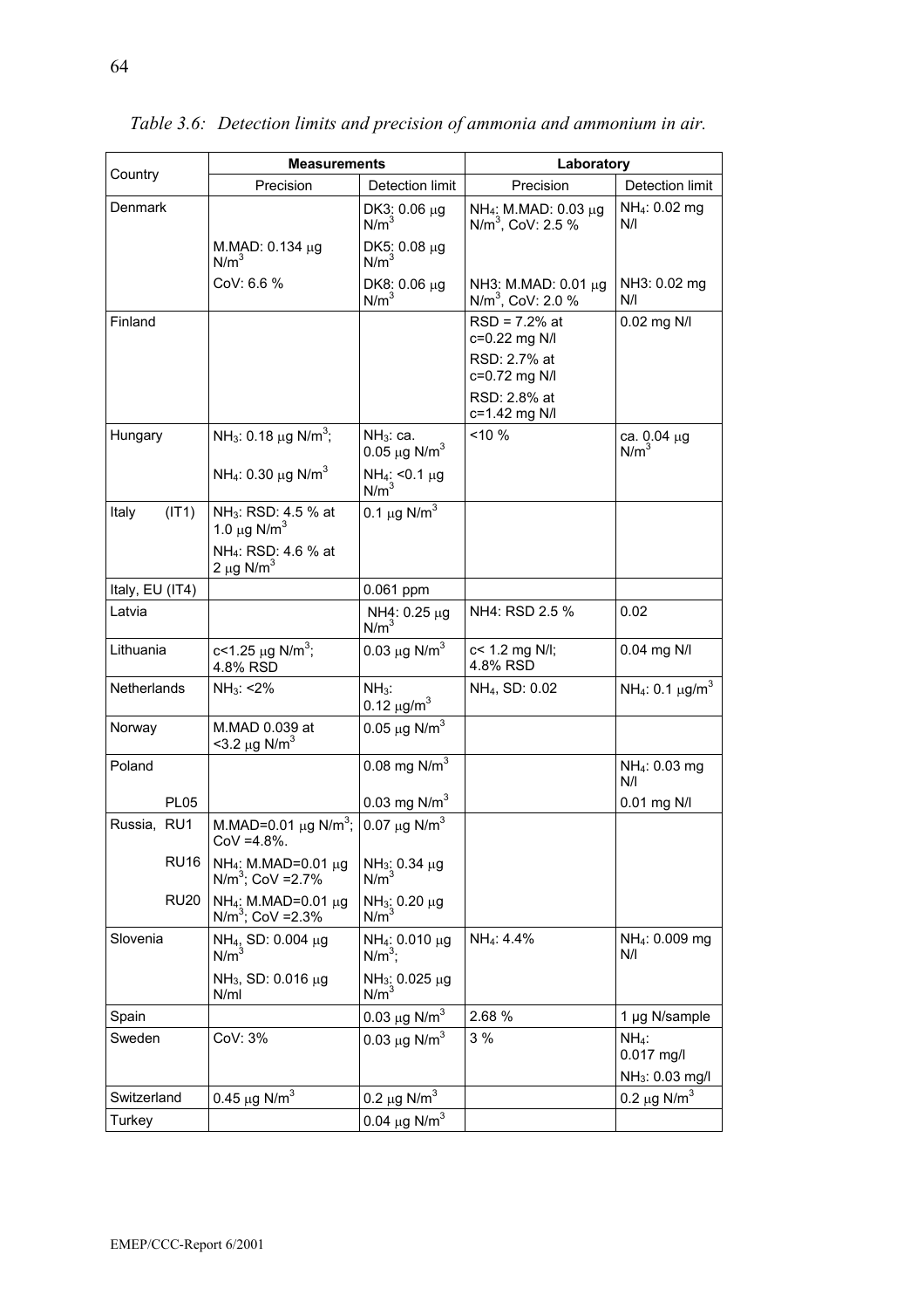*Table 3.6: Detection limits and precision of ammonia and ammonium in air.*

| Country | Measurements | | Laboratory | |
|---|---|---|---|---|
| | Precision | Detection limit | Precision | Detection limit |
| Denmark | | DK3: 0.06 μg $N/m^3$ | $NH_4$: M.MAD: 0.03 μg $N/m^3$, CoV: 2.5 % | $NH_4$: 0.02 mg N/l |
| | M.MAD: 0.134 μg $N/m^3$ | DK5: 0.08 μg $N/m^3$ | | |
| | CoV: 6.6 % | DK8: 0.06 μg $N/m^3$ | NH3: M.MAD: 0.01 μg $N/m^3$, CoV: 2.0 % | NH3: 0.02 mg N/l |
| Finland | | | RSD = 7.2% at c=0.22 mg N/l | 0.02 mg N/l |
| | | | RSD: 2.7% at c=0.72 mg N/l | |
| | | | RSD: 2.8% at c=1.42 mg N/l | |
| Hungary | $NH_3$: 0.18 μg $N/m^3$; | $NH_3$: ca. 0.05 μg $N/m^3$ | <10 % | ca. 0.04 μg $N/m^3$ |
| | $NH_4$: 0.30 μg $N/m^3$ | $NH_4$: <0.1 μg $N/m^3$ | | |
| Italy (IT1) | $NH_3$: RSD: 4.5 % at 1.0 μg $N/m^3$ | 0.1 μg $N/m^3$ | | |
| | $NH_4$: RSD: 4.6 % at 2 μg $N/m^3$ | | | |
| Italy, EU (IT4) | | 0.061 ppm | | |
| Latvia | | NH4: 0.25 μg $N/m^3$ | NH4: RSD 2.5 % | 0.02 |
| Lithuania | c<1.25 μg $N/m^3$; 4.8% RSD | 0.03 μg $N/m^3$ | c< 1.2 mg N/l; 4.8% RSD | 0.04 mg N/l |
| Netherlands | $NH_3$: <2% | $NH_3$: 0.12 μg/$m^3$ | $NH_4$, SD: 0.02 | $NH_4$: 0.1 μg/$m^3$ |
| Norway | M.MAD 0.039 at <3.2 μg $N/m^3$ | 0.05 μg $N/m^3$ | | |
| Poland | | 0.08 mg $N/m^3$ | | $NH_4$: 0.03 mg N/l |
| PL05 | | 0.03 mg $N/m^3$ | | 0.01 mg N/l |
| Russia, RU1 | M.MAD=0.01 μg $N/m^3$; CoV =4.8%. | 0.07 μg $N/m^3$ | | |
| RU16 | $NH_4$: M.MAD=0.01 μg $N/m^3$; CoV =2.7% | $NH_3$: 0.34 μg $N/m^3$ | | |
| RU20 | $NH_4$: M.MAD=0.01 μg $N/m^3$; CoV =2.3% | $NH_3$: 0.20 μg $N/m^3$ | | |
| Slovenia | $NH_4$, SD: 0.004 μg $N/m^3$ | $NH_4$: 0.010 μg $N/m^3$; | $NH_4$: 4.4% | $NH_4$: 0.009 mg N/l |
| | $NH_3$, SD: 0.016 μg N/ml | $NH_3$: 0.025 μg $N/m^3$ | | |
| Spain | | 0.03 μg $N/m^3$ | 2.68 % | 1 µg N/sample |
| Sweden | CoV: 3% | 0.03 μg $N/m^3$ | 3 % | $NH_4$: 0.017 mg/l |
| | | | | $NH_3$: 0.03 mg/l |
| Switzerland | 0.45 μg $N/m^3$ | 0.2 μg $N/m^3$ | | 0.2 μg $N/m^3$ |
| Turkey | | 0.04 μg $N/m^3$ | | |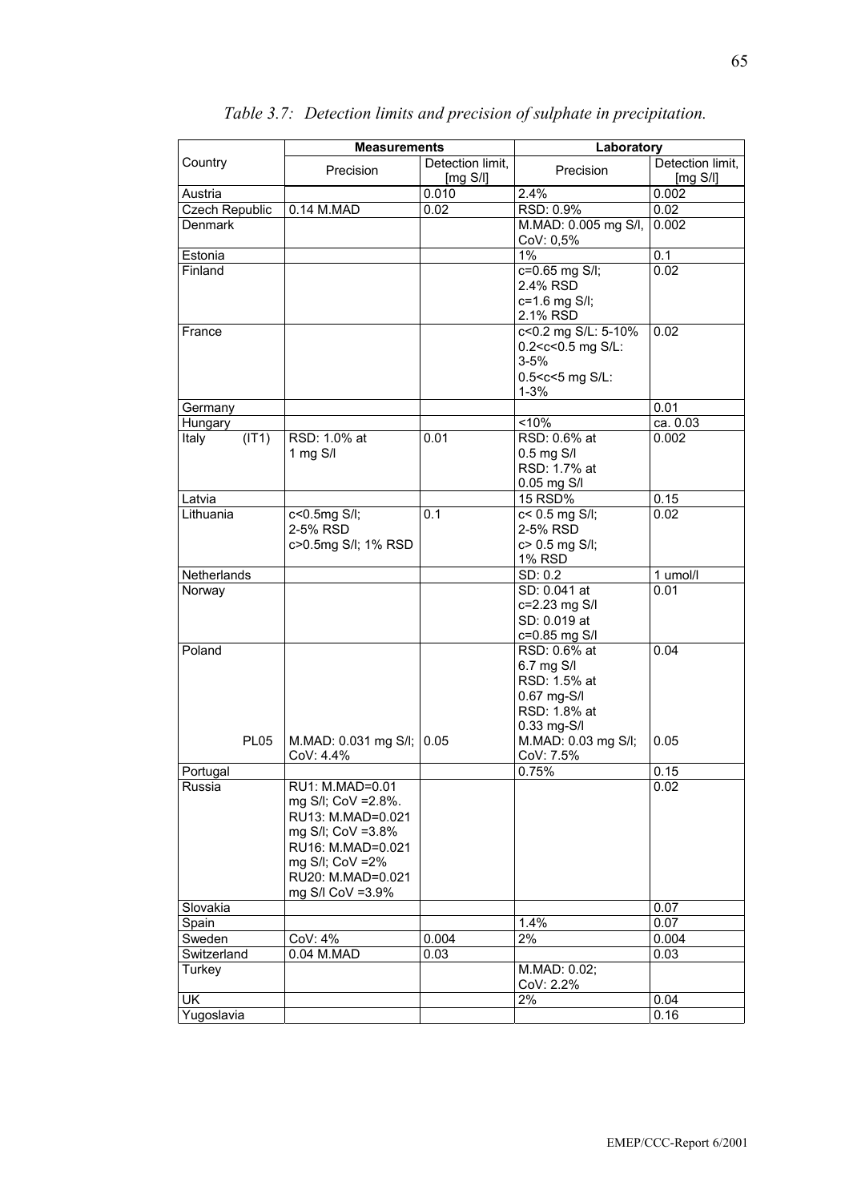*Table 3.7: Detection limits and precision of sulphate in precipitation.*

| Country | Measurements | | Laboratory | |
|---|---|---|---|---|
| | Precision | Detection limit, [mg S/l] | Precision | Detection limit, [mg S/l] |
| Austria | | 0.010 | 2.4% | 0.002 |
| Czech Republic | 0.14 M.MAD | 0.02 | RSD: 0.9% | 0.02 |
| Denmark | | | M.MAD: 0.005 mg S/l, CoV: 0,5% | 0.002 |
| Estonia | | | 1% | 0.1 |
| Finland | | | c=0.65 mg S/l; 2.4% RSD c=1.6 mg S/l; 2.1% RSD | 0.02 |
| France | | | c<0.2 mg S/L: 5-10% 0.2<c<0.5 mg S/L: 3-5% 0.5<c<5 mg S/L: 1-3% | 0.02 |
| Germany | | | | 0.01 |
| Hungary | | | <10% | ca. 0.03 |
| Italy (IT1) | RSD: 1.0% at 1 mg S/l | 0.01 | RSD: 0.6% at 0.5 mg S/l RSD: 1.7% at 0.05 mg S/l | 0.002 |
| Latvia | | | 15 RSD% | 0.15 |
| Lithuania | c<0.5mg S/l; 2-5% RSD c>0.5mg S/l; 1% RSD | 0.1 | c< 0.5 mg S/l; 2-5% RSD c> 0.5 mg S/l; 1% RSD | 0.02 |
| Netherlands | | | SD: 0.2 | 1 umol/l |
| Norway | | | SD: 0.041 at c=2.23 mg S/l SD: 0.019 at c=0.85 mg S/l | 0.01 |
| Poland | | | RSD: 0.6% at 6.7 mg S/l RSD: 1.5% at 0.67 mg-S/l RSD: 1.8% at 0.33 mg-S/l | 0.04 |
| PL05 | M.MAD: 0.031 mg S/l; CoV: 4.4% | 0.05 | M.MAD: 0.03 mg S/l; CoV: 7.5% | 0.05 |
| Portugal | | | 0.75% | 0.15 |
| Russia | RU1: M.MAD=0.01 mg S/l; CoV =2.8%. RU13: M.MAD=0.021 mg S/l; CoV =3.8% RU16: M.MAD=0.021 mg S/l; CoV =2% RU20: M.MAD=0.021 mg S/l CoV =3.9% | | | 0.02 |
| Slovakia | | | | 0.07 |
| Spain | | | 1.4% | 0.07 |
| Sweden | CoV: 4% | 0.004 | 2% | 0.004 |
| Switzerland | 0.04 M.MAD | 0.03 | | 0.03 |
| Turkey | | | M.MAD: 0.02; CoV: 2.2% | |
| UK | | | 2% | 0.04 |
| Yugoslavia | | | | 0.16 |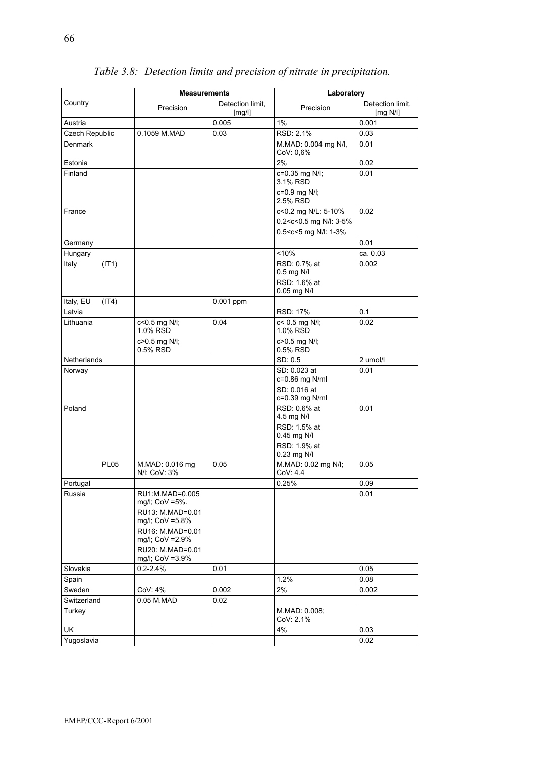*Table 3.8: Detection limits and precision of nitrate in precipitation.*

| Country | Measurements | | Laboratory | |
|---|---|---|---|---|
| | Precision | Detection limit, [mg/l] | Precision | Detection limit, [mg N/l] |
| Austria | | 0.005 | 1% | 0.001 |
| Czech Republic | 0.1059 M.MAD | 0.03 | RSD: 2.1% | 0.03 |
| Denmark | | | M.MAD: 0.004 mg N/l, CoV: 0,6% | 0.01 |
| Estonia | | | 2% | 0.02 |
| Finland | | | c=0.35 mg N/l; 3.1% RSD<br>c=0.9 mg N/l; 2.5% RSD | 0.01 |
| France | | | c<0.2 mg N/L: 5-10%<br>0.2<c<0.5 mg N/l: 3-5%<br>0.5<c<5 mg N/l: 1-3% | 0.02 |
| Germany | | | | 0.01 |
| Hungary | | | <10% | ca. 0.03 |
| Italy (IT1) | | | RSD: 0.7% at 0.5 mg N/l<br>RSD: 1.6% at 0.05 mg N/l | 0.002 |
| Italy, EU (IT4) | | 0.001 ppm | | |
| Latvia | | | RSD: 17% | 0.1 |
| Lithuania | c<0.5 mg N/l; 1.0% RSD<br>c>0.5 mg N/l; 0.5% RSD | 0.04 | c< 0.5 mg N/l; 1.0% RSD<br>c>0.5 mg N/l; 0.5% RSD | 0.02 |
| Netherlands | | | SD: 0.5 | 2 umol/l |
| Norway | | | SD: 0.023 at c=0.86 mg N/ml<br>SD: 0.016 at c=0.39 mg N/ml | 0.01 |
| Poland | | | RSD: 0.6% at 4.5 mg N/l<br>RSD: 1.5% at 0.45 mg N/l<br>RSD: 1.9% at 0.23 mg N/l | 0.01 |
| PL05 | M.MAD: 0.016 mg N/l; CoV: 3% | 0.05 | M.MAD: 0.02 mg N/l; CoV: 4.4 | 0.05 |
| Portugal | | | 0.25% | 0.09 |
| Russia | RU1:M.MAD=0.005 mg/l; CoV =5%.<br>RU13: M.MAD=0.01 mg/l; CoV =5.8%<br>RU16: M.MAD=0.01 mg/l; CoV =2.9%<br>RU20: M.MAD=0.01 mg/l; CoV =3.9% | | | 0.01 |
| Slovakia | 0.2-2.4% | 0.01 | | 0.05 |
| Spain | | | 1.2% | 0.08 |
| Sweden | CoV: 4% | 0.002 | 2% | 0.002 |
| Switzerland | 0.05 M.MAD | 0.02 | | |
| Turkey | | | M.MAD: 0.008; CoV: 2.1% | |
| UK | | | 4% | 0.03 |
| Yugoslavia | | | | 0.02 |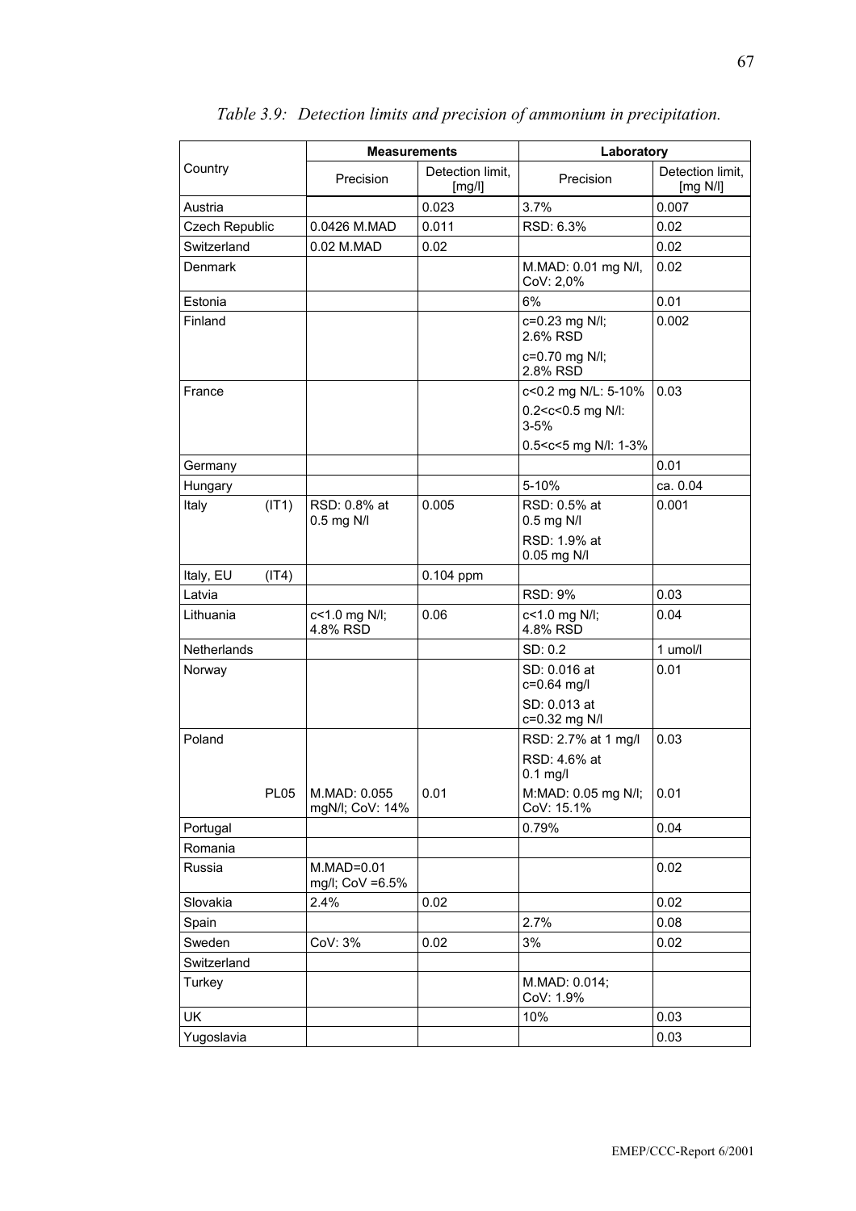*Table 3.9: Detection limits and precision of ammonium in precipitation.*

| Country | Measurements | | Laboratory | |
|---|---|---|---|---|
| | Precision | Detection limit, [mg/l] | Precision | Detection limit, [mg N/l] |
| Austria | | 0.023 | 3.7% | 0.007 |
| Czech Republic | 0.0426 M.MAD | 0.011 | RSD: 6.3% | 0.02 |
| Switzerland | 0.02 M.MAD | 0.02 | | 0.02 |
| Denmark | | | M.MAD: 0.01 mg N/l, CoV: 2,0% | 0.02 |
| Estonia | | | 6% | 0.01 |
| Finland | | | c=0.23 mg N/l; 2.6% RSD<br>c=0.70 mg N/l; 2.8% RSD | 0.002 |
| France | | | c<0.2 mg N/L: 5-10%<br>0.2<c<0.5 mg N/l: 3-5%<br>0.5<c<5 mg N/l: 1-3% | 0.03 |
| Germany | | | | 0.01 |
| Hungary | | | 5-10% | ca. 0.04 |
| Italy (IT1) | RSD: 0.8% at 0.5 mg N/l | 0.005 | RSD: 0.5% at 0.5 mg N/l<br>RSD: 1.9% at 0.05 mg N/l | 0.001 |
| Italy, EU (IT4) | | 0.104 ppm | | |
| Latvia | | | RSD: 9% | 0.03 |
| Lithuania | c<1.0 mg N/l; 4.8% RSD | 0.06 | c<1.0 mg N/l; 4.8% RSD | 0.04 |
| Netherlands | | | SD: 0.2 | 1 umol/l |
| Norway | | | SD: 0.016 at c=0.64 mg/l<br>SD: 0.013 at c=0.32 mg N/l | 0.01 |
| Poland | | | RSD: 2.7% at 1 mg/l<br>RSD: 4.6% at 0.1 mg/l | 0.03 |
| PL05 | M.MAD: 0.055 mgN/l; CoV: 14% | 0.01 | M:MAD: 0.05 mg N/l; CoV: 15.1% | 0.01 |
| Portugal | | | 0.79% | 0.04 |
| Romania | | | | |
| Russia | M.MAD=0.01 mg/l; CoV =6.5% | | | 0.02 |
| Slovakia | 2.4% | 0.02 | | 0.02 |
| Spain | | | 2.7% | 0.08 |
| Sweden | CoV: 3% | 0.02 | 3% | 0.02 |
| Switzerland | | | | |
| Turkey | | | M.MAD: 0.014; CoV: 1.9% | |
| UK | | | 10% | 0.03 |
| Yugoslavia | | | | 0.03 |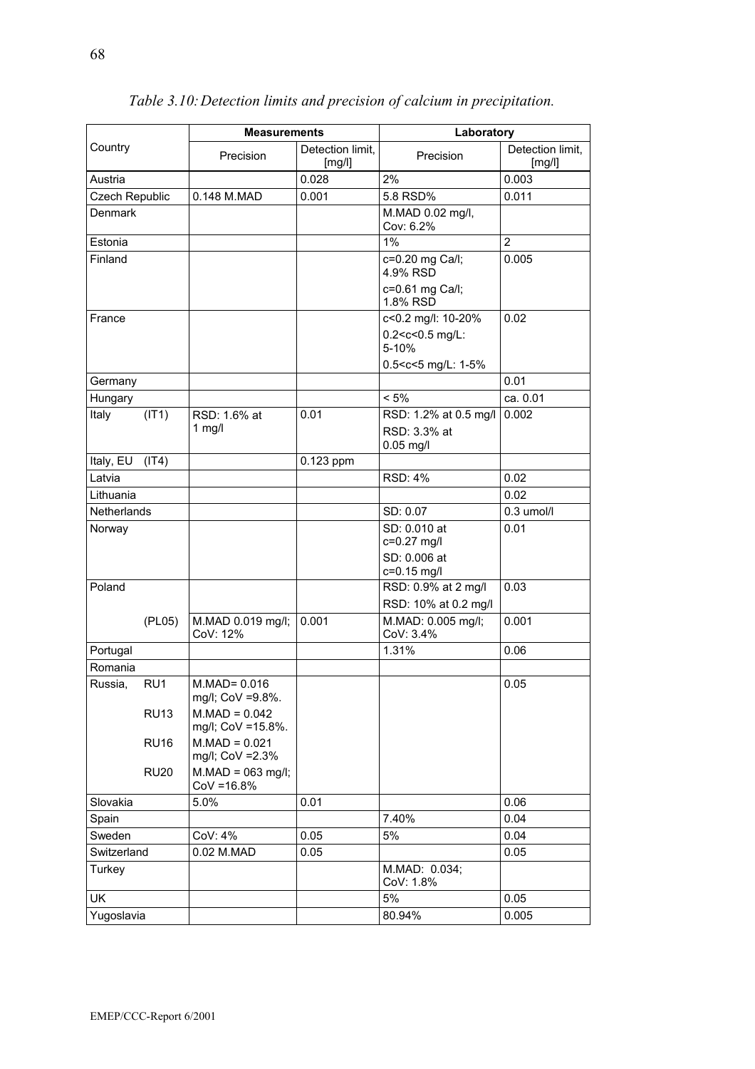*Table 3.10: Detection limits and precision of calcium in precipitation.*

| Country | Measurements | | Laboratory | |
|---|---|---|---|---|
| | Precision | Detection limit, [mg/l] | Precision | Detection limit, [mg/l] |
| Austria | | 0.028 | 2% | 0.003 |
| Czech Republic | 0.148 M.MAD | 0.001 | 5.8 RSD% | 0.011 |
| Denmark | | | M.MAD 0.02 mg/l, Cov: 6.2% | |
| Estonia | | | 1% | 2 |
| Finland | | | c=0.20 mg Ca/l; 4.9% RSD<br>c=0.61 mg Ca/l; 1.8% RSD | 0.005 |
| France | | | c<0.2 mg/l: 10-20%<br>0.2<c<0.5 mg/L: 5-10%<br>0.5<c<5 mg/L: 1-5% | 0.02 |
| Germany | | | | 0.01 |
| Hungary | | | < 5% | ca. 0.01 |
| Italy (IT1) | RSD: 1.6% at 1 mg/l | 0.01 | RSD: 1.2% at 0.5 mg/l<br>RSD: 3.3% at 0.05 mg/l | 0.002 |
| Italy, EU (IT4) | | 0.123 ppm | | |
| Latvia | | | RSD: 4% | 0.02 |
| Lithuania | | | | 0.02 |
| Netherlands | | | SD: 0.07 | 0.3 umol/l |
| Norway | | | SD: 0.010 at c=0.27 mg/l<br>SD: 0.006 at c=0.15 mg/l | 0.01 |
| Poland | | | RSD: 0.9% at 2 mg/l<br>RSD: 10% at 0.2 mg/l | 0.03 |
| (PL05) | M.MAD 0.019 mg/l; CoV: 12% | 0.001 | M.MAD: 0.005 mg/l; CoV: 3.4% | 0.001 |
| Portugal | | | 1.31% | 0.06 |
| Romania | | | | |
| Russia, RU1 | M.MAD= 0.016 mg/l; CoV =9.8%. | | | 0.05 |
| RU13 | M.MAD = 0.042 mg/l; CoV =15.8%. | | | |
| RU16 | M.MAD = 0.021 mg/l; CoV =2.3% | | | |
| RU20 | M.MAD = 063 mg/l; CoV =16.8% | | | |
| Slovakia | 5.0% | 0.01 | | 0.06 |
| Spain | | | 7.40% | 0.04 |
| Sweden | CoV: 4% | 0.05 | 5% | 0.04 |
| Switzerland | 0.02 M.MAD | 0.05 | | 0.05 |
| Turkey | | | M.MAD: 0.034; CoV: 1.8% | |
| UK | | | 5% | 0.05 |
| Yugoslavia | | | 80.94% | 0.005 |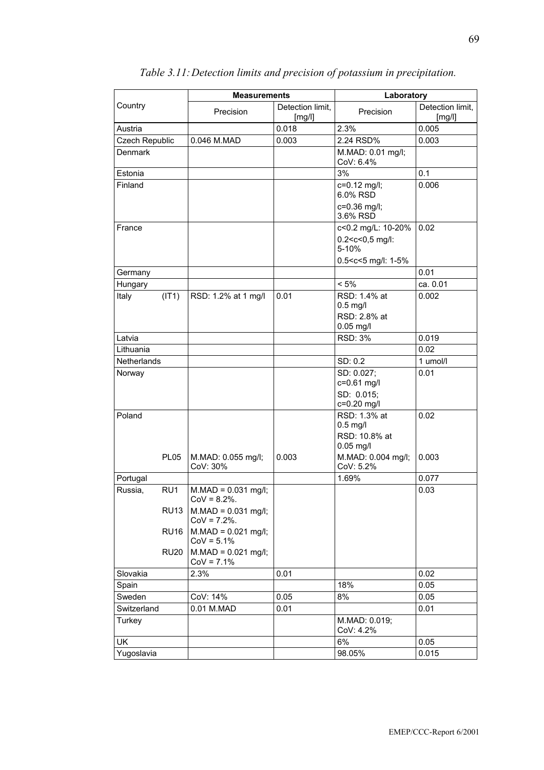*Table 3.11: Detection limits and precision of potassium in precipitation.*

| Country | | Measurements | | Laboratory | |
|---|---|---|---|---|---|
| | | Precision | Detection limit, [mg/l] | Precision | Detection limit, [mg/l] |
| Austria | | | 0.018 | 2.3% | 0.005 |
| Czech Republic | | 0.046 M.MAD | 0.003 | 2.24 RSD% | 0.003 |
| Denmark | | | | M.MAD: 0.01 mg/l; CoV: 6.4% | |
| Estonia | | | | 3% | 0.1 |
| Finland | | | | c=0.12 mg/l; 6.0% RSD<br>c=0.36 mg/l; 3.6% RSD | 0.006 |
| France | | | | c<0.2 mg/L: 10-20%<br>0.2<c<0,5 mg/l: 5-10%<br>0.5<c<5 mg/l: 1-5% | 0.02 |
| Germany | | | | | 0.01 |
| Hungary | | | | < 5% | ca. 0.01 |
| Italy | (IT1) | RSD: 1.2% at 1 mg/l | 0.01 | RSD: 1.4% at 0.5 mg/l<br>RSD: 2.8% at 0.05 mg/l | 0.002 |
| Latvia | | | | RSD: 3% | 0.019 |
| Lithuania | | | | | 0.02 |
| Netherlands | | | | SD: 0.2 | 1 umol/l |
| Norway | | | | SD: 0.027; c=0.61 mg/l<br>SD: 0.015; c=0.20 mg/l | 0.01 |
| Poland | | | | RSD: 1.3% at 0.5 mg/l<br>RSD: 10.8% at 0.05 mg/l | 0.02 |
| | PL05 | M.MAD: 0.055 mg/l; CoV: 30% | 0.003 | M.MAD: 0.004 mg/l; CoV: 5.2% | 0.003 |
| Portugal | | | | 1.69% | 0.077 |
| Russia, | RU1 | M.MAD = 0.031 mg/l; CoV = 8.2%. | | | 0.03 |
| | RU13 | M.MAD = 0.031 mg/l; CoV = 7.2%. | | | |
| | RU16 | M.MAD = 0.021 mg/l; CoV = 5.1% | | | |
| | RU20 | M.MAD = 0.021 mg/l; CoV = 7.1% | | | |
| Slovakia | | 2.3% | 0.01 | | 0.02 |
| Spain | | | | 18% | 0.05 |
| Sweden | | CoV: 14% | 0.05 | 8% | 0.05 |
| Switzerland | | 0.01 M.MAD | 0.01 | | 0.01 |
| Turkey | | | | M.MAD: 0.019; CoV: 4.2% | |
| UK | | | | 6% | 0.05 |
| Yugoslavia | | | | 98.05% | 0.015 |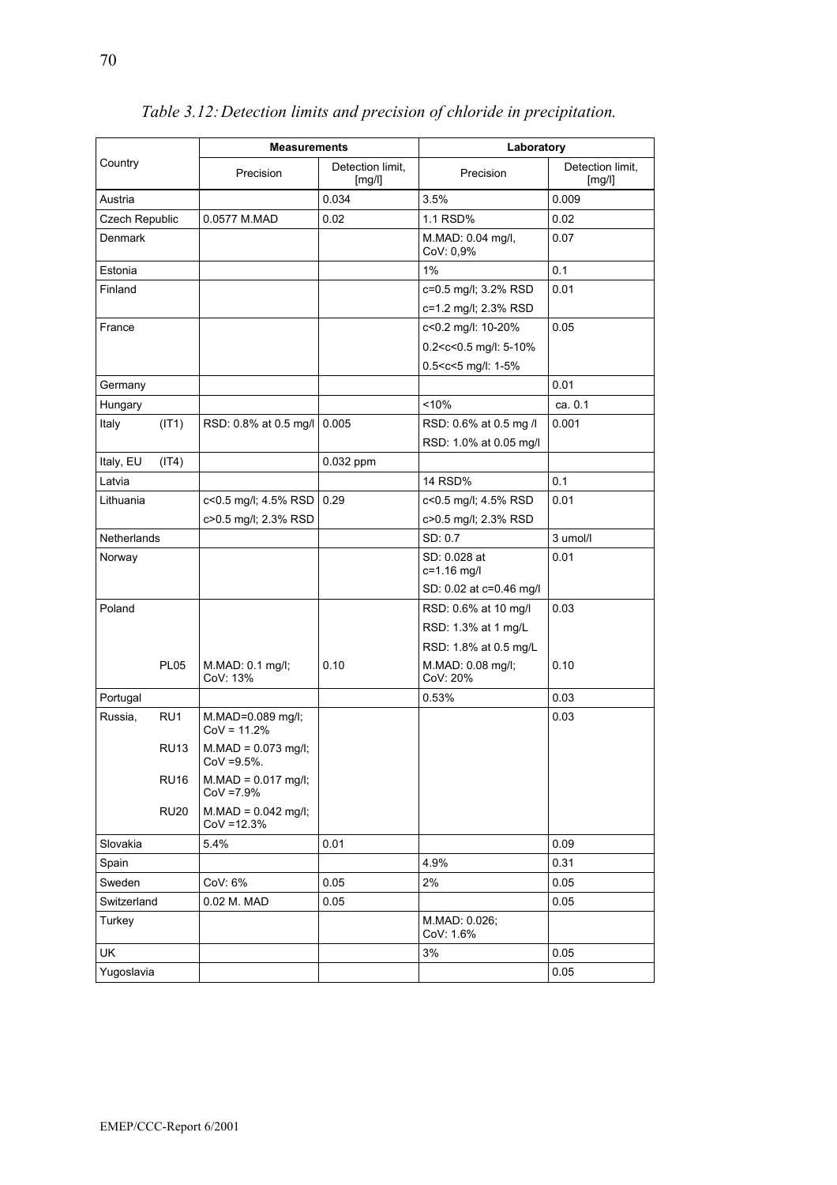*Table 3.12: Detection limits and precision of chloride in precipitation.*

| Country | | Measurements | | Laboratory | |
|---|---|---|---|---|---|
| | | Precision | Detection limit, [mg/l] | Precision | Detection limit, [mg/l] |
| Austria | | | 0.034 | 3.5% | 0.009 |
| Czech Republic | | 0.0577 M.MAD | 0.02 | 1.1 RSD% | 0.02 |
| Denmark | | | | M.MAD: 0.04 mg/l, CoV: 0,9% | 0.07 |
| Estonia | | | | 1% | 0.1 |
| Finland | | | | c=0.5 mg/l; 3.2% RSD | 0.01 |
| | | | | c=1.2 mg/l; 2.3% RSD | |
| France | | | | c<0.2 mg/l: 10-20% | 0.05 |
| | | | | 0.2<c<0.5 mg/l: 5-10% | |
| | | | | 0.5<c<5 mg/l: 1-5% | |
| Germany | | | | | 0.01 |
| Hungary | | | | <10% | ca. 0.1 |
| Italy | (IT1) | RSD: 0.8% at 0.5 mg/l | 0.005 | RSD: 0.6% at 0.5 mg /l | 0.001 |
| | | | | RSD: 1.0% at 0.05 mg/l | |
| Italy, EU | (IT4) | | 0.032 ppm | | |
| Latvia | | | | 14 RSD% | 0.1 |
| Lithuania | | c<0.5 mg/l; 4.5% RSD | 0.29 | c<0.5 mg/l; 4.5% RSD | 0.01 |
| | | c>0.5 mg/l; 2.3% RSD | | c>0.5 mg/l; 2.3% RSD | |
| Netherlands | | | | SD: 0.7 | 3 umol/l |
| Norway | | | | SD: 0.028 at c=1.16 mg/l | 0.01 |
| | | | | SD: 0.02 at c=0.46 mg/l | |
| Poland | | | | RSD: 0.6% at 10 mg/l | 0.03 |
| | | | | RSD: 1.3% at 1 mg/L | |
| | | | | RSD: 1.8% at 0.5 mg/L | |
| | PL05 | M.MAD: 0.1 mg/l; CoV: 13% | 0.10 | M.MAD: 0.08 mg/l; CoV: 20% | 0.10 |
| Portugal | | | | 0.53% | 0.03 |
| Russia, | RU1 | M.MAD=0.089 mg/l; CoV = 11.2% | | | 0.03 |
| | RU13 | M.MAD = 0.073 mg/l; CoV =9.5%. | | | |
| | RU16 | M.MAD = 0.017 mg/l; CoV =7.9% | | | |
| | RU20 | M.MAD = 0.042 mg/l; CoV =12.3% | | | |
| Slovakia | | 5.4% | 0.01 | | 0.09 |
| Spain | | | | 4.9% | 0.31 |
| Sweden | | CoV: 6% | 0.05 | 2% | 0.05 |
| Switzerland | | 0.02 M. MAD | 0.05 | | 0.05 |
| Turkey | | | | M.MAD: 0.026; CoV: 1.6% | |
| UK | | | | 3% | 0.05 |
| Yugoslavia | | | | | 0.05 |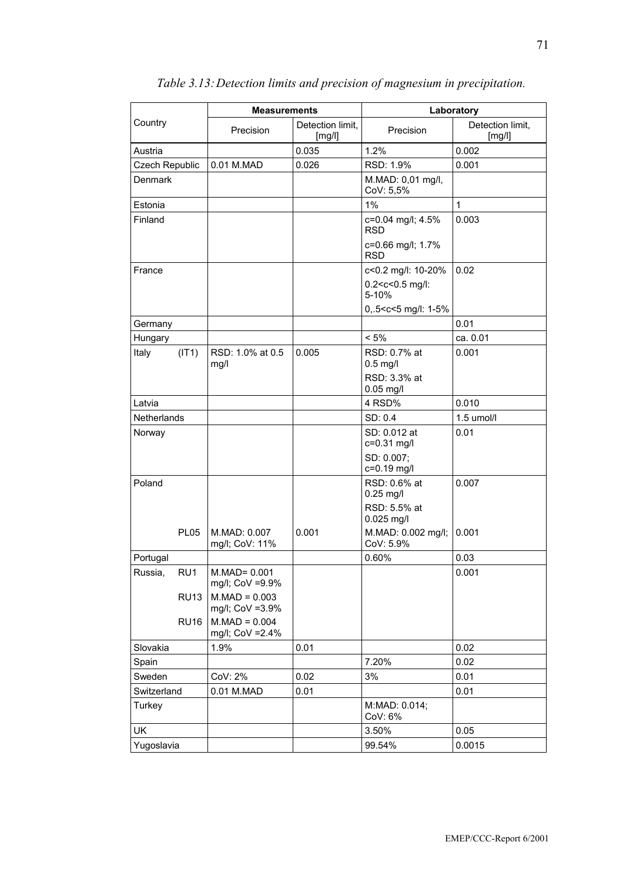*Table 3.13: Detection limits and precision of magnesium in precipitation.*

| Country | Measurements | | Laboratory | |
|---|---|---|---|---|
| | Precision | Detection limit, [mg/l] | Precision | Detection limit, [mg/l] |
| Austria | | 0.035 | 1.2% | 0.002 |
| Czech Republic | 0.01 M.MAD | 0.026 | RSD: 1.9% | 0.001 |
| Denmark | | | M.MAD: 0,01 mg/l, CoV: 5,5% | |
| Estonia | | | 1% | 1 |
| Finland | | | c=0.04 mg/l; 4.5% RSD<br>c=0.66 mg/l; 1.7% RSD | 0.003 |
| France | | | c<0.2 mg/l: 10-20%<br>0.2<c<0.5 mg/l: 5-10%<br>0,.5<c<5 mg/l: 1-5% | 0.02 |
| Germany | | | | 0.01 |
| Hungary | | | < 5% | ca. 0.01 |
| Italy (IT1) | RSD: 1.0% at 0.5 mg/l | 0.005 | RSD: 0.7% at 0.5 mg/l<br>RSD: 3.3% at 0.05 mg/l | 0.001 |
| Latvia | | | 4 RSD% | 0.010 |
| Netherlands | | | SD: 0.4 | 1.5 umol/l |
| Norway | | | SD: 0.012 at c=0.31 mg/l<br>SD: 0.007; c=0.19 mg/l | 0.01 |
| Poland | | | RSD: 0.6% at 0.25 mg/l<br>RSD: 5.5% at 0.025 mg/l | 0.007 |
| PL05 | M.MAD: 0.007 mg/l; CoV: 11% | 0.001 | M.MAD: 0.002 mg/l; CoV: 5.9% | 0.001 |
| Portugal | | | 0.60% | 0.03 |
| Russia, RU1 | M.MAD= 0.001 mg/l; CoV =9.9% | | | 0.001 |
| RU13 | M.MAD = 0.003 mg/l; CoV =3.9% | | | |
| RU16 | M.MAD = 0.004 mg/l; CoV =2.4% | | | |
| Slovakia | 1.9% | 0.01 | | 0.02 |
| Spain | | | 7.20% | 0.02 |
| Sweden | CoV: 2% | 0.02 | 3% | 0.01 |
| Switzerland | 0.01 M.MAD | 0.01 | | 0.01 |
| Turkey | | | M:MAD: 0.014; CoV: 6% | |
| UK | | | 3.50% | 0.05 |
| Yugoslavia | | | 99.54% | 0.0015 |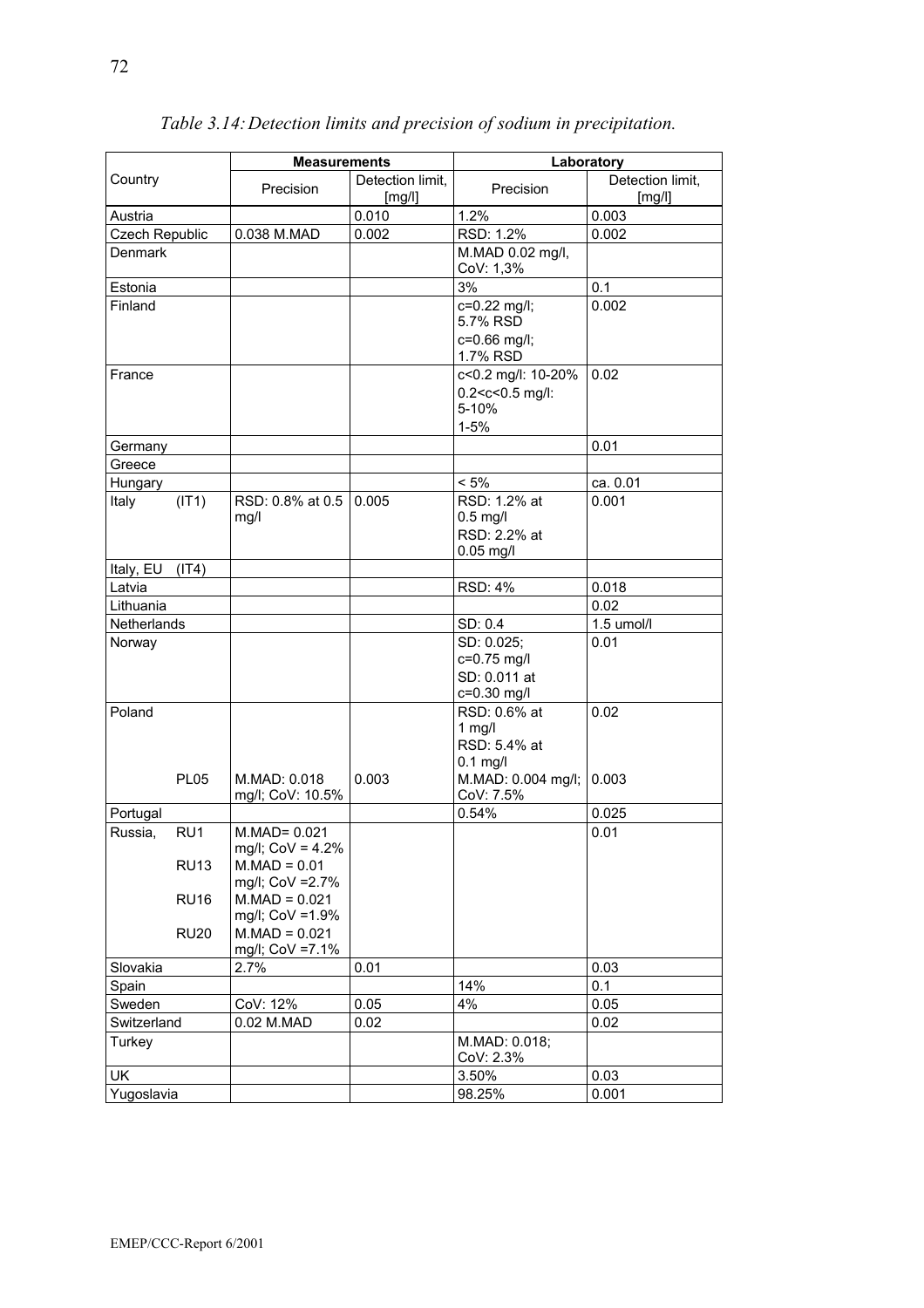*Table 3.14: Detection limits and precision of sodium in precipitation.*

| Country | Measurements | | Laboratory | |
|---|---|---|---|---|
| | Precision | Detection limit, [mg/l] | Precision | Detection limit, [mg/l] |
| Austria | | 0.010 | 1.2% | 0.003 |
| Czech Republic | 0.038 M.MAD | 0.002 | RSD: 1.2% | 0.002 |
| Denmark | | | M.MAD 0.02 mg/l, CoV: 1,3% | |
| Estonia | | | 3% | 0.1 |
| Finland | | | c=0.22 mg/l; 5.7% RSD<br>c=0.66 mg/l; 1.7% RSD | 0.002 |
| France | | | c<0.2 mg/l: 10-20%<br>0.2<c<0.5 mg/l: 5-10%<br>1-5% | 0.02 |
| Germany | | | | 0.01 |
| Greece | | | | |
| Hungary | | | < 5% | ca. 0.01 |
| Italy (IT1) | RSD: 0.8% at 0.5 mg/l | 0.005 | RSD: 1.2% at 0.5 mg/l<br>RSD: 2.2% at 0.05 mg/l | 0.001 |
| Italy, EU (IT4) | | | | |
| Latvia | | | RSD: 4% | 0.018 |
| Lithuania | | | | 0.02 |
| Netherlands | | | SD: 0.4 | 1.5 umol/l |
| Norway | | | SD: 0.025; c=0.75 mg/l<br>SD: 0.011 at c=0.30 mg/l | 0.01 |
| Poland | | | RSD: 0.6% at 1 mg/l<br>RSD: 5.4% at 0.1 mg/l | 0.02 |
| PL05 | M.MAD: 0.018 mg/l; CoV: 10.5% | 0.003 | M.MAD: 0.004 mg/l; CoV: 7.5% | 0.003 |
| Portugal | | | 0.54% | 0.025 |
| Russia, RU1 | M.MAD= 0.021 mg/l; CoV = 4.2% | | | 0.01 |
| RU13 | M.MAD = 0.01 mg/l; CoV =2.7% | | | |
| RU16 | M.MAD = 0.021 mg/l; CoV =1.9% | | | |
| RU20 | M.MAD = 0.021 mg/l; CoV =7.1% | | | |
| Slovakia | 2.7% | 0.01 | | 0.03 |
| Spain | | | 14% | 0.1 |
| Sweden | CoV: 12% | 0.05 | 4% | 0.05 |
| Switzerland | 0.02 M.MAD | 0.02 | | 0.02 |
| Turkey | | | M.MAD: 0.018; CoV: 2.3% | |
| UK | | | 3.50% | 0.03 |
| Yugoslavia | | | 98.25% | 0.001 |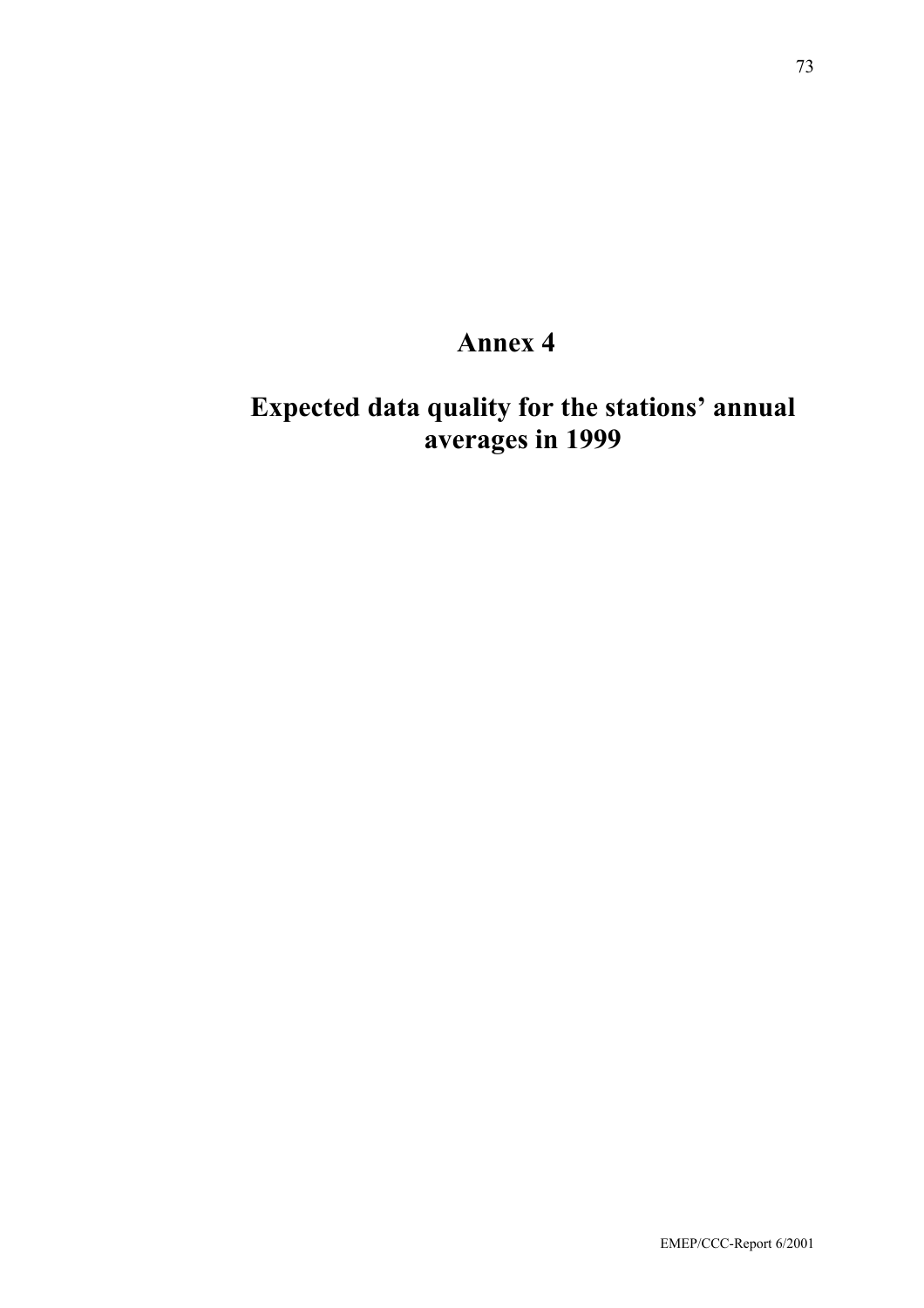# Annex 4

## Expected data quality for the stations' annual averages in 1999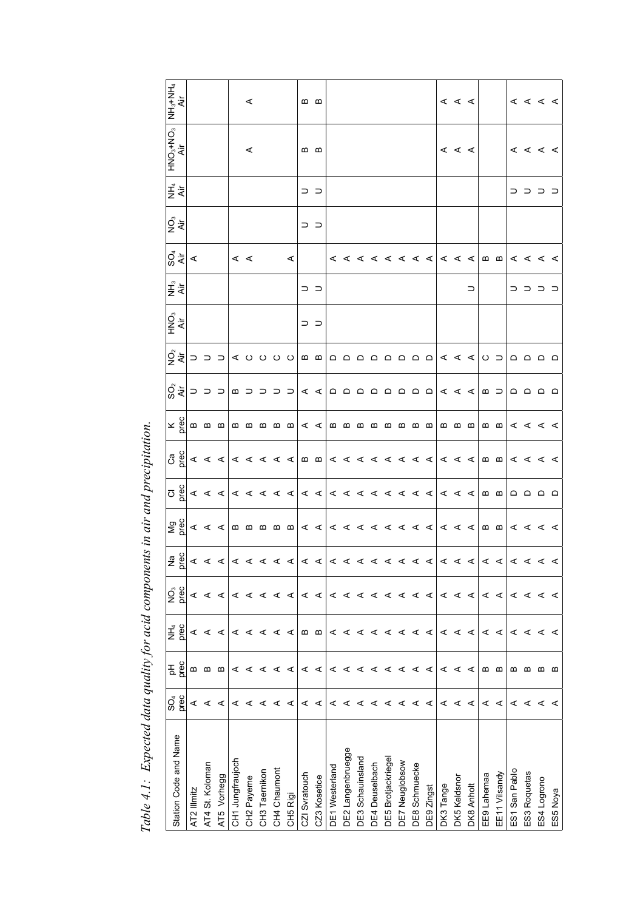*Table 4.1: Expected data quality for acid components in air and precipitation.*

| Station Code and Name | $SO_4$ prec | pH prec | $NH_4$ prec | $NO_3$ prec | Na prec | Mg prec | Cl prec | Ca prec | K prec | $SO_2$ Air | $NO_2$ Air | $HNO_3$ Air | $NH_3$ Air | $SO_4$ Air | $NO_3$ Air | $NH_4$ Air | $HNO_3$+$NO_3$ Air | $NH_3$+$NH_4$ Air |
|---|---|---|---|---|---|---|---|---|---|---|---|---|---|---|---|---|---|---|
| AT2 Illmitz | A | B | A | A | A | A | A | A | B | U | U | | | A | | | | |
| AT4 St. Koloman | A | B | A | A | A | A | A | A | B | U | U | | | | | | | |
| AT5 Vorhegg | A | B | A | A | A | A | A | A | B | U | U | | | | | | | |
| CH1 Jungfraujoch | A | A | A | A | A | B | A | A | B | B | A | | | A | | | | |
| CH2 Payerne | A | A | A | A | A | B | A | A | B | U | C | | | A | | | A | A |
| CH3 Taernikon | A | A | A | A | A | B | A | A | B | U | C | | | | | | | |
| CH4 Chaumont | A | A | A | A | A | B | A | A | B | U | C | | | | | | | |
| CH5 Rigi | A | A | A | A | A | B | A | A | B | U | C | | | A | | | | |
| CZ1 Svratouch | A | A | B | A | A | A | A | B | A | A | B | U | U | | U | U | B | B |
| CZ3 Kosetice | A | A | B | A | A | A | A | B | A | A | B | U | U | | U | U | B | B |
| DE1 Westerland | A | A | A | A | A | A | A | A | B | D | D | | | A | | | | |
| DE2 Langenbruegge | A | A | A | A | A | A | A | A | B | D | D | | | A | | | | |
| DE3 Schauinsland | A | A | A | A | A | A | A | A | B | D | D | | | A | | | | |
| DE4 Deuselbach | A | A | A | A | A | A | A | A | B | D | D | | | A | | | | |
| DE5 Brotjackriegel | A | A | A | A | A | A | A | A | B | D | D | | | A | | | | |
| DE7 Neuglobsow | A | A | A | A | A | A | A | A | B | D | D | | | A | | | | |
| DE8 Schmuecke | A | A | A | A | A | A | A | A | B | D | D | | | A | | | | |
| DE9 Zingst | A | A | A | A | A | A | A | A | B | D | D | | | A | | | | |
| DK3 Tange | A | A | A | A | A | A | A | A | B | A | A | | | A | | | A | A |
| DK5 Keldsnor | A | A | A | A | A | A | A | A | B | A | A | | | A | | | A | A |
| DK8 Anholt | A | A | A | A | A | A | A | A | B | A | A | | U | A | | | A | A |
| EE9 Lahemaa | A | B | A | A | A | B | B | B | B | B | C | | | B | | | | |
| EE11 Vilsandy | A | B | A | A | A | B | B | B | B | U | U | | | B | | | | |
| ES1 San Pablo | A | B | A | A | A | A | D | A | A | D | D | | U | A | | U | A | A |
| ES3 Roquetas | A | B | A | A | A | A | D | A | A | D | D | | U | A | | U | A | A |
| ES4 Logrono | A | B | A | A | A | A | D | A | A | D | D | | U | A | | U | A | A |
| ES5 Noya | A | B | A | A | A | A | D | A | A | D | D | | U | A | | U | A | A |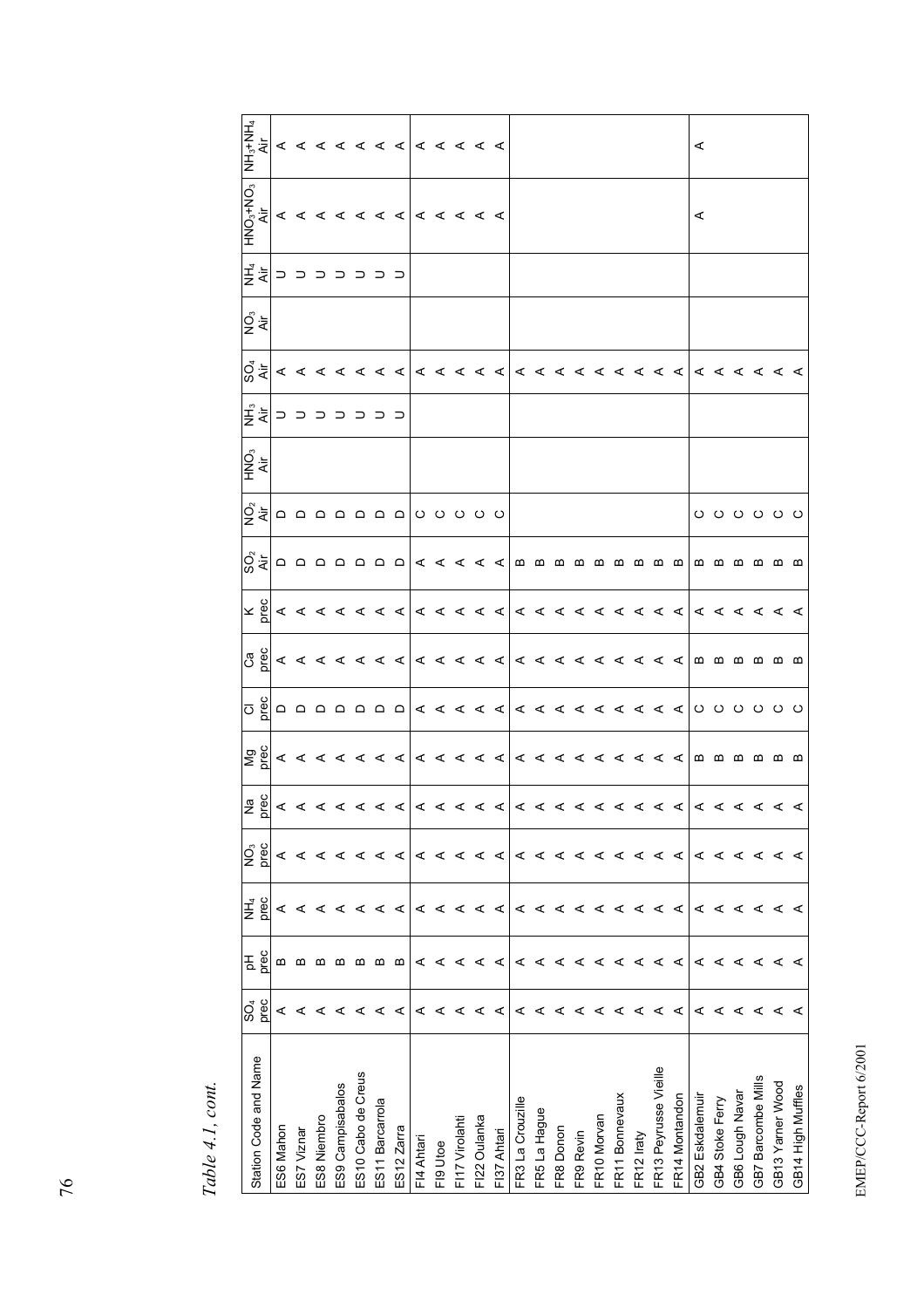*Table 4.1, cont.*

| Station Code and Name | $SO_4$ prec | pH prec | $NH_4$ prec | $NO_3$ prec | Na prec | Mg prec | Cl prec | Ca prec | K prec | $SO_2$ Air | $NO_2$ Air | $HNO_3$ Air | $NH_3$ Air | $SO_4$ Air | $NO_3$ Air | $NH_4$ Air | $HNO_3$+$NO_3$ Air | $NH_3$+$NH_4$ Air |
|---|---|---|---|---|---|---|---|---|---|---|---|---|---|---|---|---|---|---|
| ES6 Mahon | A | B | A | A | A | A | D | A | A | D | D | | U | A | | U | A | A |
| ES7 Viznar | A | B | A | A | A | A | D | A | A | D | D | | U | A | | U | A | A |
| ES8 Niembro | A | B | A | A | A | A | D | A | A | D | D | | U | A | | U | A | A |
| ES9 Campisabalos | A | B | A | A | A | A | D | A | A | D | D | | U | A | | U | A | A |
| ES10 Cabo de Creus | A | B | A | A | A | A | D | A | A | D | D | | U | A | | U | A | A |
| ES11 Barcarrola | A | B | A | A | A | A | D | A | A | D | D | | U | A | | U | A | A |
| ES12 Zarra | A | B | A | A | A | A | D | A | A | D | D | | U | A | | U | A | A |
| FI4 Ahtari | A | A | A | A | A | A | A | A | A | A | C | | | A | | | A | A |
| FI9 Utoe | A | A | A | A | A | A | A | A | A | A | C | | | A | | | A | A |
| FI17 Virolahti | A | A | A | A | A | A | A | A | A | A | C | | | A | | | A | A |
| FI22 Oulanka | A | A | A | A | A | A | A | A | A | A | C | | | A | | | A | A |
| FI37 Ahtari | A | A | A | A | A | A | A | A | A | A | C | | | A | | | A | A |
| FR3 La Crouzille | A | A | A | A | A | A | A | A | A | B | | | | A | | | | |
| FR5 La Hague | A | A | A | A | A | A | A | A | A | B | | | | A | | | | |
| FR8 Donon | A | A | A | A | A | A | A | A | A | B | | | | A | | | | |
| FR9 Revin | A | A | A | A | A | A | A | A | A | B | | | | A | | | | |
| FR10 Morvan | A | A | A | A | A | A | A | A | A | B | | | | A | | | | |
| FR11 Bonnevaux | A | A | A | A | A | A | A | A | A | B | | | | A | | | | |
| FR12 Iraty | A | A | A | A | A | A | A | A | A | B | | | | A | | | | |
| FR13 Peyrusse Vieille | A | A | A | A | A | A | A | A | A | B | | | | A | | | | |
| FR14 Montandon | A | A | A | A | A | A | A | A | A | B | | | | A | | | | |
| GB2 Eskdalemuir | A | A | A | A | A | B | C | B | A | B | C | | | A | | | A | A |
| GB4 Stoke Ferry | A | A | A | A | A | B | C | B | A | B | C | | | A | | | | |
| GB6 Lough Navar | A | A | A | A | A | B | C | B | A | B | C | | | A | | | | |
| GB7 Barcombe Mills | A | A | A | A | A | B | C | B | A | B | C | | | A | | | | |
| GB13 Yarner Wood | A | A | A | A | A | B | C | B | A | B | C | | | A | | | | |
| GB14 High Muffles | A | A | A | A | A | B | C | B | A | B | C | | | A | | | | |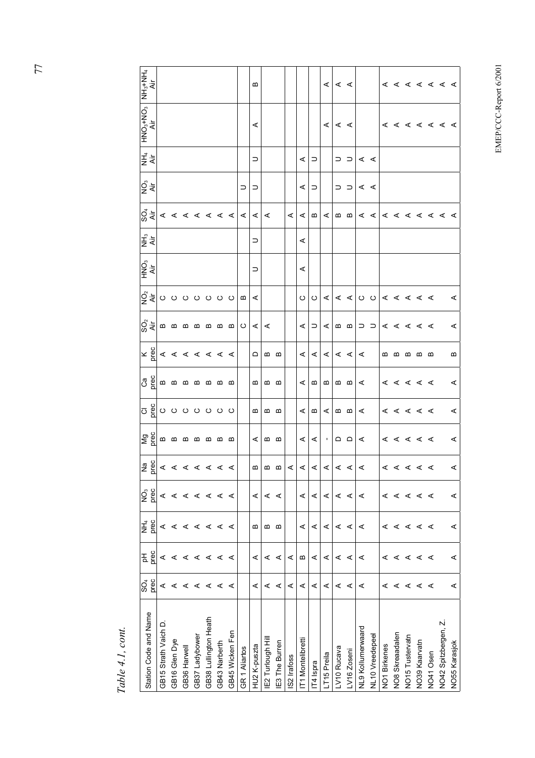*Table 4.1, cont.*

| Station Code and Name | $SO_4$ prec | pH prec | $NH_4$ prec | $NO_3$ prec | Na prec | Mg prec | Cl prec | Ca prec | K prec | $SO_2$ Air | $NO_2$ Air | $HNO_3$ Air | $NH_3$ Air | $SO_4$ Air | $NO_3$ Air | $NH_4$ Air | $HNO_3$+$NO_3$ Air | $NH_3$+$NH_4$ Air |
|---|---|---|---|---|---|---|---|---|---|---|---|---|---|---|---|---|---|---|
| GB15 Strath Vaich D. | A | A | A | A | A | B | C | B | A | B | C | | | A | | | | |
| GB16 Glen Dye | A | A | A | A | A | B | C | B | A | B | C | | | A | | | | |
| GB36 Harwell | A | A | A | A | A | B | C | B | A | B | C | | | A | | | | |
| GB37 Ladybower | A | A | A | A | A | B | C | B | A | B | C | | | A | | | | |
| GB38 Lullington Heath | A | A | A | A | A | B | C | B | A | B | C | | | A | | | | |
| GB43 Narberth | A | A | A | A | A | B | C | B | A | B | C | | | A | | | | |
| GB45 Wicken Fen | A | A | A | A | A | B | C | B | A | B | C | | | A | | | | |
| GR 1 Aliartos | | | | | | | | | | C | B | | | A | U | | | |
| HU2 K-puszta | A | A | B | A | B | A | B | B | D | A | A | U | U | A | U | U | A | B |
| IE2 Turlough Hill | A | A | B | A | B | B | B | B | B | A | | | | A | | | | |
| IE3 The Burren | A | A | B | A | B | B | B | B | B | | | | | | | | | |
| IS2 Irafoss | A | A | | | A | | | | | | | | | A | | | | |
| IT1 Montelibretti | A | B | A | A | A | A | A | A | A | A | C | A | A | A | A | A | | |
| IT4 Ispra | A | A | A | A | A | A | B | B | A | U | C | | | B | U | U | | |
| LT15 Preila | A | A | A | A | A | - | A | B | A | A | A | | | A | | | A | A |
| LV10 Rucava | A | A | A | A | A | D | B | B | A | B | A | | | B | U | U | A | A |
| LV16 Zoseni | A | A | A | A | A | D | B | B | A | B | A | | | B | U | U | A | A |
| NL9 Kollumerwaard | A | A | A | A | A | A | A | A | A | U | C | | | A | A | A | | |
| NL10 Vreedepeel | | | | | | | | | | U | C | | | A | A | A | | |
| NO1 Birkenes | A | A | A | A | A | A | A | A | B | A | A | | | A | | | A | A |
| NO8 Skreaadalen | A | A | A | A | A | A | A | A | B | A | A | | | A | | | A | A |
| NO15 Tustervatn | A | A | A | A | A | A | A | A | B | A | A | | | A | | | A | A |
| NO39 Kaarvatn | A | A | A | A | A | A | A | A | B | A | A | | | A | | | A | A |
| NO41 Osen | A | A | A | A | A | A | A | A | B | A | A | | | A | | | A | A |
| NO42 Spitzbergen, Z. | | | | | | | | | | | | | | A | | | A | A |
| NO55 Karasjok | A | A | A | A | A | A | A | A | B | A | A | | | A | | | A | A |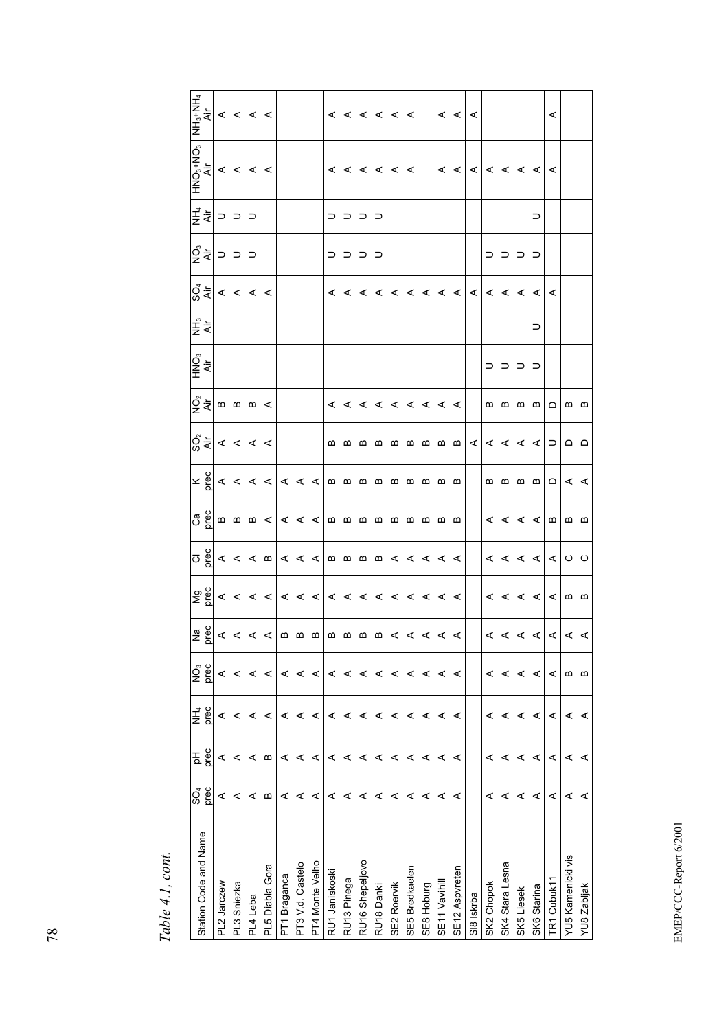*Table 4.1, cont.*

| Station Code and Name | $SO_4$ prec | pH prec | $NH_4$ prec | $NO_3$ prec | Na prec | Mg prec | Cl prec | Ca prec | K prec | $SO_2$ Air | $NO_2$ Air | $HNO_3$ Air | $NH_3$ Air | $SO_4$ Air | $NO_3$ Air | $NH_4$ Air | $HNO_3$+$NO_3$ Air | $NH_3$+$NH_4$ Air |
|---|---|---|---|---|---|---|---|---|---|---|---|---|---|---|---|---|---|---|
| PL2 Jarczew | A | A | A | A | A | A | A | B | A | A | B | | | A | U | U | A | A |
| PL3 Sniezka | A | A | A | A | A | A | A | B | A | A | B | | | A | U | U | A | A |
| PL4 Leba | A | A | A | A | A | A | A | B | A | A | B | | | A | U | U | A | A |
| PL5 Diabla Gora | B | B | A | A | A | A | B | A | A | A | A | | | A | | | A | A |
| PT1 Braganca | A | A | A | A | B | A | A | A | A | | | | | | | | | |
| PT3 V.d. Castelo | A | A | A | A | B | A | A | A | A | | | | | | | | | |
| PT4 Monte Velho | A | A | A | A | B | A | A | A | A | | | | | | | | | |
| RU1 Janiskoski | A | A | A | A | B | A | B | B | B | B | A | | | A | U | U | A | A |
| RU13 Pinega | A | A | A | A | B | A | B | B | B | B | A | | | A | U | U | A | A |
| RU16 Shepeljovo | A | A | A | A | B | A | B | B | B | B | A | | | A | U | U | A | A |
| RU18 Danki | A | A | A | A | B | A | B | B | B | B | A | | | A | U | U | A | A |
| SE2 Roervik | A | A | A | A | A | A | A | B | B | B | A | | | A | | | A | A |
| SE5 Bredkaelen | A | A | A | A | A | A | A | B | B | B | A | | | A | | | A | A |
| SE8 Hoburg | A | A | A | A | A | A | A | B | B | B | A | | | A | | | | |
| SE11 Vavihill | A | A | A | A | A | A | A | B | B | B | A | | | A | | | A | A |
| SE12 Aspvreten | A | A | A | A | A | A | A | B | B | B | A | | | A | | | A | A |
| SI8 Iskrba | | | | | | | | | | A | | | | A | | | A | A |
| SK2 Chopok | A | A | A | A | A | A | A | A | B | A | B | U | | A | U | | A | |
| SK4 Stara Lesna | A | A | A | A | A | A | A | A | B | A | B | U | | A | U | | A | |
| SK5 Liesek | A | A | A | A | A | A | A | A | B | A | B | U | | A | U | | A | |
| SK6 Starina | A | A | A | A | A | A | A | A | B | A | B | U | U | A | U | U | A | |
| TR1 Cubuk11 | A | A | A | A | A | A | A | B | D | U | D | | | A | | | A | A |
| YU5 Kamenicki vis | A | A | A | B | A | B | C | B | A | D | B | | | | | | | |
| YU8 Zabljak | A | A | A | B | A | B | C | B | A | D | B | | | | | | | |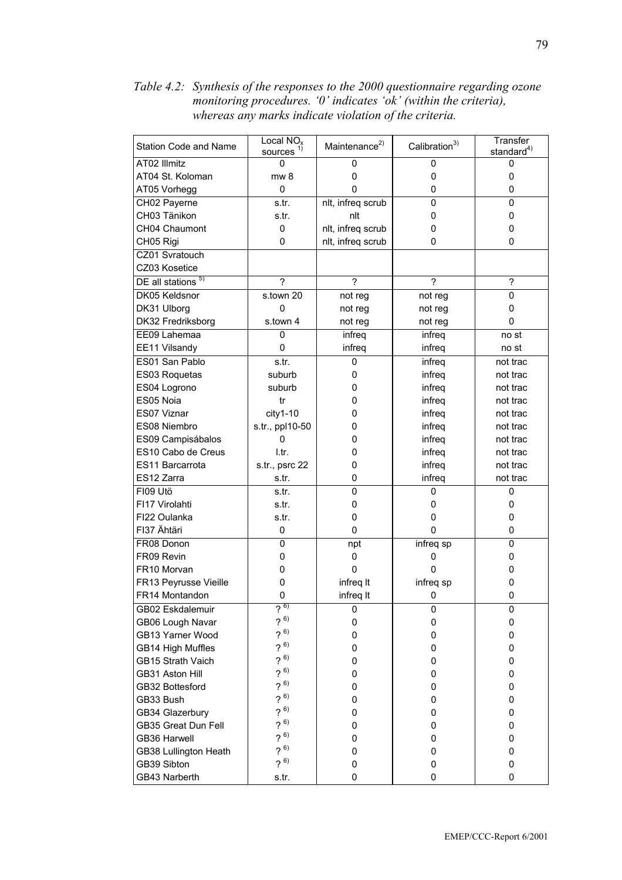*Table 4.2: Synthesis of the responses to the 2000 questionnaire regarding ozone monitoring procedures. '0' indicates 'ok' (within the criteria), whereas any marks indicate violation of the criteria.*

| Station Code and Name | Local $NO_x$ sources [1] | Maintenance[2] | Calibration[3] | Transfer standard[4] |
|---|---|---|---|---|
| AT02 Illmitz | 0 | 0 | 0 | 0 |
| AT04 St. Koloman | mw 8 | 0 | 0 | 0 |
| AT05 Vorhegg | 0 | 0 | 0 | 0 |
| CH02 Payerne | s.tr. | nlt, infreq scrub | 0 | 0 |
| CH03 Tänikon | s.tr. | nlt | 0 | 0 |
| CH04 Chaumont | 0 | nlt, infreq scrub | 0 | 0 |
| CH05 Rigi | 0 | nlt, infreq scrub | 0 | 0 |
| CZ01 Svratouch | | | | |
| CZ03 Kosetice | | | | |
| DE all stations [5] | ? | ? | ? | ? |
| DK05 Keldsnor | s.town 20 | not reg | not reg | 0 |
| DK31 Ulborg | 0 | not reg | not reg | 0 |
| DK32 Fredriksborg | s.town 4 | not reg | not reg | 0 |
| EE09 Lahemaa | 0 | infreq | infreq | no st |
| EE11 Vilsandy | 0 | infreq | infreq | no st |
| ES01 San Pablo | s.tr. | 0 | infreq | not trac |
| ES03 Roquetas | suburb | 0 | infreq | not trac |
| ES04 Logrono | suburb | 0 | infreq | not trac |
| ES05 Noia | tr | 0 | infreq | not trac |
| ES07 Viznar | city1-10 | 0 | infreq | not trac |
| ES08 Niembro | s.tr., ppl10-50 | 0 | infreq | not trac |
| ES09 Campisábalos | 0 | 0 | infreq | not trac |
| ES10 Cabo de Creus | l.tr. | 0 | infreq | not trac |
| ES11 Barcarrota | s.tr., psrc 22 | 0 | infreq | not trac |
| ES12 Zarra | s.tr. | 0 | infreq | not trac |
| FI09 Utö | s.tr. | 0 | 0 | 0 |
| FI17 Virolahti | s.tr. | 0 | 0 | 0 |
| FI22 Oulanka | s.tr. | 0 | 0 | 0 |
| FI37 Ähtäri | 0 | 0 | 0 | 0 |
| FR08 Donon | 0 | npt | infreq sp | 0 |
| FR09 Revin | 0 | 0 | 0 | 0 |
| FR10 Morvan | 0 | 0 | 0 | 0 |
| FR13 Peyrusse Vieille | 0 | infreq lt | infreq sp | 0 |
| FR14 Montandon | 0 | infreq lt | 0 | 0 |
| GB02 Eskdalemuir | ? [6] | 0 | 0 | 0 |
| GB06 Lough Navar | ? [6] | 0 | 0 | 0 |
| GB13 Yarner Wood | ? [6] | 0 | 0 | 0 |
| GB14 High Muffles | ? [6] | 0 | 0 | 0 |
| GB15 Strath Vaich | ? [6] | 0 | 0 | 0 |
| GB31 Aston Hill | ? [6] | 0 | 0 | 0 |
| GB32 Bottesford | ? [6] | 0 | 0 | 0 |
| GB33 Bush | ? [6] | 0 | 0 | 0 |
| GB34 Glazerbury | ? [6] | 0 | 0 | 0 |
| GB35 Great Dun Fell | ? [6] | 0 | 0 | 0 |
| GB36 Harwell | ? [6] | 0 | 0 | 0 |
| GB38 Lullington Heath | ? [6] | 0 | 0 | 0 |
| GB39 Sibton | ? [6] | 0 | 0 | 0 |
| GB43 Narberth | s.tr. | 0 | 0 | 0 |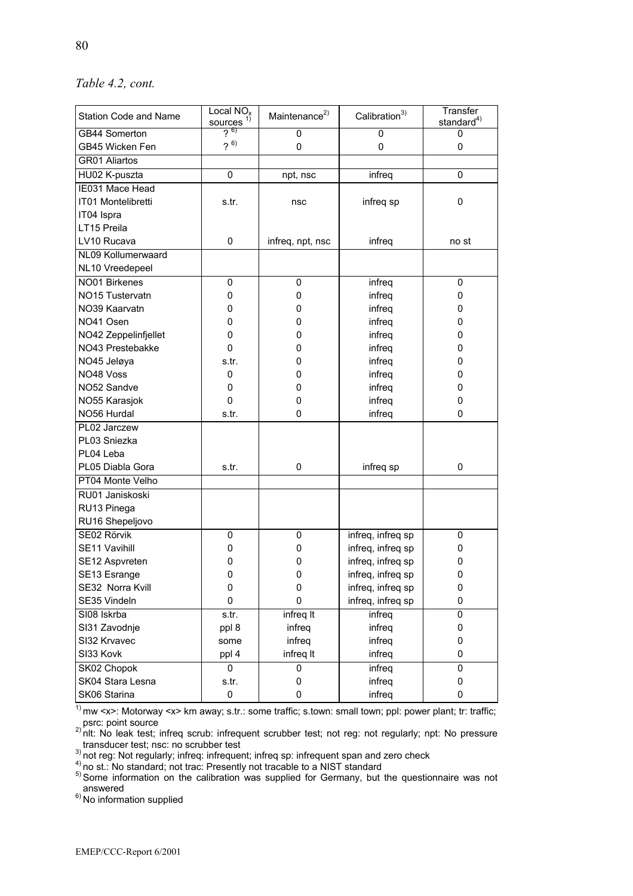*Table 4.2, cont.*

| Station Code and Name | Local $NO_x$ sources [1] | Maintenance[2] | Calibration[3] | Transfer standard[4] |
|---|---|---|---|---|
| GB44 Somerton | ? [6] | 0 | 0 | 0 |
| GB45 Wicken Fen | ? [6] | 0 | 0 | 0 |
| GR01 Aliartos | | | | |
| HU02 K-puszta | 0 | npt, nsc | infreq | 0 |
| IE031 Mace Head | | | | |
| IT01 Montelibretti | s.tr. | nsc | infreq sp | 0 |
| IT04 Ispra | | | | |
| LT15 Preila | | | | |
| LV10 Rucava | 0 | infreq, npt, nsc | infreq | no st |
| NL09 Kollumerwaard | | | | |
| NL10 Vreedepeel | | | | |
| NO01 Birkenes | 0 | 0 | infreq | 0 |
| NO15 Tustervatn | 0 | 0 | infreq | 0 |
| NO39 Kaarvatn | 0 | 0 | infreq | 0 |
| NO41 Osen | 0 | 0 | infreq | 0 |
| NO42 Zeppelinfjellet | 0 | 0 | infreq | 0 |
| NO43 Prestebakke | 0 | 0 | infreq | 0 |
| NO45 Jeløya | s.tr. | 0 | infreq | 0 |
| NO48 Voss | 0 | 0 | infreq | 0 |
| NO52 Sandve | 0 | 0 | infreq | 0 |
| NO55 Karasjok | 0 | 0 | infreq | 0 |
| NO56 Hurdal | s.tr. | 0 | infreq | 0 |
| PL02 Jarczew | | | | |
| PL03 Sniezka | | | | |
| PL04 Leba | | | | |
| PL05 Diabla Gora | s.tr. | 0 | infreq sp | 0 |
| PT04 Monte Velho | | | | |
| RU01 Janiskoski | | | | |
| RU13 Pinega | | | | |
| RU16 Shepeljovo | | | | |
| SE02 Rörvik | 0 | 0 | infreq, infreq sp | 0 |
| SE11 Vavihill | 0 | 0 | infreq, infreq sp | 0 |
| SE12 Aspvreten | 0 | 0 | infreq, infreq sp | 0 |
| SE13 Esrange | 0 | 0 | infreq, infreq sp | 0 |
| SE32 Norra Kvill | 0 | 0 | infreq, infreq sp | 0 |
| SE35 Vindeln | 0 | 0 | infreq, infreq sp | 0 |
| SI08 Iskrba | s.tr. | infreq lt | infreq | 0 |
| SI31 Zavodnje | ppl 8 | infreq | infreq | 0 |
| SI32 Krvavec | some | infreq | infreq | 0 |
| SI33 Kovk | ppl 4 | infreq lt | infreq | 0 |
| SK02 Chopok | 0 | 0 | infreq | 0 |
| SK04 Stara Lesna | s.tr. | 0 | infreq | 0 |
| SK06 Starina | 0 | 0 | infreq | 0 |

[1] mw <x>: Motorway <x> km away; s.tr.: some traffic; s.town: small town; ppl: power plant; tr: traffic; psrc: point source

[2] nlt: No leak test; infreq scrub: infrequent scrubber test; not reg: not regularly; npt: No pressure transducer test; nsc: no scrubber test

[3] not reg: Not regularly; infreq: infrequent; infreq sp: infrequent span and zero check

[4] no st.: No standard; not trac: Presently not tracable to a NIST standard

[5] Some information on the calibration was supplied for Germany, but the questionnaire was not answered

[6] No information supplied